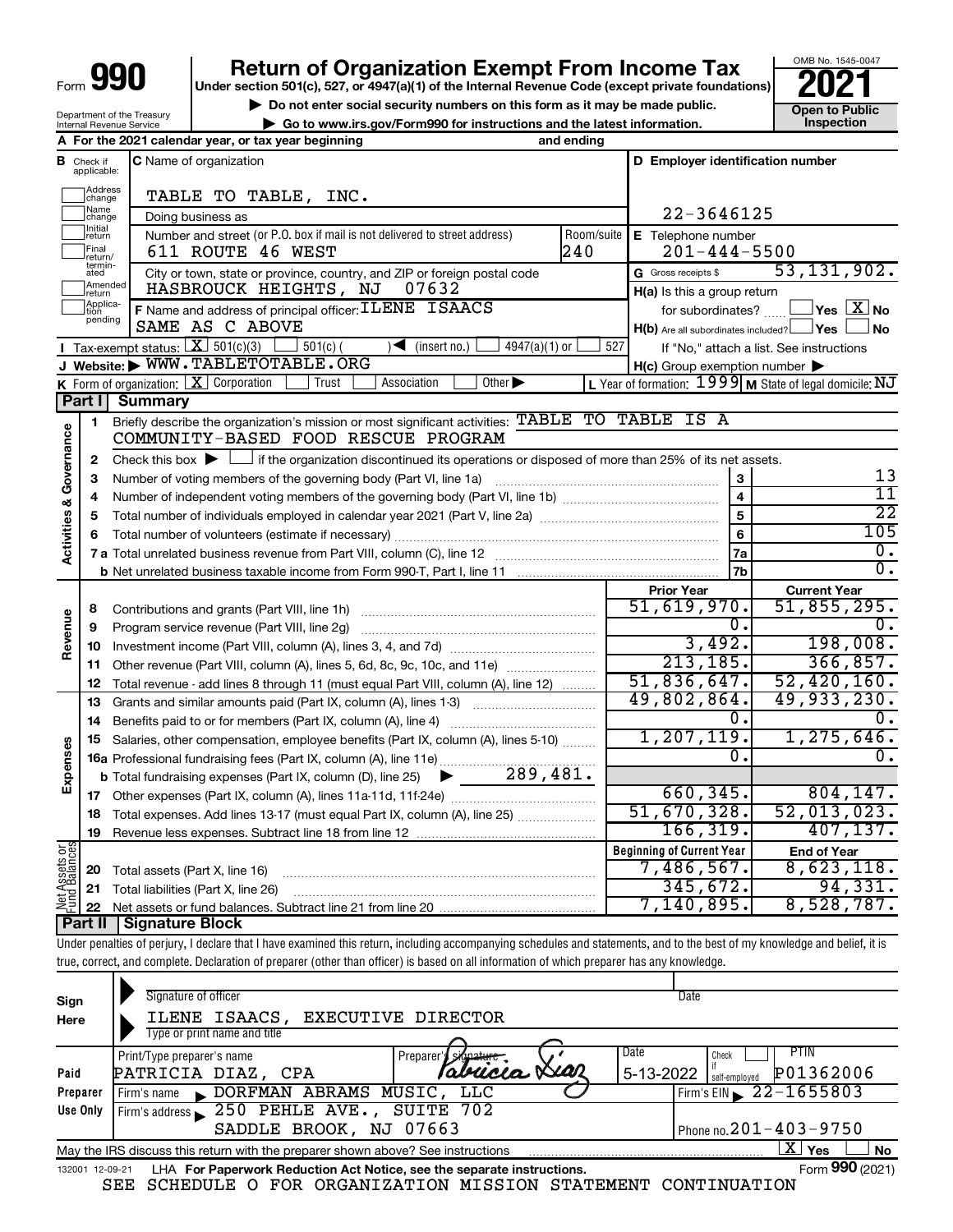# Form 990 — Return of Organization Exempt From Income Tax — 2021

Under section 501(c), 527, or 4947(a)(1) of the Internal Revenue Code (except private foundations)

▶ Do not enter social security numbers on this form as it may be made public.

▶ Go to www.irs.gov/Form990 for instructions and the latest information.

Department of the Treasury
Internal Revenue Service

OMB No. 1545-0047

**Open to Public Inspection**

**A** For the 2021 calendar year, or tax year beginning and ending

**B** Check if applicable: Address change, Name change, Initial return, Final return/terminated, Amended return, Application pending

**C** Name of organization: TABLE TO TABLE, INC.

Doing business as

Number and street (or P.O. box if mail is not delivered to street address): 611 ROUTE 46 WEST — Room/suite: 240

City or town, state or province, country, and ZIP or foreign postal code: HASBROUCK HEIGHTS, NJ 07632

**D** Employer identification number: 22-3646125

**E** Telephone number: 201-444-5500

**G** Gross receipts $ 53,131,902.

**F** Name and address of principal officer: ILENE ISAACS, SAME AS C ABOVE

**H(a)** Is this a group return for subordinates? ☐ Yes ☒ No

**H(b)** Are all subordinates included? ☐ Yes ☐ No — If "No," attach a list. See instructions

**H(c)** Group exemption number ▶

**I** Tax-exempt status: ☒ 501(c)(3) ☐ 501(c) ( ) ◀ (insert no.) ☐ 4947(a)(1) or ☐ 527

**J** Website: ▶ WWW.TABLETOTABLE.ORG

**K** Form of organization: ☒ Corporation ☐ Trust ☐ Association ☐ Other ▶

**L** Year of formation: 1999 **M** State of legal domicile: NJ

## Part I Summary

**Activities & Governance**

1. Briefly describe the organization's mission or most significant activities: TABLE TO TABLE IS A COMMUNITY-BASED FOOD RESCUE PROGRAM
2. Check this box ▶ ☐ if the organization discontinued its operations or disposed of more than 25% of its net assets.

| | | | |
|---|---|---|---|
| 3 | Number of voting members of the governing body (Part VI, line 1a) | 3 | 13 |
| 4 | Number of independent voting members of the governing body (Part VI, line 1b) | 4 | 11 |
| 5 | Total number of individuals employed in calendar year 2021 (Part V, line 2a) | 5 | 22 |
| 6 | Total number of volunteers (estimate if necessary) | 6 | 105 |
| 7a | Total unrelated business revenue from Part VIII, column (C), line 12 | 7a | 0. |
| b | Net unrelated business taxable income from Form 990-T, Part I, line 11 | 7b | 0. |

| | | Prior Year | Current Year |
|---|---|---|---|
| **Revenue** | | | |
| 8 | Contributions and grants (Part VIII, line 1h) | 51,619,970. | 51,855,295. |
| 9 | Program service revenue (Part VIII, line 2g) | 0. | 0. |
| 10 | Investment income (Part VIII, column (A), lines 3, 4, and 7d) | 3,492. | 198,008. |
| 11 | Other revenue (Part VIII, column (A), lines 5, 6d, 8c, 9c, 10c, and 11e) | 213,185. | 366,857. |
| 12 | Total revenue - add lines 8 through 11 (must equal Part VIII, column (A), line 12) | 51,836,647. | 52,420,160. |
| **Expenses** | | | |
| 13 | Grants and similar amounts paid (Part IX, column (A), lines 1-3) | 49,802,864. | 49,933,230. |
| 14 | Benefits paid to or for members (Part IX, column (A), line 4) | 0. | 0. |
| 15 | Salaries, other compensation, employee benefits (Part IX, column (A), lines 5-10) | 1,207,119. | 1,275,646. |
| 16a | Professional fundraising fees (Part IX, column (A), line 11e) | 0. | 0. |
| b | Total fundraising expenses (Part IX, column (D), line 25) ▶ 289,481. | | |
| 17 | Other expenses (Part IX, column (A), lines 11a-11d, 11f-24e) | 660,345. | 804,147. |
| 18 | Total expenses. Add lines 13-17 (must equal Part IX, column (A), line 25) | 51,670,328. | 52,013,023. |
| 19 | Revenue less expenses. Subtract line 18 from line 12 | 166,319. | 407,137. |

| **Net Assets or Fund Balances** | | Beginning of Current Year | End of Year |
|---|---|---|---|
| 20 | Total assets (Part X, line 16) | 7,486,567. | 8,623,118. |
| 21 | Total liabilities (Part X, line 26) | 345,672. | 94,331. |
| 22 | Net assets or fund balances. Subtract line 21 from line 20 | 7,140,895. | 8,528,787. |

## Part II Signature Block

Under penalties of perjury, I declare that I have examined this return, including accompanying schedules and statements, and to the best of my knowledge and belief, it is true, correct, and complete. Declaration of preparer (other than officer) is based on all information of which preparer has any knowledge.

**Sign Here**

Signature of officer — Date

ILENE ISAACS, EXECUTIVE DIRECTOR
Type or print name and title

**Paid Preparer Use Only**

| Print/Type preparer's name | Preparer's signature | Date | Check if self-employed | PTIN |
|---|---|---|---|---|
| PATRICIA DIAZ, CPA | Patricia Diaz | 5-13-2022 | ☐ | P01362006 |

Firm's name ▶ DORFMAN ABRAMS MUSIC, LLC — Firm's EIN ▶ 22-1655803

Firm's address ▶ 250 PEHLE AVE., SUITE 702, SADDLE BROOK, NJ 07663 — Phone no. 201-403-9750

May the IRS discuss this return with the preparer shown above? See instructions ☒ Yes ☐ No

132001 12-09-21 LHA For Paperwork Reduction Act Notice, see the separate instructions. Form **990** (2021)

SEE SCHEDULE O FOR ORGANIZATION MISSION STATEMENT CONTINUATION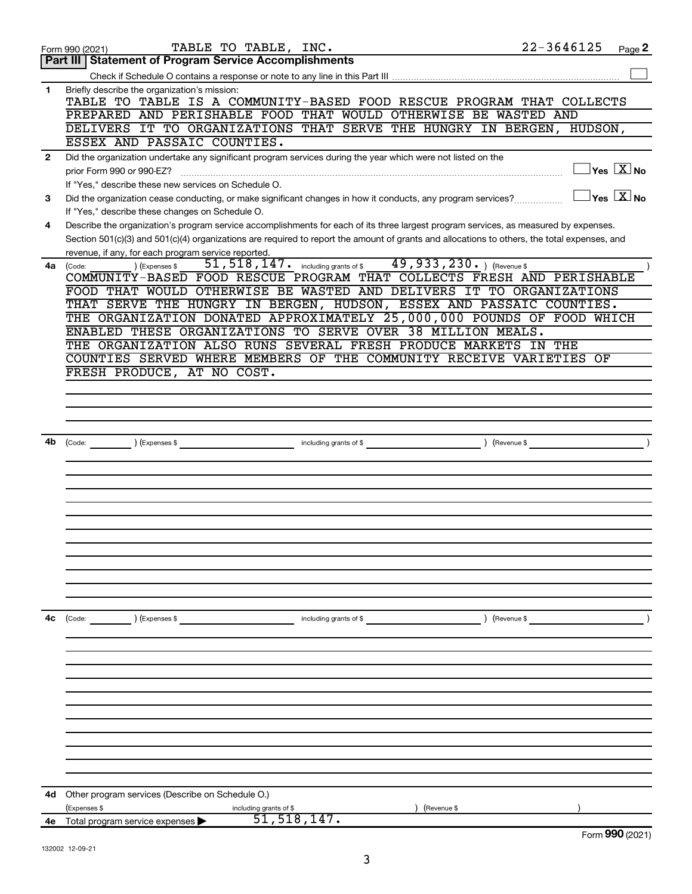Form 990 (2021) TABLE TO TABLE, INC. 22-3646125 Page 2

## Part III | Statement of Program Service Accomplishments

Check if Schedule O contains a response or note to any line in this Part III ☐

**1** Briefly describe the organization's mission:

TABLE TO TABLE IS A COMMUNITY-BASED FOOD RESCUE PROGRAM THAT COLLECTS PREPARED AND PERISHABLE FOOD THAT WOULD OTHERWISE BE WASTED AND DELIVERS IT TO ORGANIZATIONS THAT SERVE THE HUNGRY IN BERGEN, HUDSON, ESSEX AND PASSAIC COUNTIES.

**2** Did the organization undertake any significant program services during the year which were not listed on the prior Form 990 or 990-EZ? ☐ Yes ☒ No

If "Yes," describe these new services on Schedule O.

**3** Did the organization cease conducting, or make significant changes in how it conducts, any program services? ☐ Yes ☒ No

If "Yes," describe these changes on Schedule O.

**4** Describe the organization's program service accomplishments for each of its three largest program services, as measured by expenses. Section 501(c)(3) and 501(c)(4) organizations are required to report the amount of grants and allocations to others, the total expenses, and revenue, if any, for each program service reported.

**4a** (Code: ) (Expenses $ 51,518,147. including grants of $ 49,933,230. ) (Revenue $ )

COMMUNITY-BASED FOOD RESCUE PROGRAM THAT COLLECTS FRESH AND PERISHABLE FOOD THAT WOULD OTHERWISE BE WASTED AND DELIVERS IT TO ORGANIZATIONS THAT SERVE THE HUNGRY IN BERGEN, HUDSON, ESSEX AND PASSAIC COUNTIES. THE ORGANIZATION DONATED APPROXIMATELY 25,000,000 POUNDS OF FOOD WHICH ENABLED THESE ORGANIZATIONS TO SERVE OVER 38 MILLION MEALS. THE ORGANIZATION ALSO RUNS SEVERAL FRESH PRODUCE MARKETS IN THE COUNTIES SERVED WHERE MEMBERS OF THE COMMUNITY RECEIVE VARIETIES OF FRESH PRODUCE, AT NO COST.

**4b** (Code: ) (Expenses $ including grants of $ ) (Revenue $ )

**4c** (Code: ) (Expenses $ including grants of $ ) (Revenue $ )

**4d** Other program services (Describe on Schedule O.)

(Expenses $ including grants of $ ) (Revenue $ )

**4e** Total program service expenses ▶ 51,518,147.

Form **990** (2021)

132002 12-09-21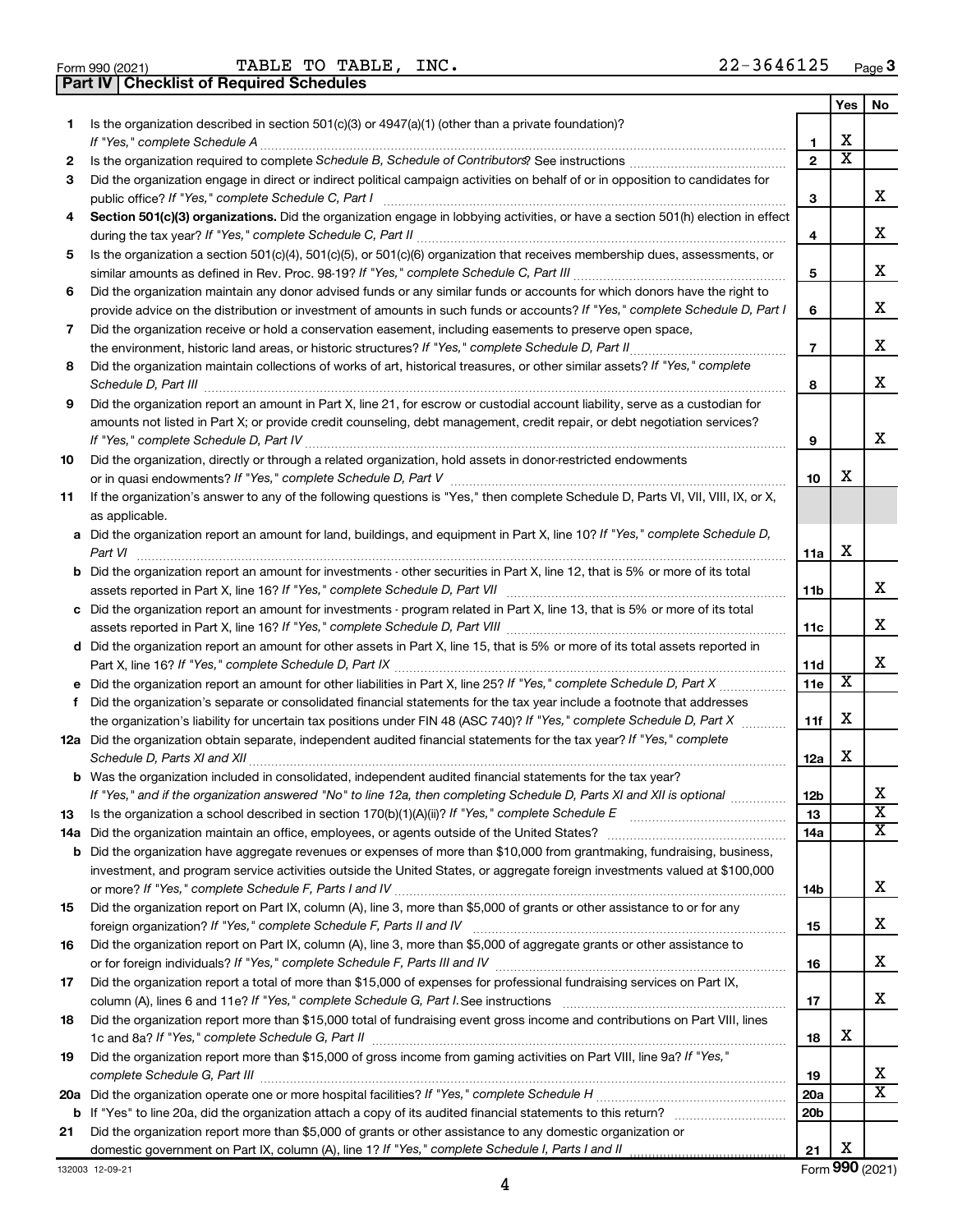Form 990 (2021) TABLE TO TABLE, INC. 22-3646125 Page 3

**Part IV | Checklist of Required Schedules**

| | | | Yes | No |
|---|---|---|---|---|
| 1 | Is the organization described in section 501(c)(3) or 4947(a)(1) (other than a private foundation)? *If "Yes," complete Schedule A* | 1 | X | |
| 2 | Is the organization required to complete *Schedule B, Schedule of Contributors*? See instructions | 2 | X | |
| 3 | Did the organization engage in direct or indirect political campaign activities on behalf of or in opposition to candidates for public office? *If "Yes," complete Schedule C, Part I* | 3 | | X |
| 4 | **Section 501(c)(3) organizations.** Did the organization engage in lobbying activities, or have a section 501(h) election in effect during the tax year? *If "Yes," complete Schedule C, Part II* | 4 | | X |
| 5 | Is the organization a section 501(c)(4), 501(c)(5), or 501(c)(6) organization that receives membership dues, assessments, or similar amounts as defined in Rev. Proc. 98-19? *If "Yes," complete Schedule C, Part III* | 5 | | X |
| 6 | Did the organization maintain any donor advised funds or any similar funds or accounts for which donors have the right to provide advice on the distribution or investment of amounts in such funds or accounts? *If "Yes," complete Schedule D, Part I* | 6 | | X |
| 7 | Did the organization receive or hold a conservation easement, including easements to preserve open space, the environment, historic land areas, or historic structures? *If "Yes," complete Schedule D, Part II* | 7 | | X |
| 8 | Did the organization maintain collections of works of art, historical treasures, or other similar assets? *If "Yes," complete Schedule D, Part III* | 8 | | X |
| 9 | Did the organization report an amount in Part X, line 21, for escrow or custodial account liability, serve as a custodian for amounts not listed in Part X; or provide credit counseling, debt management, credit repair, or debt negotiation services? *If "Yes," complete Schedule D, Part IV* | 9 | | X |
| 10 | Did the organization, directly or through a related organization, hold assets in donor-restricted endowments or in quasi endowments? *If "Yes," complete Schedule D, Part V* | 10 | X | |
| 11 | If the organization's answer to any of the following questions is "Yes," then complete Schedule D, Parts VI, VII, VIII, IX, or X, as applicable. | | | |
| a | Did the organization report an amount for land, buildings, and equipment in Part X, line 10? *If "Yes," complete Schedule D, Part VI* | 11a | X | |
| b | Did the organization report an amount for investments - other securities in Part X, line 12, that is 5% or more of its total assets reported in Part X, line 16? *If "Yes," complete Schedule D, Part VII* | 11b | | X |
| c | Did the organization report an amount for investments - program related in Part X, line 13, that is 5% or more of its total assets reported in Part X, line 16? *If "Yes," complete Schedule D, Part VIII* | 11c | | X |
| d | Did the organization report an amount for other assets in Part X, line 15, that is 5% or more of its total assets reported in Part X, line 16? *If "Yes," complete Schedule D, Part IX* | 11d | | X |
| e | Did the organization report an amount for other liabilities in Part X, line 25? *If "Yes," complete Schedule D, Part X* | 11e | X | |
| f | Did the organization's separate or consolidated financial statements for the tax year include a footnote that addresses the organization's liability for uncertain tax positions under FIN 48 (ASC 740)? *If "Yes," complete Schedule D, Part X* | 11f | X | |
| 12a | Did the organization obtain separate, independent audited financial statements for the tax year? *If "Yes," complete Schedule D, Parts XI and XII* | 12a | X | |
| b | Was the organization included in consolidated, independent audited financial statements for the tax year? *If "Yes," and if the organization answered "No" to line 12a, then completing Schedule D, Parts XI and XII is optional* | 12b | | X |
| 13 | Is the organization a school described in section 170(b)(1)(A)(ii)? *If "Yes," complete Schedule E* | 13 | | X |
| 14a | Did the organization maintain an office, employees, or agents outside of the United States? | 14a | | X |
| b | Did the organization have aggregate revenues or expenses of more than $10,000 from grantmaking, fundraising, business, investment, and program service activities outside the United States, or aggregate foreign investments valued at $100,000 or more? *If "Yes," complete Schedule F, Parts I and IV* | 14b | | X |
| 15 | Did the organization report on Part IX, column (A), line 3, more than $5,000 of grants or other assistance to or for any foreign organization? *If "Yes," complete Schedule F, Parts II and IV* | 15 | | X |
| 16 | Did the organization report on Part IX, column (A), line 3, more than $5,000 of aggregate grants or other assistance to or for foreign individuals? *If "Yes," complete Schedule F, Parts III and IV* | 16 | | X |
| 17 | Did the organization report a total of more than $15,000 of expenses for professional fundraising services on Part IX, column (A), lines 6 and 11e? *If "Yes," complete Schedule G, Part I.* See instructions | 17 | | X |
| 18 | Did the organization report more than $15,000 total of fundraising event gross income and contributions on Part VIII, lines 1c and 8a? *If "Yes," complete Schedule G, Part II* | 18 | X | |
| 19 | Did the organization report more than $15,000 of gross income from gaming activities on Part VIII, line 9a? *If "Yes," complete Schedule G, Part III* | 19 | | X |
| 20a | Did the organization operate one or more hospital facilities? *If "Yes," complete Schedule H* | 20a | | X |
| b | If "Yes" to line 20a, did the organization attach a copy of its audited financial statements to this return? | 20b | | |
| 21 | Did the organization report more than $5,000 of grants or other assistance to any domestic organization or domestic government on Part IX, column (A), line 1? *If "Yes," complete Schedule I, Parts I and II* | 21 | X | |

132003 12-09-21 Form **990** (2021)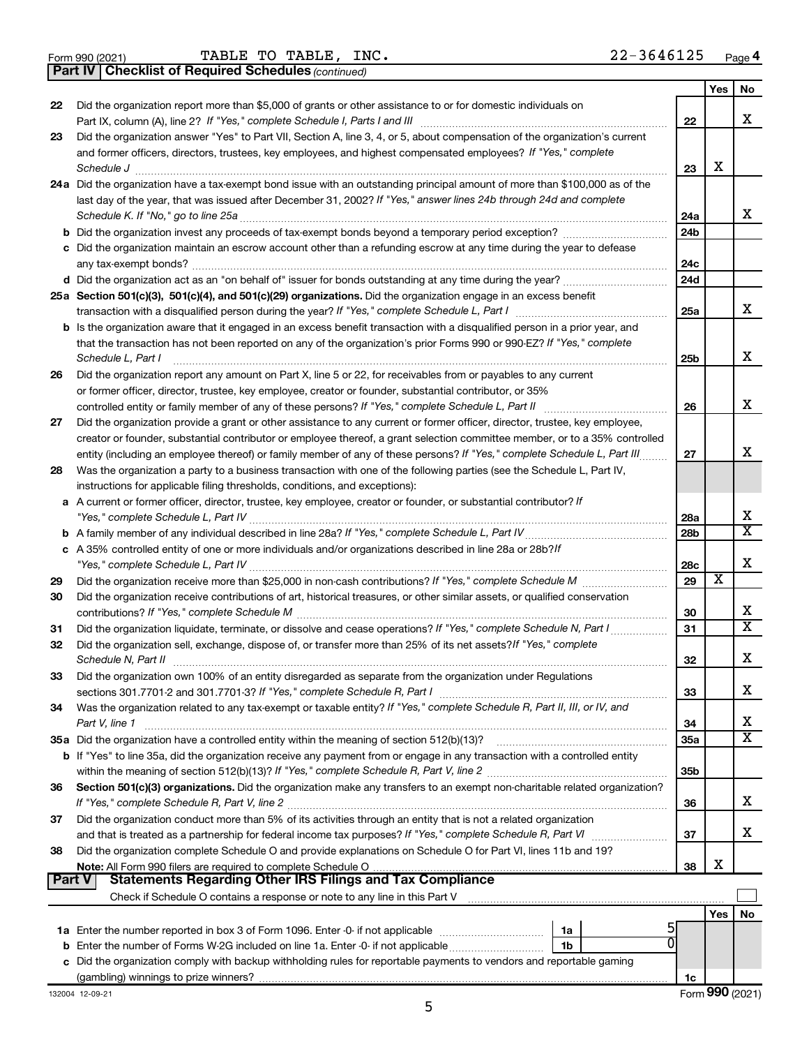Form 990 (2021) TABLE TO TABLE, INC. 22-3646125

## Part IV | Checklist of Required Schedules *(continued)*

| | | | Yes | No |
|---|---|---|---|---|
| 22 | Did the organization report more than $5,000 of grants or other assistance to or for domestic individuals on Part IX, column (A), line 2? *If "Yes," complete Schedule I, Parts I and III* | 22 | | X |
| 23 | Did the organization answer "Yes" to Part VII, Section A, line 3, 4, or 5, about compensation of the organization's current and former officers, directors, trustees, key employees, and highest compensated employees? *If "Yes," complete Schedule J* | 23 | X | |
| 24a | Did the organization have a tax-exempt bond issue with an outstanding principal amount of more than $100,000 as of the last day of the year, that was issued after December 31, 2002? *If "Yes," answer lines 24b through 24d and complete Schedule K. If "No," go to line 25a* | 24a | | X |
| b | Did the organization invest any proceeds of tax-exempt bonds beyond a temporary period exception? | 24b | | |
| c | Did the organization maintain an escrow account other than a refunding escrow at any time during the year to defease any tax-exempt bonds? | 24c | | |
| d | Did the organization act as an "on behalf of" issuer for bonds outstanding at any time during the year? | 24d | | |
| 25a | **Section 501(c)(3), 501(c)(4), and 501(c)(29) organizations.** Did the organization engage in an excess benefit transaction with a disqualified person during the year? *If "Yes," complete Schedule L, Part I* | 25a | | X |
| b | Is the organization aware that it engaged in an excess benefit transaction with a disqualified person in a prior year, and that the transaction has not been reported on any of the organization's prior Forms 990 or 990-EZ? *If "Yes," complete Schedule L, Part I* | 25b | | X |
| 26 | Did the organization report any amount on Part X, line 5 or 22, for receivables from or payables to any current or former officer, director, trustee, key employee, creator or founder, substantial contributor, or 35% controlled entity or family member of any of these persons? *If "Yes," complete Schedule L, Part II* | 26 | | X |
| 27 | Did the organization provide a grant or other assistance to any current or former officer, director, trustee, key employee, creator or founder, substantial contributor or employee thereof, a grant selection committee member, or to a 35% controlled entity (including an employee thereof) or family member of any of these persons? *If "Yes," complete Schedule L, Part III* | 27 | | X |
| 28 | Was the organization a party to a business transaction with one of the following parties (see the Schedule L, Part IV, instructions for applicable filing thresholds, conditions, and exceptions): | | | |
| a | A current or former officer, director, trustee, key employee, creator or founder, or substantial contributor? *If "Yes," complete Schedule L, Part IV* | 28a | | X |
| b | A family member of any individual described in line 28a? *If "Yes," complete Schedule L, Part IV* | 28b | | X |
| c | A 35% controlled entity of one or more individuals and/or organizations described in line 28a or 28b? *If "Yes," complete Schedule L, Part IV* | 28c | | X |
| 29 | Did the organization receive more than $25,000 in non-cash contributions? *If "Yes," complete Schedule M* | 29 | X | |
| 30 | Did the organization receive contributions of art, historical treasures, or other similar assets, or qualified conservation contributions? *If "Yes," complete Schedule M* | 30 | | X |
| 31 | Did the organization liquidate, terminate, or dissolve and cease operations? *If "Yes," complete Schedule N, Part I* | 31 | | X |
| 32 | Did the organization sell, exchange, dispose of, or transfer more than 25% of its net assets? *If "Yes," complete Schedule N, Part II* | 32 | | X |
| 33 | Did the organization own 100% of an entity disregarded as separate from the organization under Regulations sections 301.7701-2 and 301.7701-3? *If "Yes," complete Schedule R, Part I* | 33 | | X |
| 34 | Was the organization related to any tax-exempt or taxable entity? *If "Yes," complete Schedule R, Part II, III, or IV, and Part V, line 1* | 34 | | X |
| 35a | Did the organization have a controlled entity within the meaning of section 512(b)(13)? | 35a | | X |
| b | If "Yes" to line 35a, did the organization receive any payment from or engage in any transaction with a controlled entity within the meaning of section 512(b)(13)? *If "Yes," complete Schedule R, Part V, line 2* | 35b | | |
| 36 | **Section 501(c)(3) organizations.** Did the organization make any transfers to an exempt non-charitable related organization? *If "Yes," complete Schedule R, Part V, line 2* | 36 | | X |
| 37 | Did the organization conduct more than 5% of its activities through an entity that is not a related organization and that is treated as a partnership for federal income tax purposes? *If "Yes," complete Schedule R, Part VI* | 37 | | X |
| 38 | Did the organization complete Schedule O and provide explanations on Schedule O for Part VI, lines 11b and 19? **Note:** All Form 990 filers are required to complete Schedule O | 38 | X | |

## Part V | Statements Regarding Other IRS Filings and Tax Compliance

Check if Schedule O contains a response or note to any line in this Part V ☐

| | | | | | Yes | No |
|---|---|---|---|---|---|---|
| 1a | Enter the number reported in box 3 of Form 1096. Enter -0- if not applicable | 1a | 5 | | | |
| b | Enter the number of Forms W-2G included on line 1a. Enter -0- if not applicable | 1b | 0 | | | |
| c | Did the organization comply with backup withholding rules for reportable payments to vendors and reportable gaming (gambling) winnings to prize winners? | | | 1c | | |

132004 12-09-21 Form **990** (2021)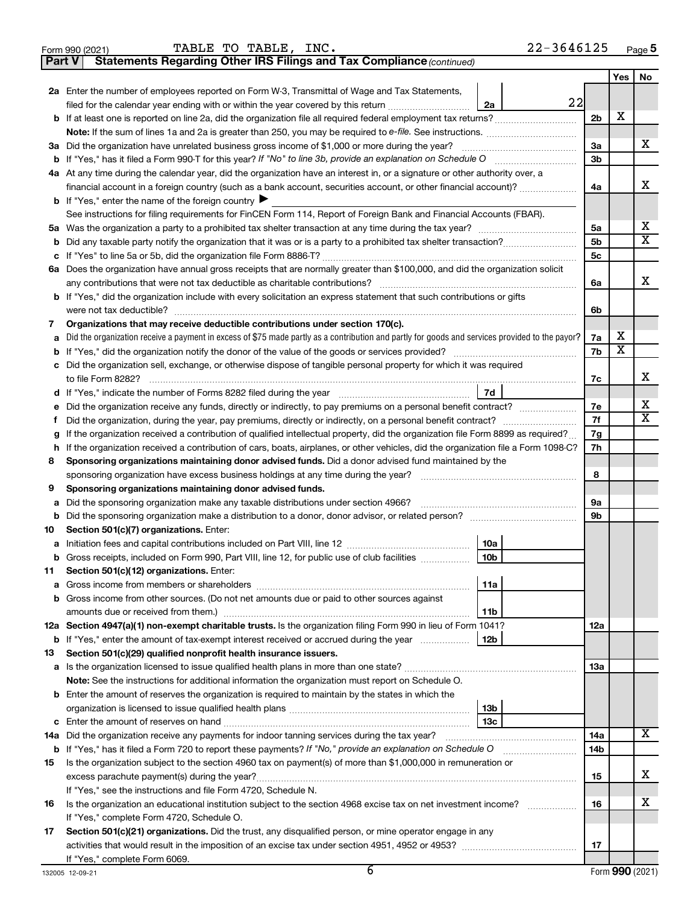Form 990 (2021) TABLE TO TABLE, INC. 22-3646125 Page **5**

**Part V Statements Regarding Other IRS Filings and Tax Compliance** *(continued)*

| | | | | Yes | No |
|---|---|---|---|---|---|
| **2a** | Enter the number of employees reported on Form W-3, Transmittal of Wage and Tax Statements, filed for the calendar year ending with or within the year covered by this return | 2a 22 | | | |
| **b** | If at least one is reported on line 2a, did the organization file all required federal employment tax returns? | | 2b | X | |
| | **Note:** If the sum of lines 1a and 2a is greater than 250, you may be required to *e-file.* See instructions. | | | | |
| **3a** | Did the organization have unrelated business gross income of $1,000 or more during the year? | | 3a | | X |
| **b** | If "Yes," has it filed a Form 990-T for this year? *If "No" to line 3b, provide an explanation on Schedule O* | | 3b | | |
| **4a** | At any time during the calendar year, did the organization have an interest in, or a signature or other authority over, a financial account in a foreign country (such as a bank account, securities account, or other financial account)? | | 4a | | X |
| **b** | If "Yes," enter the name of the foreign country ▶ | | | | |
| | See instructions for filing requirements for FinCEN Form 114, Report of Foreign Bank and Financial Accounts (FBAR). | | | | |
| **5a** | Was the organization a party to a prohibited tax shelter transaction at any time during the tax year? | | 5a | | X |
| **b** | Did any taxable party notify the organization that it was or is a party to a prohibited tax shelter transaction? | | 5b | | X |
| **c** | If "Yes" to line 5a or 5b, did the organization file Form 8886-T? | | 5c | | |
| **6a** | Does the organization have annual gross receipts that are normally greater than $100,000, and did the organization solicit any contributions that were not tax deductible as charitable contributions? | | 6a | | X |
| **b** | If "Yes," did the organization include with every solicitation an express statement that such contributions or gifts were not tax deductible? | | 6b | | |
| **7** | **Organizations that may receive deductible contributions under section 170(c).** | | | | |
| **a** | Did the organization receive a payment in excess of $75 made partly as a contribution and partly for goods and services provided to the payor? | | 7a | X | |
| **b** | If "Yes," did the organization notify the donor of the value of the goods or services provided? | | 7b | X | |
| **c** | Did the organization sell, exchange, or otherwise dispose of tangible personal property for which it was required to file Form 8282? | | 7c | | X |
| **d** | If "Yes," indicate the number of Forms 8282 filed during the year | 7d | | | |
| **e** | Did the organization receive any funds, directly or indirectly, to pay premiums on a personal benefit contract? | | 7e | | X |
| **f** | Did the organization, during the year, pay premiums, directly or indirectly, on a personal benefit contract? | | 7f | | X |
| **g** | If the organization received a contribution of qualified intellectual property, did the organization file Form 8899 as required? | | 7g | | |
| **h** | If the organization received a contribution of cars, boats, airplanes, or other vehicles, did the organization file a Form 1098-C? | | 7h | | |
| **8** | **Sponsoring organizations maintaining donor advised funds.** Did a donor advised fund maintained by the sponsoring organization have excess business holdings at any time during the year? | | 8 | | |
| **9** | **Sponsoring organizations maintaining donor advised funds.** | | | | |
| **a** | Did the sponsoring organization make any taxable distributions under section 4966? | | 9a | | |
| **b** | Did the sponsoring organization make a distribution to a donor, donor advisor, or related person? | | 9b | | |
| **10** | **Section 501(c)(7) organizations.** Enter: | | | | |
| **a** | Initiation fees and capital contributions included on Part VIII, line 12 | 10a | | | |
| **b** | Gross receipts, included on Form 990, Part VIII, line 12, for public use of club facilities | 10b | | | |
| **11** | **Section 501(c)(12) organizations.** Enter: | | | | |
| **a** | Gross income from members or shareholders | 11a | | | |
| **b** | Gross income from other sources. (Do not net amounts due or paid to other sources against amounts due or received from them.) | 11b | | | |
| **12a** | **Section 4947(a)(1) non-exempt charitable trusts.** Is the organization filing Form 990 in lieu of Form 1041? | | 12a | | |
| **b** | If "Yes," enter the amount of tax-exempt interest received or accrued during the year | 12b | | | |
| **13** | **Section 501(c)(29) qualified nonprofit health insurance issuers.** | | | | |
| **a** | Is the organization licensed to issue qualified health plans in more than one state? | | 13a | | |
| | **Note:** See the instructions for additional information the organization must report on Schedule O. | | | | |
| **b** | Enter the amount of reserves the organization is required to maintain by the states in which the organization is licensed to issue qualified health plans | 13b | | | |
| **c** | Enter the amount of reserves on hand | 13c | | | |
| **14a** | Did the organization receive any payments for indoor tanning services during the tax year? | | 14a | | X |
| **b** | If "Yes," has it filed a Form 720 to report these payments? *If "No," provide an explanation on Schedule O* | | 14b | | |
| **15** | Is the organization subject to the section 4960 tax on payment(s) of more than $1,000,000 in remuneration or excess parachute payment(s) during the year? | | 15 | | X |
| | If "Yes," see the instructions and file Form 4720, Schedule N. | | | | |
| **16** | Is the organization an educational institution subject to the section 4968 excise tax on net investment income? | | 16 | | X |
| | If "Yes," complete Form 4720, Schedule O. | | | | |
| **17** | **Section 501(c)(21) organizations.** Did the trust, any disqualified person, or mine operator engage in any activities that would result in the imposition of an excise tax under section 4951, 4952 or 4953? | | 17 | | |
| | If "Yes," complete Form 6069. | | | | |

132005 12-09-21 Form **990** (2021)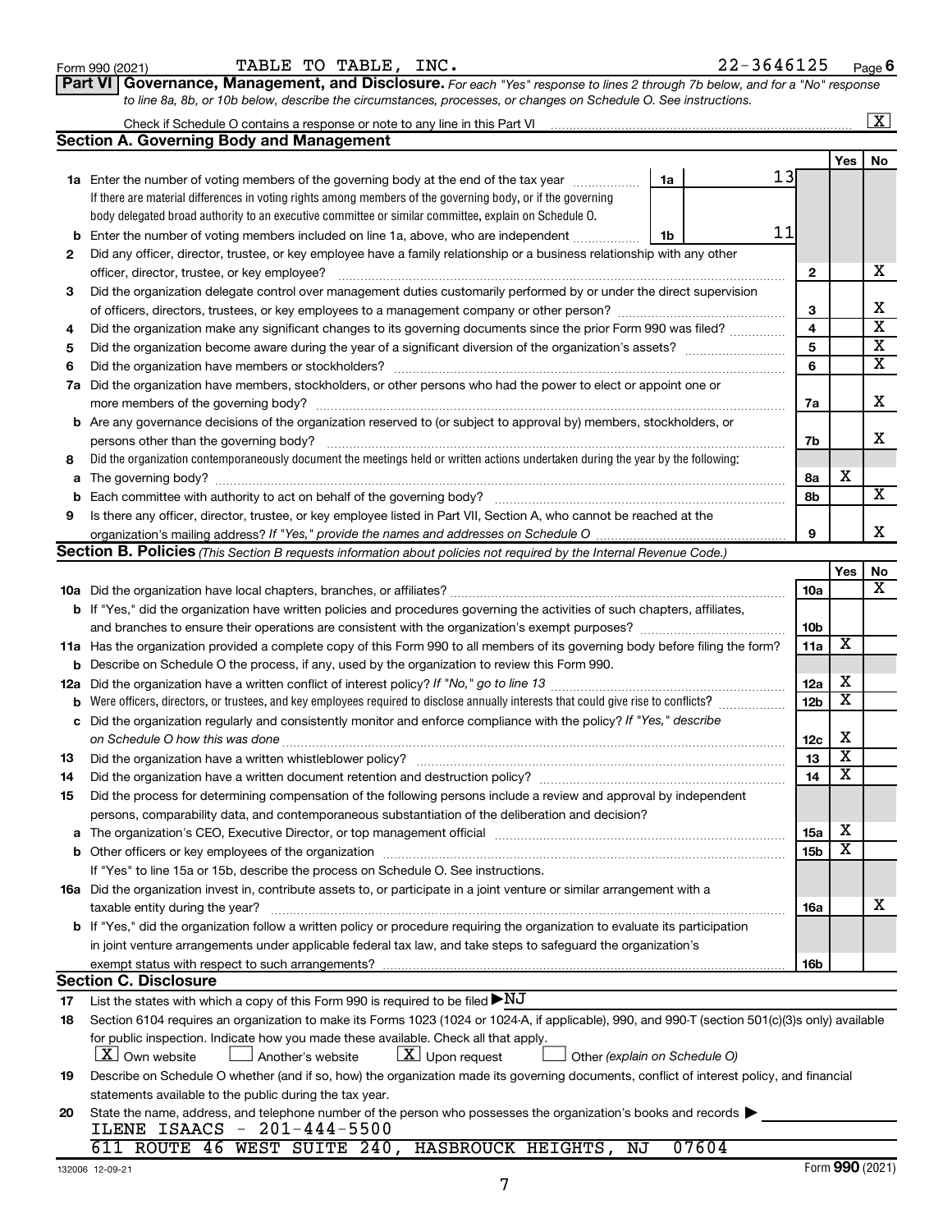Form 990 (2021) TABLE TO TABLE, INC. 22-3646125 Page 6

**Part VI | Governance, Management, and Disclosure.** *For each "Yes" response to lines 2 through 7b below, and for a "No" response to line 8a, 8b, or 10b below, describe the circumstances, processes, or changes on Schedule O. See instructions.*

Check if Schedule O contains a response or note to any line in this Part VI .......... [X]

## Section A. Governing Body and Management

| | | | | Yes | No |
|---|---|---|---|---|---|
| **1a** | Enter the number of voting members of the governing body at the end of the tax year .......... **1a** 13 <br> If there are material differences in voting rights among members of the governing body, or if the governing body delegated broad authority to an executive committee or similar committee, explain on Schedule O. | | | | |
| **b** | Enter the number of voting members included on line 1a, above, who are independent .......... **1b** 11 | | | | |
| **2** | Did any officer, director, trustee, or key employee have a family relationship or a business relationship with any other officer, director, trustee, or key employee? | | **2** | | X |
| **3** | Did the organization delegate control over management duties customarily performed by or under the direct supervision of officers, directors, trustees, or key employees to a management company or other person? | | **3** | | X |
| **4** | Did the organization make any significant changes to its governing documents since the prior Form 990 was filed? | | **4** | | X |
| **5** | Did the organization become aware during the year of a significant diversion of the organization's assets? | | **5** | | X |
| **6** | Did the organization have members or stockholders? | | **6** | | X |
| **7a** | Did the organization have members, stockholders, or other persons who had the power to elect or appoint one or more members of the governing body? | | **7a** | | X |
| **b** | Are any governance decisions of the organization reserved to (or subject to approval by) members, stockholders, or persons other than the governing body? | | **7b** | | X |
| **8** | Did the organization contemporaneously document the meetings held or written actions undertaken during the year by the following: | | | | |
| **a** | The governing body? | | **8a** | X | |
| **b** | Each committee with authority to act on behalf of the governing body? | | **8b** | | X |
| **9** | Is there any officer, director, trustee, or key employee listed in Part VII, Section A, who cannot be reached at the organization's mailing address? *If "Yes," provide the names and addresses on Schedule O* | | **9** | | X |

## Section B. Policies *(This Section B requests information about policies not required by the Internal Revenue Code.)*

| | | | Yes | No |
|---|---|---|---|---|
| **10a** | Did the organization have local chapters, branches, or affiliates? | **10a** | | X |
| **b** | If "Yes," did the organization have written policies and procedures governing the activities of such chapters, affiliates, and branches to ensure their operations are consistent with the organization's exempt purposes? | **10b** | | |
| **11a** | Has the organization provided a complete copy of this Form 990 to all members of its governing body before filing the form? | **11a** | X | |
| **b** | Describe on Schedule O the process, if any, used by the organization to review this Form 990. | | | |
| **12a** | Did the organization have a written conflict of interest policy? *If "No," go to line 13* | **12a** | X | |
| **b** | Were officers, directors, or trustees, and key employees required to disclose annually interests that could give rise to conflicts? | **12b** | X | |
| **c** | Did the organization regularly and consistently monitor and enforce compliance with the policy? *If "Yes," describe on Schedule O how this was done* | **12c** | X | |
| **13** | Did the organization have a written whistleblower policy? | **13** | X | |
| **14** | Did the organization have a written document retention and destruction policy? | **14** | X | |
| **15** | Did the process for determining compensation of the following persons include a review and approval by independent persons, comparability data, and contemporaneous substantiation of the deliberation and decision? | | | |
| **a** | The organization's CEO, Executive Director, or top management official | **15a** | X | |
| **b** | Other officers or key employees of the organization <br> If "Yes" to line 15a or 15b, describe the process on Schedule O. See instructions. | **15b** | X | |
| **16a** | Did the organization invest in, contribute assets to, or participate in a joint venture or similar arrangement with a taxable entity during the year? | **16a** | | X |
| **b** | If "Yes," did the organization follow a written policy or procedure requiring the organization to evaluate its participation in joint venture arrangements under applicable federal tax law, and take steps to safeguard the organization's exempt status with respect to such arrangements? | **16b** | | |

## Section C. Disclosure

**17** List the states with which a copy of this Form 990 is required to be filed ▶ NJ

**18** Section 6104 requires an organization to make its Forms 1023 (1024 or 1024-A, if applicable), 990, and 990-T (section 501(c)(3)s only) available for public inspection. Indicate how you made these available. Check all that apply.

[X] Own website [ ] Another's website [X] Upon request [ ] Other *(explain on Schedule O)*

**19** Describe on Schedule O whether (and if so, how) the organization made its governing documents, conflict of interest policy, and financial statements available to the public during the tax year.

**20** State the name, address, and telephone number of the person who possesses the organization's books and records ▶

ILENE ISAACS - 201-444-5500
611 ROUTE 46 WEST SUITE 240, HASBROUCK HEIGHTS, NJ 07604

132006 12-09-21 Form **990** (2021)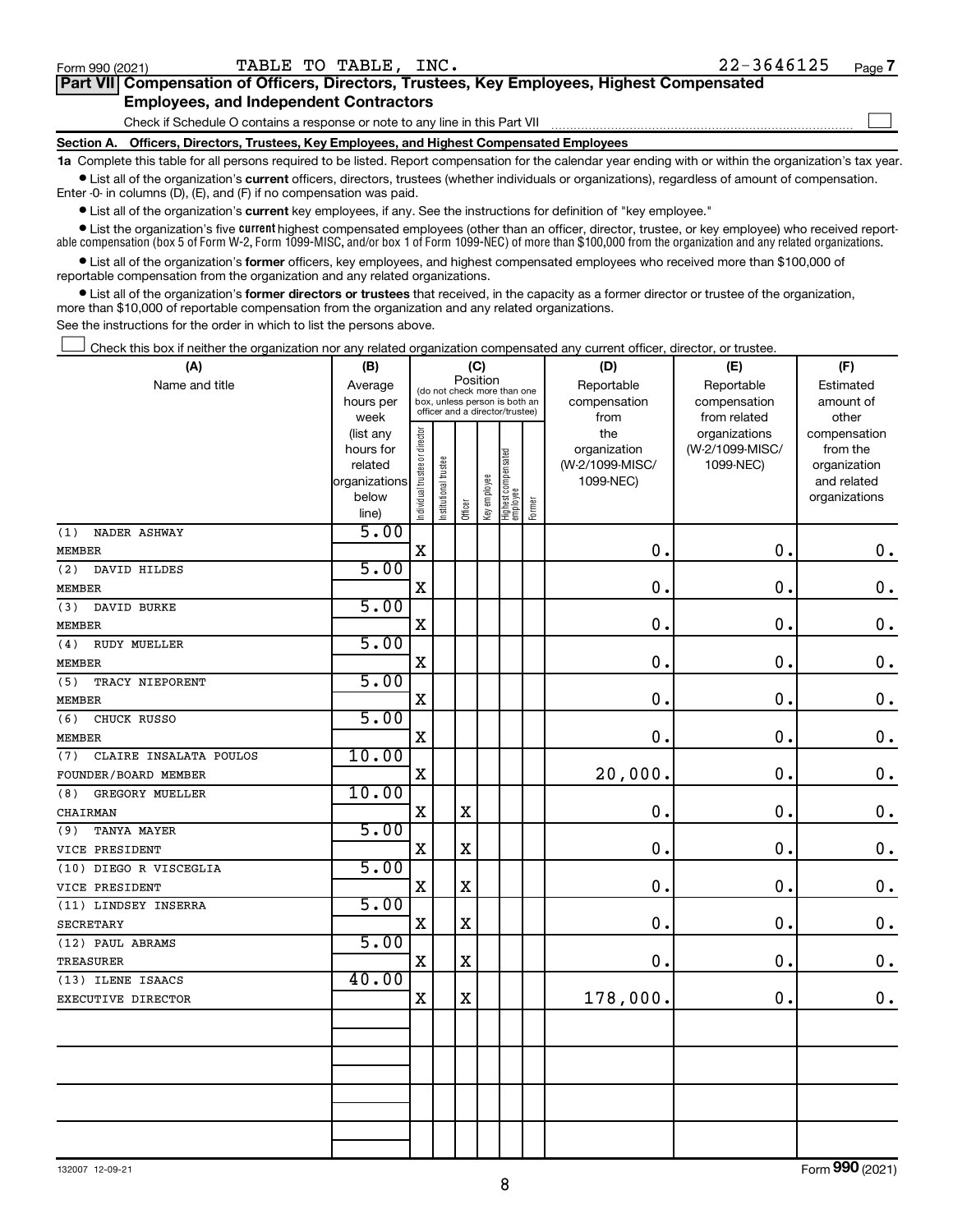Form 990 (2021) TABLE TO TABLE, INC. 22-3646125 Page 7

**Part VII Compensation of Officers, Directors, Trustees, Key Employees, Highest Compensated Employees, and Independent Contractors**

Check if Schedule O contains a response or note to any line in this Part VII ☐

**Section A. Officers, Directors, Trustees, Key Employees, and Highest Compensated Employees**

**1a** Complete this table for all persons required to be listed. Report compensation for the calendar year ending with or within the organization's tax year.

- List all of the organization's **current** officers, directors, trustees (whether individuals or organizations), regardless of amount of compensation. Enter -0- in columns (D), (E), and (F) if no compensation was paid.
- List all of the organization's **current** key employees, if any. See the instructions for definition of "key employee."
- List the organization's five **current** highest compensated employees (other than an officer, director, trustee, or key employee) who received reportable compensation (box 5 of Form W-2, Form 1099-MISC, and/or box 1 of Form 1099-NEC) of more than $100,000 from the organization and any related organizations.
- List all of the organization's **former** officers, key employees, and highest compensated employees who received more than $100,000 of reportable compensation from the organization and any related organizations.
- List all of the organization's **former directors or trustees** that received, in the capacity as a former director or trustee of the organization, more than $10,000 of reportable compensation from the organization and any related organizations.

See the instructions for the order in which to list the persons above.

☐ Check this box if neither the organization nor any related organization compensated any current officer, director, or trustee.

| (A) Name and title | (B) Average hours per week (list any hours for related organizations below line) | (C) Position: Individual trustee or director | Institutional trustee | Officer | Key employee | Highest compensated employee | Former | (D) Reportable compensation from the organization (W-2/1099-MISC/ 1099-NEC) | (E) Reportable compensation from related organizations (W-2/1099-MISC/ 1099-NEC) | (F) Estimated amount of other compensation from the organization and related organizations |
|---|---|---|---|---|---|---|---|---|---|---|
| (1) NADER ASHWAY<br>MEMBER | 5.00 | X | | | | | | 0. | 0. | 0. |
| (2) DAVID HILDES<br>MEMBER | 5.00 | X | | | | | | 0. | 0. | 0. |
| (3) DAVID BURKE<br>MEMBER | 5.00 | X | | | | | | 0. | 0. | 0. |
| (4) RUDY MUELLER<br>MEMBER | 5.00 | X | | | | | | 0. | 0. | 0. |
| (5) TRACY NIEPORENT<br>MEMBER | 5.00 | X | | | | | | 0. | 0. | 0. |
| (6) CHUCK RUSSO<br>MEMBER | 5.00 | X | | | | | | 0. | 0. | 0. |
| (7) CLAIRE INSALATA POULOS<br>FOUNDER/BOARD MEMBER | 10.00 | X | | | | | | 20,000. | 0. | 0. |
| (8) GREGORY MUELLER<br>CHAIRMAN | 10.00 | X | | X | | | | 0. | 0. | 0. |
| (9) TANYA MAYER<br>VICE PRESIDENT | 5.00 | X | | X | | | | 0. | 0. | 0. |
| (10) DIEGO R VISCEGLIA<br>VICE PRESIDENT | 5.00 | X | | X | | | | 0. | 0. | 0. |
| (11) LINDSEY INSERRA<br>SECRETARY | 5.00 | X | | X | | | | 0. | 0. | 0. |
| (12) PAUL ABRAMS<br>TREASURER | 5.00 | X | | X | | | | 0. | 0. | 0. |
| (13) ILENE ISAACS<br>EXECUTIVE DIRECTOR | 40.00 | X | | X | | | | 178,000. | 0. | 0. |

Form 990 (2021)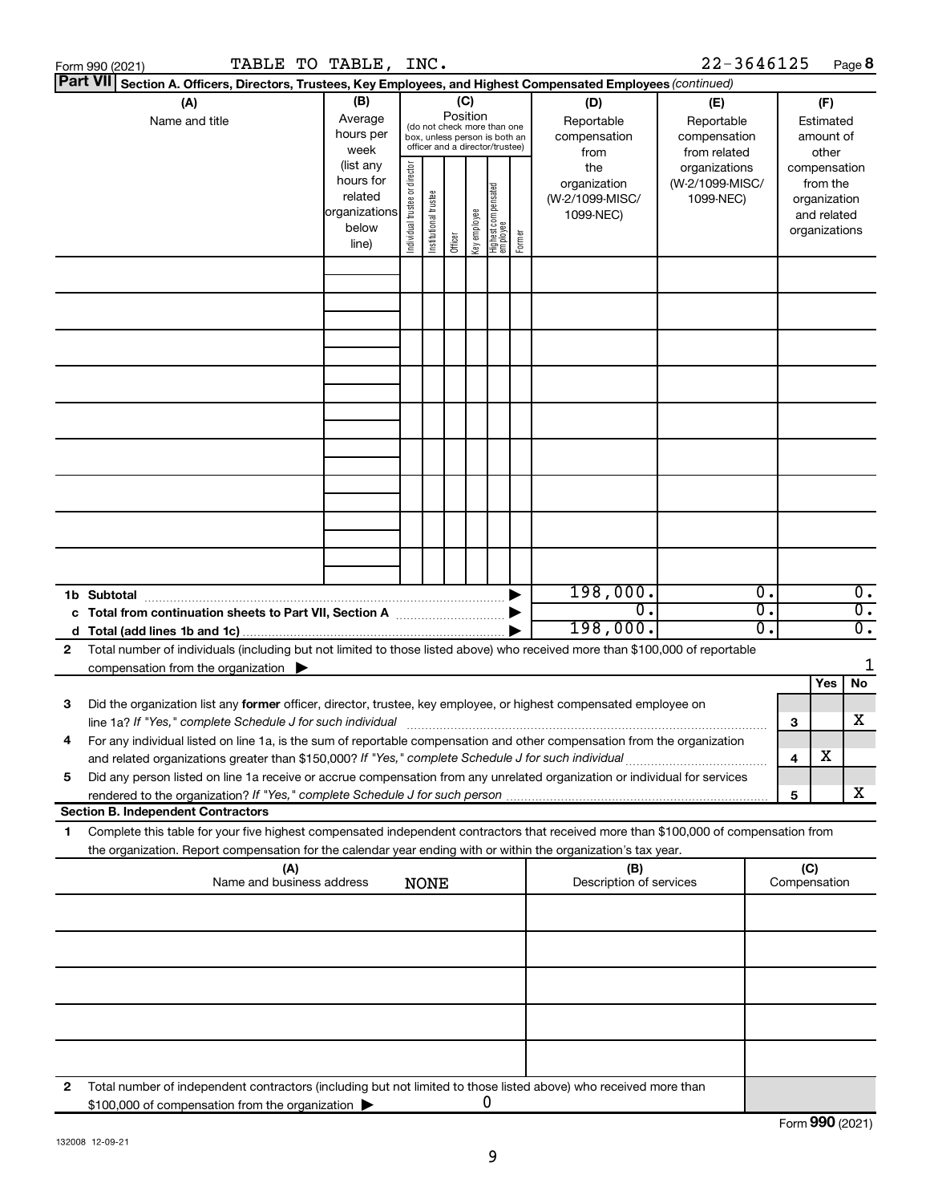Form 990 (2021) TABLE TO TABLE, INC. 22-3646125 Page **8**

**Part VII** **Section A. Officers, Directors, Trustees, Key Employees, and Highest Compensated Employees** *(continued)*

| (A) Name and title | (B) Average hours per week (list any hours for related organizations below line) | (C) Position (do not check more than one box, unless person is both an officer and a director/trustee): Individual trustee or director | Institutional trustee | Officer | Key employee | Highest compensated employee | Former | (D) Reportable compensation from the organization (W-2/1099-MISC/1099-NEC) | (E) Reportable compensation from related organizations (W-2/1099-MISC/1099-NEC) | (F) Estimated amount of other compensation from the organization and related organizations |
|---|---|---|---|---|---|---|---|---|---|---|
| | | | | | | | | | | |
| | | | | | | | | | | |
| | | | | | | | | | | |
| | | | | | | | | | | |
| | | | | | | | | | | |
| | | | | | | | | | | |
| | | | | | | | | | | |
| | | | | | | | | | | |
| | | | | | | | | | | |
| **1b Subtotal** | | | | | | | | 198,000. | 0. | 0. |
| **c Total from continuation sheets to Part VII, Section A** | | | | | | | | 0. | 0. | 0. |
| **d Total (add lines 1b and 1c)** | | | | | | | | 198,000. | 0. | 0. |

**2** Total number of individuals (including but not limited to those listed above) who received more than $100,000 of reportable compensation from the organization ▶ 1

| | | | Yes | No |
|---|---|---|---|---|
| **3** | Did the organization list any **former** officer, director, trustee, key employee, or highest compensated employee on line 1a? *If "Yes," complete Schedule J for such individual* | **3** | | X |
| **4** | For any individual listed on line 1a, is the sum of reportable compensation and other compensation from the organization and related organizations greater than $150,000? *If "Yes," complete Schedule J for such individual* | **4** | X | |
| **5** | Did any person listed on line 1a receive or accrue compensation from any unrelated organization or individual for services rendered to the organization? *If "Yes," complete Schedule J for such person* | **5** | | X |

**Section B. Independent Contractors**

**1** Complete this table for your five highest compensated independent contractors that received more than $100,000 of compensation from the organization. Report compensation for the calendar year ending with or within the organization's tax year.

| (A) Name and business address NONE | (B) Description of services | (C) Compensation |
|---|---|---|
| | | |
| | | |
| | | |
| | | |
| | | |

**2** Total number of independent contractors (including but not limited to those listed above) who received more than $100,000 of compensation from the organization ▶ 0

Form **990** (2021)

132008 12-09-21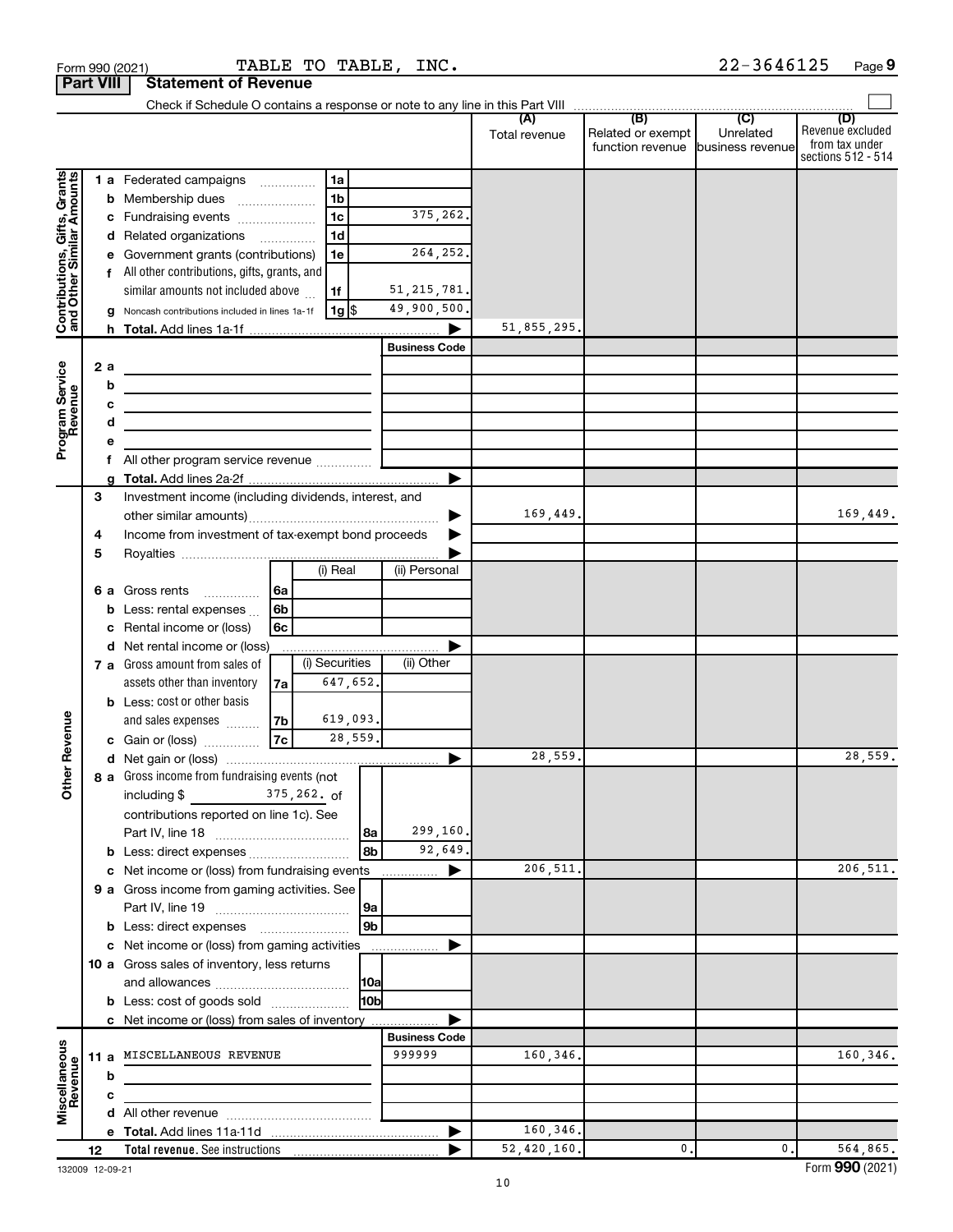Form 990 (2021) TABLE TO TABLE, INC. 22-3646125 Page 9

**Part VIII Statement of Revenue**

Check if Schedule O contains a response or note to any line in this Part VIII ☐

| | | | | (A) Total revenue | (B) Related or exempt function revenue | (C) Unrelated business revenue | (D) Revenue excluded from tax under sections 512 - 514 |
|---|---|---|---|---|---|---|---|
| **Contributions, Gifts, Grants and Other Similar Amounts** | 1 a Federated campaigns | 1a | | | | | |
| | b Membership dues | 1b | | | | | |
| | c Fundraising events | 1c | 375,262. | | | | |
| | d Related organizations | 1d | | | | | |
| | e Government grants (contributions) | 1e | 264,252. | | | | |
| | f All other contributions, gifts, grants, and similar amounts not included above | 1f | 51,215,781. | | | | |
| | g Noncash contributions included in lines 1a-1f | 1g $ | 49,900,500. | | | | |
| | h Total. Add lines 1a-1f | | ▶ | 51,855,295. | | | |
| **Program Service Revenue** | | | Business Code | | | | |
| | 2 a | | | | | | |
| | b | | | | | | |
| | c | | | | | | |
| | d | | | | | | |
| | e | | | | | | |
| | f All other program service revenue | | | | | | |
| | g Total. Add lines 2a-2f | | ▶ | | | | |
| **Other Revenue** | 3 Investment income (including dividends, interest, and other similar amounts) | | ▶ | 169,449. | | | 169,449. |
| | 4 Income from investment of tax-exempt bond proceeds | | ▶ | | | | |
| | 5 Royalties | | ▶ | | | | |
| | | (i) Real | (ii) Personal | | | | |
| | 6 a Gross rents 6a | | | | | | |
| | b Less: rental expenses 6b | | | | | | |
| | c Rental income or (loss) 6c | | | | | | |
| | d Net rental income or (loss) | | ▶ | | | | |
| | | (i) Securities | (ii) Other | | | | |
| | 7 a Gross amount from sales of assets other than inventory 7a | 647,652. | | | | | |
| | b Less: cost or other basis and sales expenses 7b | 619,093. | | | | | |
| | c Gain or (loss) 7c | 28,559. | | | | | |
| | d Net gain or (loss) | | ▶ | 28,559. | | | 28,559. |
| | 8 a Gross income from fundraising events (not including $ 375,262. of contributions reported on line 1c). See Part IV, line 18 | 8a | 299,160. | | | | |
| | b Less: direct expenses | 8b | 92,649. | | | | |
| | c Net income or (loss) from fundraising events | | ▶ | 206,511. | | | 206,511. |
| | 9 a Gross income from gaming activities. See Part IV, line 19 | 9a | | | | | |
| | b Less: direct expenses | 9b | | | | | |
| | c Net income or (loss) from gaming activities | | ▶ | | | | |
| | 10 a Gross sales of inventory, less returns and allowances | 10a | | | | | |
| | b Less: cost of goods sold | 10b | | | | | |
| | c Net income or (loss) from sales of inventory | | ▶ | | | | |
| **Miscellaneous Revenue** | | | Business Code | | | | |
| | 11 a MISCELLANEOUS REVENUE | | 999999 | 160,346. | | | 160,346. |
| | b | | | | | | |
| | c | | | | | | |
| | d All other revenue | | | | | | |
| | e Total. Add lines 11a-11d | | ▶ | 160,346. | | | |
| | 12 Total revenue. See instructions | | ▶ | 52,420,160. | 0. | 0. | 564,865. |

132009 12-09-21

Form **990** (2021)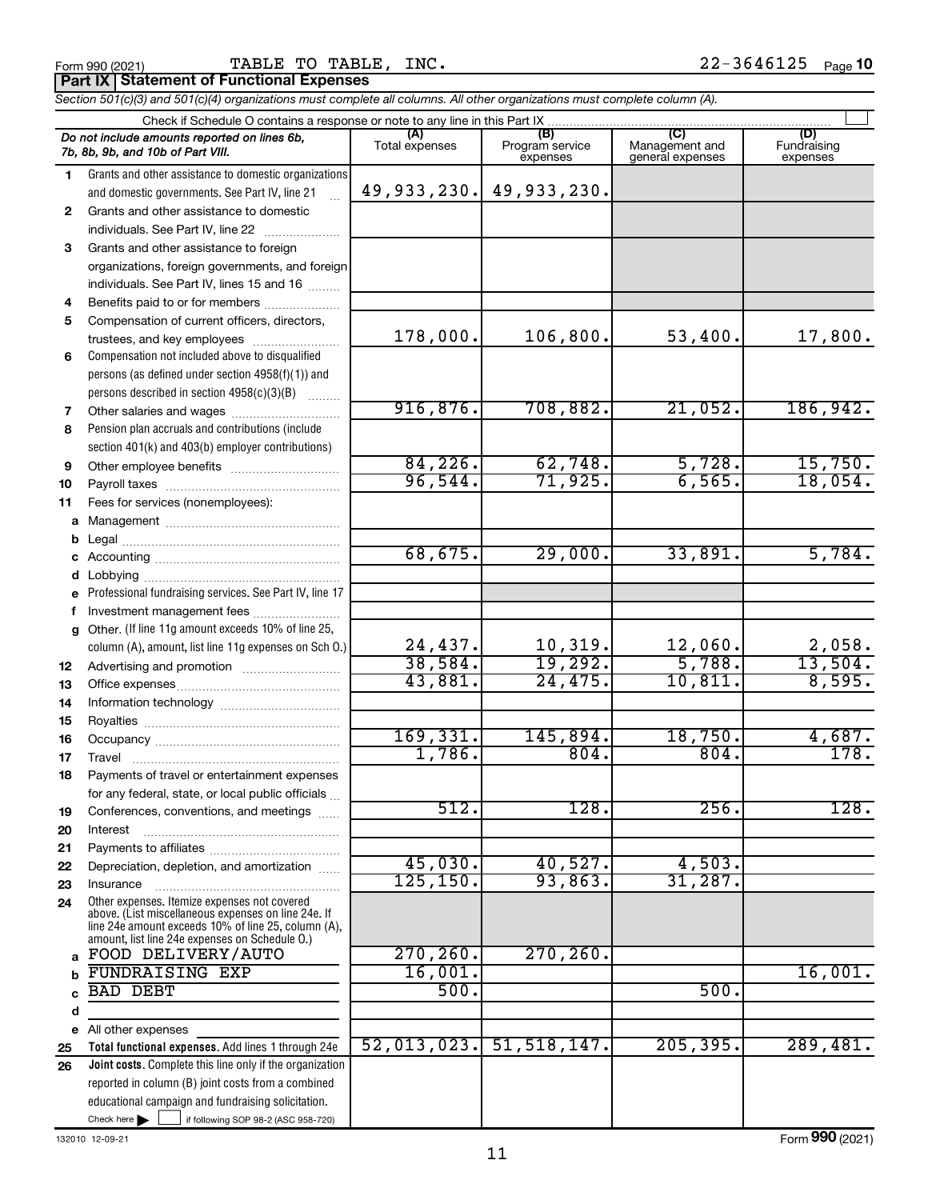Form 990 (2021) TABLE TO TABLE, INC. 22-3646125 Page **10**

**Part IX Statement of Functional Expenses**

*Section 501(c)(3) and 501(c)(4) organizations must complete all columns. All other organizations must complete column (A).*

Check if Schedule O contains a response or note to any line in this Part IX ☐

| *Do not include amounts reported on lines 6b, 7b, 8b, 9b, and 10b of Part VIII.* | (A) Total expenses | (B) Program service expenses | (C) Management and general expenses | (D) Fundraising expenses |
|---|---|---|---|---|
| 1 Grants and other assistance to domestic organizations and domestic governments. See Part IV, line 21 | 49,933,230. | 49,933,230. | | |
| 2 Grants and other assistance to domestic individuals. See Part IV, line 22 | | | | |
| 3 Grants and other assistance to foreign organizations, foreign governments, and foreign individuals. See Part IV, lines 15 and 16 | | | | |
| 4 Benefits paid to or for members | | | | |
| 5 Compensation of current officers, directors, trustees, and key employees | 178,000. | 106,800. | 53,400. | 17,800. |
| 6 Compensation not included above to disqualified persons (as defined under section 4958(f)(1)) and persons described in section 4958(c)(3)(B) | | | | |
| 7 Other salaries and wages | 916,876. | 708,882. | 21,052. | 186,942. |
| 8 Pension plan accruals and contributions (include section 401(k) and 403(b) employer contributions) | | | | |
| 9 Other employee benefits | 84,226. | 62,748. | 5,728. | 15,750. |
| 10 Payroll taxes | 96,544. | 71,925. | 6,565. | 18,054. |
| 11 Fees for services (nonemployees): | | | | |
| a Management | | | | |
| b Legal | | | | |
| c Accounting | 68,675. | 29,000. | 33,891. | 5,784. |
| d Lobbying | | | | |
| e Professional fundraising services. See Part IV, line 17 | | | | |
| f Investment management fees | | | | |
| g Other. (If line 11g amount exceeds 10% of line 25, column (A), amount, list line 11g expenses on Sch O.) | 24,437. | 10,319. | 12,060. | 2,058. |
| 12 Advertising and promotion | 38,584. | 19,292. | 5,788. | 13,504. |
| 13 Office expenses | 43,881. | 24,475. | 10,811. | 8,595. |
| 14 Information technology | | | | |
| 15 Royalties | | | | |
| 16 Occupancy | 169,331. | 145,894. | 18,750. | 4,687. |
| 17 Travel | 1,786. | 804. | 804. | 178. |
| 18 Payments of travel or entertainment expenses for any federal, state, or local public officials | | | | |
| 19 Conferences, conventions, and meetings | 512. | 128. | 256. | 128. |
| 20 Interest | | | | |
| 21 Payments to affiliates | | | | |
| 22 Depreciation, depletion, and amortization | 45,030. | 40,527. | 4,503. | |
| 23 Insurance | 125,150. | 93,863. | 31,287. | |
| 24 Other expenses. Itemize expenses not covered above. (List miscellaneous expenses on line 24e. If line 24e amount exceeds 10% of line 25, column (A), amount, list line 24e expenses on Schedule O.) | | | | |
| a FOOD DELIVERY/AUTO | 270,260. | 270,260. | | |
| b FUNDRAISING EXP | 16,001. | | | 16,001. |
| c BAD DEBT | 500. | | 500. | |
| d | | | | |
| e All other expenses | | | | |
| 25 **Total functional expenses.** Add lines 1 through 24e | 52,013,023. | 51,518,147. | 205,395. | 289,481. |
| 26 **Joint costs.** Complete this line only if the organization reported in column (B) joint costs from a combined educational campaign and fundraising solicitation. Check here ☐ if following SOP 98-2 (ASC 958-720) | | | | |

132010 12-09-21

Form **990** (2021)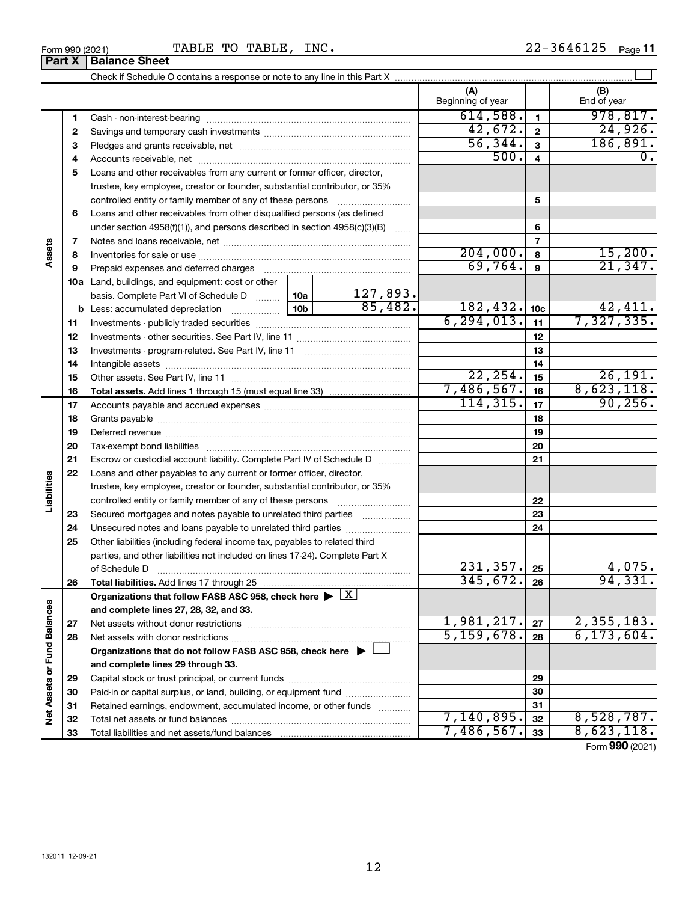Form 990 (2021) TABLE TO TABLE, INC. 22-3646125 Page 11

## Part X Balance Sheet

Check if Schedule O contains a response or note to any line in this Part X ☐

| Section | Line | Description | | (A) Beginning of year | | (B) End of year |
|---|---|---|---|---|---|---|
| Assets | 1 | Cash - non-interest-bearing | | 614,588. | 1 | 978,817. |
| | 2 | Savings and temporary cash investments | | 42,672. | 2 | 24,926. |
| | 3 | Pledges and grants receivable, net | | 56,344. | 3 | 186,891. |
| | 4 | Accounts receivable, net | | 500. | 4 | 0. |
| | 5 | Loans and other receivables from any current or former officer, director, trustee, key employee, creator or founder, substantial contributor, or 35% controlled entity or family member of any of these persons | | | 5 | |
| | 6 | Loans and other receivables from other disqualified persons (as defined under section 4958(f)(1)), and persons described in section 4958(c)(3)(B) | | | 6 | |
| | 7 | Notes and loans receivable, net | | | 7 | |
| | 8 | Inventories for sale or use | | 204,000. | 8 | 15,200. |
| | 9 | Prepaid expenses and deferred charges | | 69,764. | 9 | 21,347. |
| | 10a | Land, buildings, and equipment: cost or other basis. Complete Part VI of Schedule D | 10a: 127,893. | | | |
| | b | Less: accumulated depreciation | 10b: 85,482. | 182,432. | 10c | 42,411. |
| | 11 | Investments - publicly traded securities | | 6,294,013. | 11 | 7,327,335. |
| | 12 | Investments - other securities. See Part IV, line 11 | | | 12 | |
| | 13 | Investments - program-related. See Part IV, line 11 | | | 13 | |
| | 14 | Intangible assets | | | 14 | |
| | 15 | Other assets. See Part IV, line 11 | | 22,254. | 15 | 26,191. |
| | 16 | **Total assets.** Add lines 1 through 15 (must equal line 33) | | 7,486,567. | 16 | 8,623,118. |
| Liabilities | 17 | Accounts payable and accrued expenses | | 114,315. | 17 | 90,256. |
| | 18 | Grants payable | | | 18 | |
| | 19 | Deferred revenue | | | 19 | |
| | 20 | Tax-exempt bond liabilities | | | 20 | |
| | 21 | Escrow or custodial account liability. Complete Part IV of Schedule D | | | 21 | |
| | 22 | Loans and other payables to any current or former officer, director, trustee, key employee, creator or founder, substantial contributor, or 35% controlled entity or family member of any of these persons | | | 22 | |
| | 23 | Secured mortgages and notes payable to unrelated third parties | | | 23 | |
| | 24 | Unsecured notes and loans payable to unrelated third parties | | | 24 | |
| | 25 | Other liabilities (including federal income tax, payables to related third parties, and other liabilities not included on lines 17-24). Complete Part X of Schedule D | | 231,357. | 25 | 4,075. |
| | 26 | **Total liabilities.** Add lines 17 through 25 | | 345,672. | 26 | 94,331. |
| Net Assets or Fund Balances | | **Organizations that follow FASB ASC 958, check here ▶ ☒ and complete lines 27, 28, 32, and 33.** | | | | |
| | 27 | Net assets without donor restrictions | | 1,981,217. | 27 | 2,355,183. |
| | 28 | Net assets with donor restrictions | | 5,159,678. | 28 | 6,173,604. |
| | | **Organizations that do not follow FASB ASC 958, check here ▶ ☐ and complete lines 29 through 33.** | | | | |
| | 29 | Capital stock or trust principal, or current funds | | | 29 | |
| | 30 | Paid-in or capital surplus, or land, building, or equipment fund | | | 30 | |
| | 31 | Retained earnings, endowment, accumulated income, or other funds | | | 31 | |
| | 32 | Total net assets or fund balances | | 7,140,895. | 32 | 8,528,787. |
| | 33 | Total liabilities and net assets/fund balances | | 7,486,567. | 33 | 8,623,118. |

Form **990** (2021)

132011 12-09-21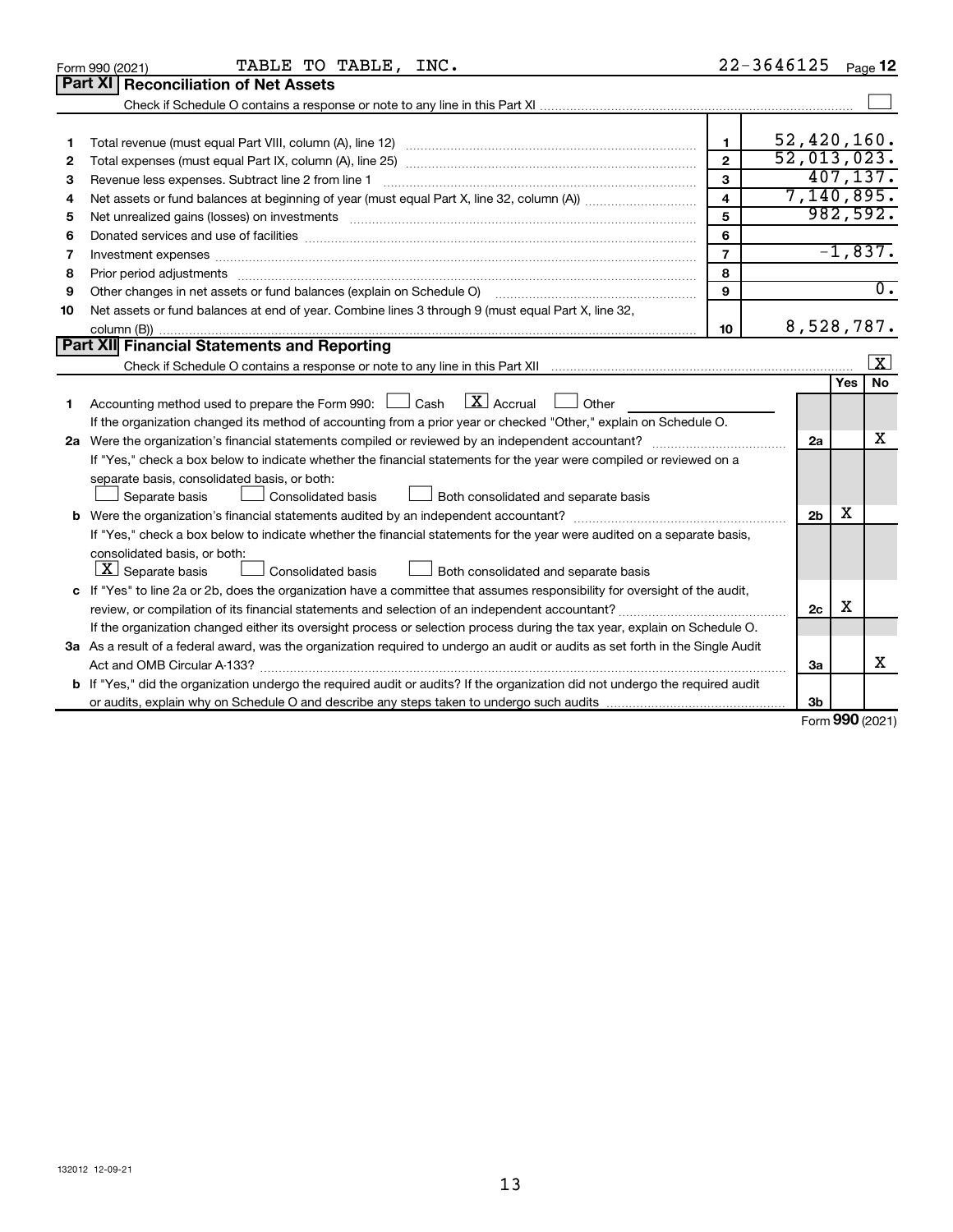Form 990 (2021) TABLE TO TABLE, INC. 22-3646125 Page 12

## Part XI Reconciliation of Net Assets

Check if Schedule O contains a response or note to any line in this Part XI ☐

| | | | |
|---|---|---|---|
| 1 | Total revenue (must equal Part VIII, column (A), line 12) | 1 | 52,420,160. |
| 2 | Total expenses (must equal Part IX, column (A), line 25) | 2 | 52,013,023. |
| 3 | Revenue less expenses. Subtract line 2 from line 1 | 3 | 407,137. |
| 4 | Net assets or fund balances at beginning of year (must equal Part X, line 32, column (A)) | 4 | 7,140,895. |
| 5 | Net unrealized gains (losses) on investments | 5 | 982,592. |
| 6 | Donated services and use of facilities | 6 | |
| 7 | Investment expenses | 7 | -1,837. |
| 8 | Prior period adjustments | 8 | |
| 9 | Other changes in net assets or fund balances (explain on Schedule O) | 9 | 0. |
| 10 | Net assets or fund balances at end of year. Combine lines 3 through 9 (must equal Part X, line 32, column (B)) | 10 | 8,528,787. |

## Part XII Financial Statements and Reporting

Check if Schedule O contains a response or note to any line in this Part XII ☒

| | | | Yes | No |
|---|---|---|---|---|
| 1 | Accounting method used to prepare the Form 990: ☐ Cash ☒ Accrual ☐ Other<br>If the organization changed its method of accounting from a prior year or checked "Other," explain on Schedule O. | | | |
| 2a | Were the organization's financial statements compiled or reviewed by an independent accountant?<br>If "Yes," check a box below to indicate whether the financial statements for the year were compiled or reviewed on a separate basis, consolidated basis, or both:<br>☐ Separate basis ☐ Consolidated basis ☐ Both consolidated and separate basis | 2a | | X |
| b | Were the organization's financial statements audited by an independent accountant?<br>If "Yes," check a box below to indicate whether the financial statements for the year were audited on a separate basis, consolidated basis, or both:<br>☒ Separate basis ☐ Consolidated basis ☐ Both consolidated and separate basis | 2b | X | |
| c | If "Yes" to line 2a or 2b, does the organization have a committee that assumes responsibility for oversight of the audit, review, or compilation of its financial statements and selection of an independent accountant?<br>If the organization changed either its oversight process or selection process during the tax year, explain on Schedule O. | 2c | X | |
| 3a | As a result of a federal award, was the organization required to undergo an audit or audits as set forth in the Single Audit Act and OMB Circular A-133? | 3a | | X |
| b | If "Yes," did the organization undergo the required audit or audits? If the organization did not undergo the required audit or audits, explain why on Schedule O and describe any steps taken to undergo such audits | 3b | | |

Form 990 (2021)

132012 12-09-21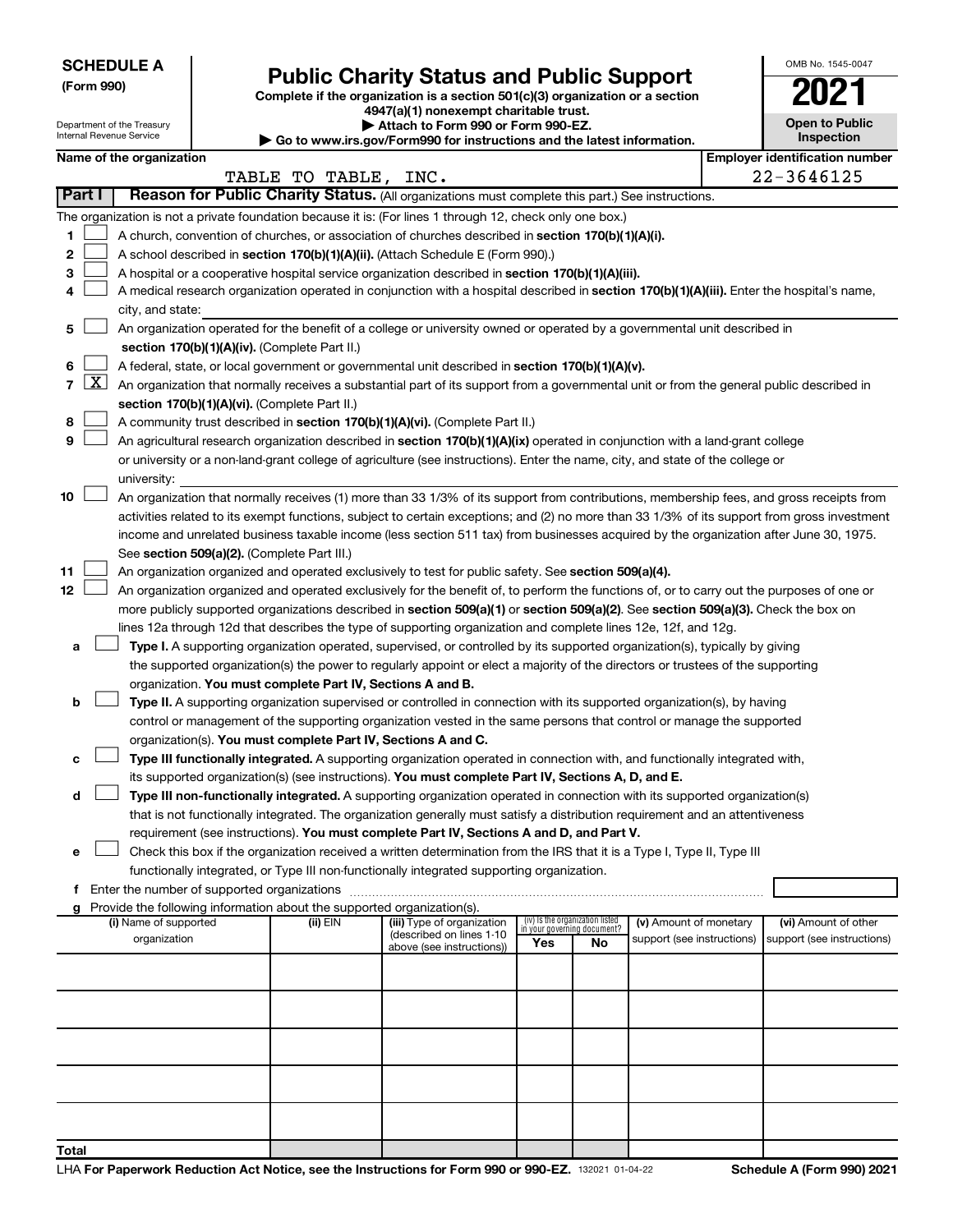**SCHEDULE A**
**(Form 990)**

Department of the Treasury
Internal Revenue Service

# Public Charity Status and Public Support

**Complete if the organization is a section 501(c)(3) organization or a section 4947(a)(1) nonexempt charitable trust.**
**▶ Attach to Form 990 or Form 990-EZ.**
**▶ Go to www.irs.gov/Form990 for instructions and the latest information.**

OMB No. 1545-0047

**2021**

**Open to Public Inspection**

**Name of the organization**: TABLE TO TABLE, INC.
**Employer identification number**: 22-3646125

## Part I — Reason for Public Charity Status. (All organizations must complete this part.) See instructions.

The organization is not a private foundation because it is: (For lines 1 through 12, check only one box.)

1. ☐ A church, convention of churches, or association of churches described in **section 170(b)(1)(A)(i).**
2. ☐ A school described in **section 170(b)(1)(A)(ii).** (Attach Schedule E (Form 990).)
3. ☐ A hospital or a cooperative hospital service organization described in **section 170(b)(1)(A)(iii).**
4. ☐ A medical research organization operated in conjunction with a hospital described in **section 170(b)(1)(A)(iii).** Enter the hospital's name, city, and state:
5. ☐ An organization operated for the benefit of a college or university owned or operated by a governmental unit described in **section 170(b)(1)(A)(iv).** (Complete Part II.)
6. ☐ A federal, state, or local government or governmental unit described in **section 170(b)(1)(A)(v).**
7. ☒ An organization that normally receives a substantial part of its support from a governmental unit or from the general public described in **section 170(b)(1)(A)(vi).** (Complete Part II.)
8. ☐ A community trust described in **section 170(b)(1)(A)(vi).** (Complete Part II.)
9. ☐ An agricultural research organization described in **section 170(b)(1)(A)(ix)** operated in conjunction with a land-grant college or university or a non-land-grant college of agriculture (see instructions). Enter the name, city, and state of the college or university:
10. ☐ An organization that normally receives (1) more than 33 1/3% of its support from contributions, membership fees, and gross receipts from activities related to its exempt functions, subject to certain exceptions; and (2) no more than 33 1/3% of its support from gross investment income and unrelated business taxable income (less section 511 tax) from businesses acquired by the organization after June 30, 1975. See **section 509(a)(2).** (Complete Part III.)
11. ☐ An organization organized and operated exclusively to test for public safety. See **section 509(a)(4).**
12. ☐ An organization organized and operated exclusively for the benefit of, to perform the functions of, or to carry out the purposes of one or more publicly supported organizations described in **section 509(a)(1)** or **section 509(a)(2)**. See **section 509(a)(3).** Check the box on lines 12a through 12d that describes the type of supporting organization and complete lines 12e, 12f, and 12g.
   - **a** ☐ **Type I.** A supporting organization operated, supervised, or controlled by its supported organization(s), typically by giving the supported organization(s) the power to regularly appoint or elect a majority of the directors or trustees of the supporting organization. **You must complete Part IV, Sections A and B.**
   - **b** ☐ **Type II.** A supporting organization supervised or controlled in connection with its supported organization(s), by having control or management of the supporting organization vested in the same persons that control or manage the supported organization(s). **You must complete Part IV, Sections A and C.**
   - **c** ☐ **Type III functionally integrated.** A supporting organization operated in connection with, and functionally integrated with, its supported organization(s) (see instructions). **You must complete Part IV, Sections A, D, and E.**
   - **d** ☐ **Type III non-functionally integrated.** A supporting organization operated in connection with its supported organization(s) that is not functionally integrated. The organization generally must satisfy a distribution requirement and an attentiveness requirement (see instructions). **You must complete Part IV, Sections A and D, and Part V.**
   - **e** ☐ Check this box if the organization received a written determination from the IRS that it is a Type I, Type II, Type III functionally integrated, or Type III non-functionally integrated supporting organization.
   - **f** Enter the number of supported organizations
   - **g** Provide the following information about the supported organization(s).

| (i) Name of supported organization | (ii) EIN | (iii) Type of organization (described on lines 1-10 above (see instructions)) | (iv) Is the organization listed in your governing document? Yes | No | (v) Amount of monetary support (see instructions) | (vi) Amount of other support (see instructions) |
|---|---|---|---|---|---|---|
| | | | | | | |
| | | | | | | |
| | | | | | | |
| | | | | | | |
| | | | | | | |
| **Total** | | | | | | |

LHA **For Paperwork Reduction Act Notice, see the Instructions for Form 990 or 990-EZ.** 132021 01-04-22 **Schedule A (Form 990) 2021**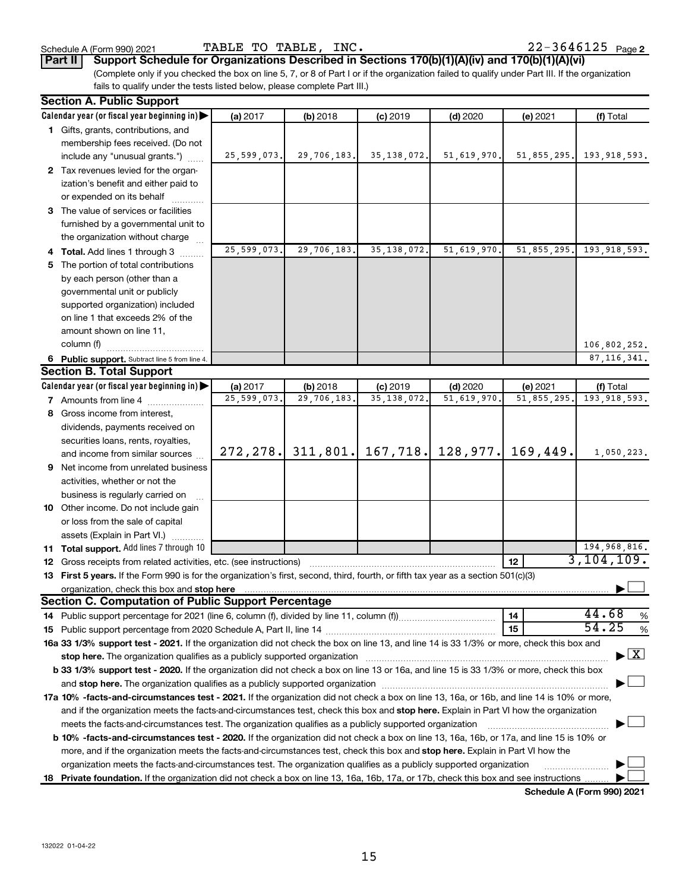Schedule A (Form 990) 2021 TABLE TO TABLE, INC. 22-3646125 Page 2

**Part II** **Support Schedule for Organizations Described in Sections 170(b)(1)(A)(iv) and 170(b)(1)(A)(vi)**

(Complete only if you checked the box on line 5, 7, or 8 of Part I or if the organization failed to qualify under Part III. If the organization fails to qualify under the tests listed below, please complete Part III.)

**Section A. Public Support**

| Calendar year (or fiscal year beginning in) | (a) 2017 | (b) 2018 | (c) 2019 | (d) 2020 | (e) 2021 | (f) Total |
|---|---|---|---|---|---|---|
| **1** Gifts, grants, contributions, and membership fees received. (Do not include any "unusual grants.") | 25,599,073. | 29,706,183. | 35,138,072. | 51,619,970. | 51,855,295. | 193,918,593. |
| **2** Tax revenues levied for the organization's benefit and either paid to or expended on its behalf | | | | | | |
| **3** The value of services or facilities furnished by a governmental unit to the organization without charge | | | | | | |
| **4** **Total.** Add lines 1 through 3 | 25,599,073. | 29,706,183. | 35,138,072. | 51,619,970. | 51,855,295. | 193,918,593. |
| **5** The portion of total contributions by each person (other than a governmental unit or publicly supported organization) included on line 1 that exceeds 2% of the amount shown on line 11, column (f) | | | | | | 106,802,252. |
| **6** **Public support.** Subtract line 5 from line 4. | | | | | | 87,116,341. |

**Section B. Total Support**

| Calendar year (or fiscal year beginning in) | (a) 2017 | (b) 2018 | (c) 2019 | (d) 2020 | (e) 2021 | (f) Total |
|---|---|---|---|---|---|---|
| **7** Amounts from line 4 | 25,599,073. | 29,706,183. | 35,138,072. | 51,619,970. | 51,855,295. | 193,918,593. |
| **8** Gross income from interest, dividends, payments received on securities loans, rents, royalties, and income from similar sources | 272,278. | 311,801. | 167,718. | 128,977. | 169,449. | 1,050,223. |
| **9** Net income from unrelated business activities, whether or not the business is regularly carried on | | | | | | |
| **10** Other income. Do not include gain or loss from the sale of capital assets (Explain in Part VI.) | | | | | | |
| **11** **Total support.** Add lines 7 through 10 | | | | | | 194,968,816. |

**12** Gross receipts from related activities, etc. (see instructions) | **12** | 3,104,109.

**13** **First 5 years.** If the Form 990 is for the organization's first, second, third, fourth, or fifth tax year as a section 501(c)(3) organization, check this box and **stop here** ☐

**Section C. Computation of Public Support Percentage**

**14** Public support percentage for 2021 (line 6, column (f), divided by line 11, column (f)) | **14** | 44.68 %

**15** Public support percentage from 2020 Schedule A, Part II, line 14 | **15** | 54.25 %

**16a 33 1/3% support test - 2021.** If the organization did not check the box on line 13, and line 14 is 33 1/3% or more, check this box and **stop here.** The organization qualifies as a publicly supported organization ☒

**b 33 1/3% support test - 2020.** If the organization did not check a box on line 13 or 16a, and line 15 is 33 1/3% or more, check this box and **stop here.** The organization qualifies as a publicly supported organization ☐

**17a 10% -facts-and-circumstances test - 2021.** If the organization did not check a box on line 13, 16a, or 16b, and line 14 is 10% or more, and if the organization meets the facts-and-circumstances test, check this box and **stop here.** Explain in Part VI how the organization meets the facts-and-circumstances test. The organization qualifies as a publicly supported organization ☐

**b 10% -facts-and-circumstances test - 2020.** If the organization did not check a box on line 13, 16a, 16b, or 17a, and line 15 is 10% or more, and if the organization meets the facts-and-circumstances test, check this box and **stop here.** Explain in Part VI how the organization meets the facts-and-circumstances test. The organization qualifies as a publicly supported organization ☐

**18** **Private foundation.** If the organization did not check a box on line 13, 16a, 16b, 17a, or 17b, check this box and see instructions ☐

**Schedule A (Form 990) 2021**

132022 01-04-22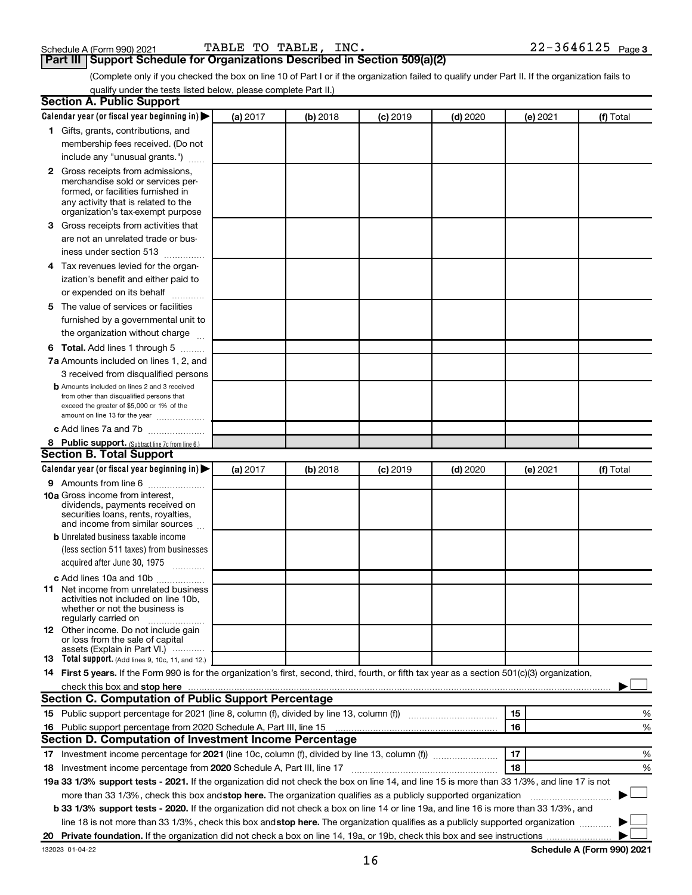Schedule A (Form 990) 2021 TABLE TO TABLE, INC. 22-3646125 Page 3

## Part III Support Schedule for Organizations Described in Section 509(a)(2)

(Complete only if you checked the box on line 10 of Part I or if the organization failed to qualify under Part II. If the organization fails to qualify under the tests listed below, please complete Part II.)

### Section A. Public Support

| Calendar year (or fiscal year beginning in) ▶ | (a) 2017 | (b) 2018 | (c) 2019 | (d) 2020 | (e) 2021 | (f) Total |
|---|---|---|---|---|---|---|
| **1** Gifts, grants, contributions, and membership fees received. (Do not include any "unusual grants.") | | | | | | |
| **2** Gross receipts from admissions, merchandise sold or services performed, or facilities furnished in any activity that is related to the organization's tax-exempt purpose | | | | | | |
| **3** Gross receipts from activities that are not an unrelated trade or business under section 513 | | | | | | |
| **4** Tax revenues levied for the organization's benefit and either paid to or expended on its behalf | | | | | | |
| **5** The value of services or facilities furnished by a governmental unit to the organization without charge | | | | | | |
| **6 Total.** Add lines 1 through 5 | | | | | | |
| **7a** Amounts included on lines 1, 2, and 3 received from disqualified persons | | | | | | |
| **b** Amounts included on lines 2 and 3 received from other than disqualified persons that exceed the greater of $5,000 or 1% of the amount on line 13 for the year | | | | | | |
| **c** Add lines 7a and 7b | | | | | | |
| **8 Public support.** (Subtract line 7c from line 6.) | | | | | | |

### Section B. Total Support

| Calendar year (or fiscal year beginning in) ▶ | (a) 2017 | (b) 2018 | (c) 2019 | (d) 2020 | (e) 2021 | (f) Total |
|---|---|---|---|---|---|---|
| **9** Amounts from line 6 | | | | | | |
| **10a** Gross income from interest, dividends, payments received on securities loans, rents, royalties, and income from similar sources | | | | | | |
| **b** Unrelated business taxable income (less section 511 taxes) from businesses acquired after June 30, 1975 | | | | | | |
| **c** Add lines 10a and 10b | | | | | | |
| **11** Net income from unrelated business activities not included on line 10b, whether or not the business is regularly carried on | | | | | | |
| **12** Other income. Do not include gain or loss from the sale of capital assets (Explain in Part VI.) | | | | | | |
| **13 Total support.** (Add lines 9, 10c, 11, and 12.) | | | | | | |

**14 First 5 years.** If the Form 990 is for the organization's first, second, third, fourth, or fifth tax year as a section 501(c)(3) organization, check this box and **stop here** ▶ ☐

### Section C. Computation of Public Support Percentage

| | | | |
|---|---|---|---|
| **15** Public support percentage for 2021 (line 8, column (f), divided by line 13, column (f)) | 15 | | % |
| **16** Public support percentage from 2020 Schedule A, Part III, line 15 | 16 | | % |

### Section D. Computation of Investment Income Percentage

| | | | |
|---|---|---|---|
| **17** Investment income percentage for **2021** (line 10c, column (f), divided by line 13, column (f)) | 17 | | % |
| **18** Investment income percentage from **2020** Schedule A, Part III, line 17 | 18 | | % |

**19a 33 1/3% support tests - 2021.** If the organization did not check the box on line 14, and line 15 is more than 33 1/3%, and line 17 is not more than 33 1/3%, check this box and **stop here.** The organization qualifies as a publicly supported organization ▶ ☐

**b 33 1/3% support tests - 2020.** If the organization did not check a box on line 14 or line 19a, and line 16 is more than 33 1/3%, and line 18 is not more than 33 1/3%, check this box and **stop here.** The organization qualifies as a publicly supported organization ▶ ☐

**20 Private foundation.** If the organization did not check a box on line 14, 19a, or 19b, check this box and see instructions ▶ ☐

132023 01-04-22 **Schedule A (Form 990) 2021**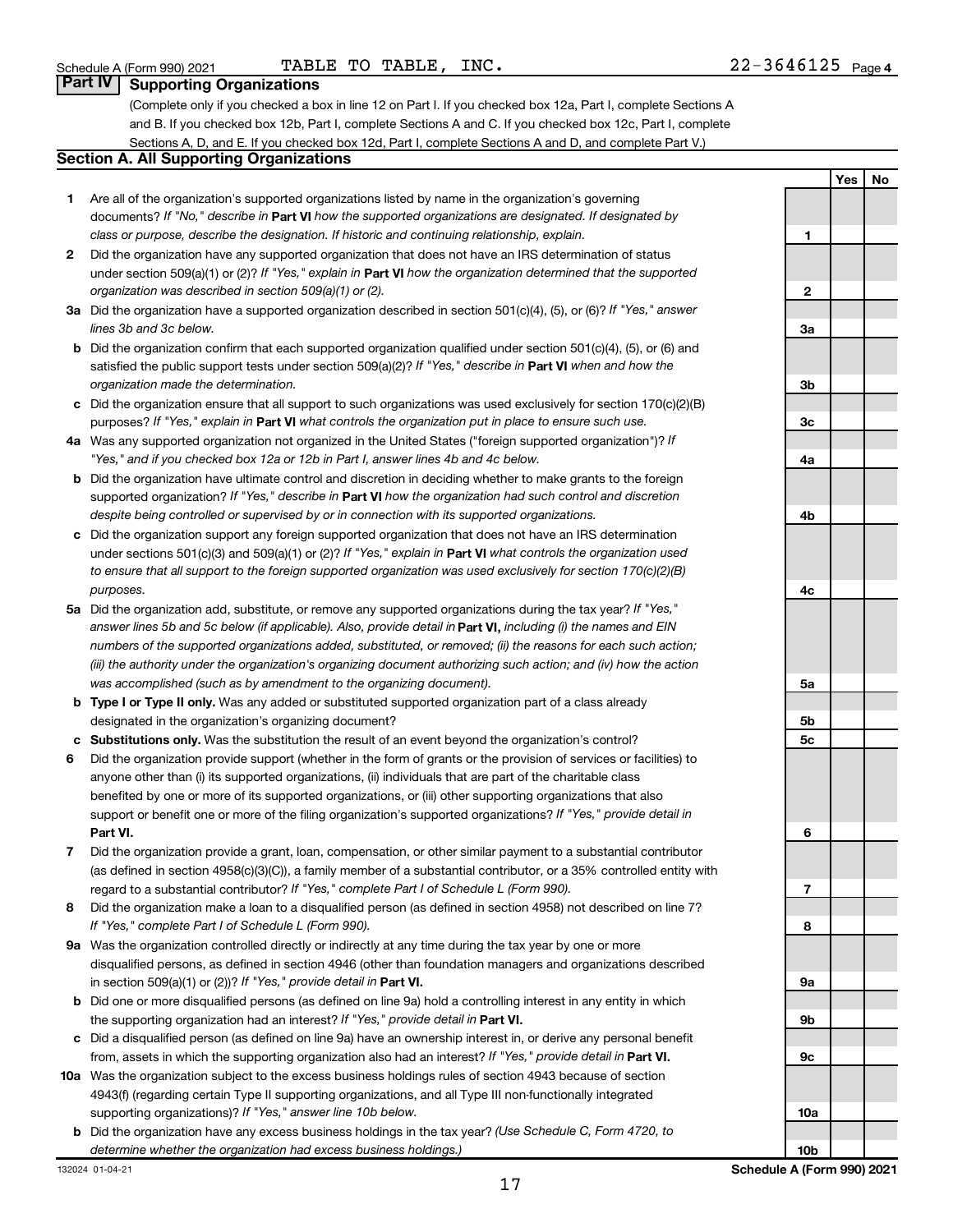Schedule A (Form 990) 2021 TABLE TO TABLE, INC. 22-3646125 Page 4

## Part IV Supporting Organizations

(Complete only if you checked a box in line 12 on Part I. If you checked box 12a, Part I, complete Sections A and B. If you checked box 12b, Part I, complete Sections A and C. If you checked box 12c, Part I, complete Sections A, D, and E. If you checked box 12d, Part I, complete Sections A and D, and complete Part V.)

### Section A. All Supporting Organizations

| | | | Yes | No |
|---|---|---|---|---|
| **1** | Are all of the organization's supported organizations listed by name in the organization's governing documents? *If "No," describe in* **Part VI** *how the supported organizations are designated. If designated by class or purpose, describe the designation. If historic and continuing relationship, explain.* | 1 | | |
| **2** | Did the organization have any supported organization that does not have an IRS determination of status under section 509(a)(1) or (2)? *If "Yes," explain in* **Part VI** *how the organization determined that the supported organization was described in section 509(a)(1) or (2).* | 2 | | |
| **3a** | Did the organization have a supported organization described in section 501(c)(4), (5), or (6)? *If "Yes," answer lines 3b and 3c below.* | 3a | | |
| **b** | Did the organization confirm that each supported organization qualified under section 501(c)(4), (5), or (6) and satisfied the public support tests under section 509(a)(2)? *If "Yes," describe in* **Part VI** *when and how the organization made the determination.* | 3b | | |
| **c** | Did the organization ensure that all support to such organizations was used exclusively for section 170(c)(2)(B) purposes? *If "Yes," explain in* **Part VI** *what controls the organization put in place to ensure such use.* | 3c | | |
| **4a** | Was any supported organization not organized in the United States ("foreign supported organization")? *If "Yes," and if you checked box 12a or 12b in Part I, answer lines 4b and 4c below.* | 4a | | |
| **b** | Did the organization have ultimate control and discretion in deciding whether to make grants to the foreign supported organization? *If "Yes," describe in* **Part VI** *how the organization had such control and discretion despite being controlled or supervised by or in connection with its supported organizations.* | 4b | | |
| **c** | Did the organization support any foreign supported organization that does not have an IRS determination under sections 501(c)(3) and 509(a)(1) or (2)? *If "Yes," explain in* **Part VI** *what controls the organization used to ensure that all support to the foreign supported organization was used exclusively for section 170(c)(2)(B) purposes.* | 4c | | |
| **5a** | Did the organization add, substitute, or remove any supported organizations during the tax year? *If "Yes," answer lines 5b and 5c below (if applicable). Also, provide detail in* **Part VI,** *including (i) the names and EIN numbers of the supported organizations added, substituted, or removed; (ii) the reasons for each such action; (iii) the authority under the organization's organizing document authorizing such action; and (iv) how the action was accomplished (such as by amendment to the organizing document).* | 5a | | |
| **b** | **Type I or Type II only.** Was any added or substituted supported organization part of a class already designated in the organization's organizing document? | 5b | | |
| **c** | **Substitutions only.** Was the substitution the result of an event beyond the organization's control? | 5c | | |
| **6** | Did the organization provide support (whether in the form of grants or the provision of services or facilities) to anyone other than (i) its supported organizations, (ii) individuals that are part of the charitable class benefited by one or more of its supported organizations, or (iii) other supporting organizations that also support or benefit one or more of the filing organization's supported organizations? *If "Yes," provide detail in* **Part VI.** | 6 | | |
| **7** | Did the organization provide a grant, loan, compensation, or other similar payment to a substantial contributor (as defined in section 4958(c)(3)(C)), a family member of a substantial contributor, or a 35% controlled entity with regard to a substantial contributor? *If "Yes," complete Part I of Schedule L (Form 990).* | 7 | | |
| **8** | Did the organization make a loan to a disqualified person (as defined in section 4958) not described on line 7? *If "Yes," complete Part I of Schedule L (Form 990).* | 8 | | |
| **9a** | Was the organization controlled directly or indirectly at any time during the tax year by one or more disqualified persons, as defined in section 4946 (other than foundation managers and organizations described in section 509(a)(1) or (2))? *If "Yes," provide detail in* **Part VI.** | 9a | | |
| **b** | Did one or more disqualified persons (as defined on line 9a) hold a controlling interest in any entity in which the supporting organization had an interest? *If "Yes," provide detail in* **Part VI.** | 9b | | |
| **c** | Did a disqualified person (as defined on line 9a) have an ownership interest in, or derive any personal benefit from, assets in which the supporting organization also had an interest? *If "Yes," provide detail in* **Part VI.** | 9c | | |
| **10a** | Was the organization subject to the excess business holdings rules of section 4943 because of section 4943(f) (regarding certain Type II supporting organizations, and all Type III non-functionally integrated supporting organizations)? *If "Yes," answer line 10b below.* | 10a | | |
| **b** | Did the organization have any excess business holdings in the tax year? *(Use Schedule C, Form 4720, to determine whether the organization had excess business holdings.)* | 10b | | |

132024 01-04-21 **Schedule A (Form 990) 2021**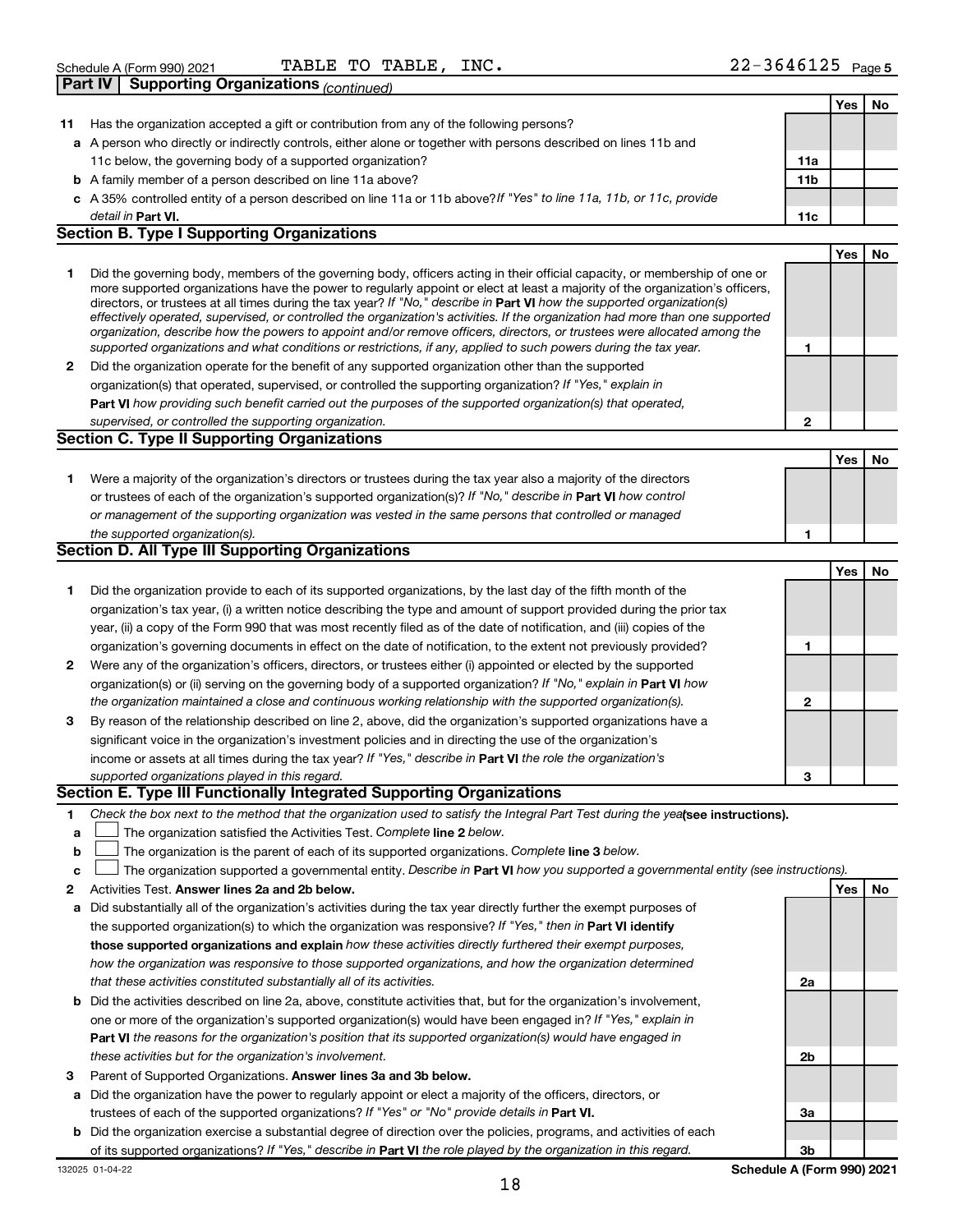Schedule A (Form 990) 2021 TABLE TO TABLE, INC. 22-3646125 Page 5

## Part IV Supporting Organizations *(continued)*

| | | | Yes | No |
|---|---|---|---|---|
| 11 | Has the organization accepted a gift or contribution from any of the following persons? | | | |
| a | A person who directly or indirectly controls, either alone or together with persons described on lines 11b and 11c below, the governing body of a supported organization? | 11a | | |
| b | A family member of a person described on line 11a above? | 11b | | |
| c | A 35% controlled entity of a person described on line 11a or 11b above? *If "Yes" to line 11a, 11b, or 11c, provide detail in* **Part VI.** | 11c | | |

### Section B. Type I Supporting Organizations

| | | | Yes | No |
|---|---|---|---|---|
| 1 | Did the governing body, members of the governing body, officers acting in their official capacity, or membership of one or more supported organizations have the power to regularly appoint or elect at least a majority of the organization's officers, directors, or trustees at all times during the tax year? *If "No," describe in* **Part VI** *how the supported organization(s) effectively operated, supervised, or controlled the organization's activities. If the organization had more than one supported organization, describe how the powers to appoint and/or remove officers, directors, or trustees were allocated among the supported organizations and what conditions or restrictions, if any, applied to such powers during the tax year.* | 1 | | |
| 2 | Did the organization operate for the benefit of any supported organization other than the supported organization(s) that operated, supervised, or controlled the supporting organization? *If "Yes," explain in* **Part VI** *how providing such benefit carried out the purposes of the supported organization(s) that operated, supervised, or controlled the supporting organization.* | 2 | | |

### Section C. Type II Supporting Organizations

| | | | Yes | No |
|---|---|---|---|---|
| 1 | Were a majority of the organization's directors or trustees during the tax year also a majority of the directors or trustees of each of the organization's supported organization(s)? *If "No," describe in* **Part VI** *how control or management of the supporting organization was vested in the same persons that controlled or managed the supported organization(s).* | 1 | | |

### Section D. All Type III Supporting Organizations

| | | | Yes | No |
|---|---|---|---|---|
| 1 | Did the organization provide to each of its supported organizations, by the last day of the fifth month of the organization's tax year, (i) a written notice describing the type and amount of support provided during the prior tax year, (ii) a copy of the Form 990 that was most recently filed as of the date of notification, and (iii) copies of the organization's governing documents in effect on the date of notification, to the extent not previously provided? | 1 | | |
| 2 | Were any of the organization's officers, directors, or trustees either (i) appointed or elected by the supported organization(s) or (ii) serving on the governing body of a supported organization? *If "No," explain in* **Part VI** *how the organization maintained a close and continuous working relationship with the supported organization(s).* | 2 | | |
| 3 | By reason of the relationship described on line 2, above, did the organization's supported organizations have a significant voice in the organization's investment policies and in directing the use of the organization's income or assets at all times during the tax year? *If "Yes," describe in* **Part VI** *the role the organization's supported organizations played in this regard.* | 3 | | |

### Section E. Type III Functionally Integrated Supporting Organizations

1 *Check the box next to the method that the organization used to satisfy the Integral Part Test during the year* **(see instructions).**

a ☐ The organization satisfied the Activities Test. *Complete* **line 2** *below.*

b ☐ The organization is the parent of each of its supported organizations. *Complete* **line 3** *below.*

c ☐ The organization supported a governmental entity. *Describe in* **Part VI** *how you supported a governmental entity (see instructions).*

| | | | Yes | No |
|---|---|---|---|---|
| 2 | Activities Test. **Answer lines 2a and 2b below.** | | | |
| a | Did substantially all of the organization's activities during the tax year directly further the exempt purposes of the supported organization(s) to which the organization was responsive? *If "Yes," then in* **Part VI identify those supported organizations and explain** *how these activities directly furthered their exempt purposes, how the organization was responsive to those supported organizations, and how the organization determined that these activities constituted substantially all of its activities.* | 2a | | |
| b | Did the activities described on line 2a, above, constitute activities that, but for the organization's involvement, one or more of the organization's supported organization(s) would have been engaged in? *If "Yes," explain in* **Part VI** *the reasons for the organization's position that its supported organization(s) would have engaged in these activities but for the organization's involvement.* | 2b | | |
| 3 | Parent of Supported Organizations. **Answer lines 3a and 3b below.** | | | |
| a | Did the organization have the power to regularly appoint or elect a majority of the officers, directors, or trustees of each of the supported organizations? *If "Yes" or "No" provide details in* **Part VI.** | 3a | | |
| b | Did the organization exercise a substantial degree of direction over the policies, programs, and activities of each of its supported organizations? *If "Yes," describe in* **Part VI** *the role played by the organization in this regard.* | 3b | | |

132025 01-04-22 **Schedule A (Form 990) 2021**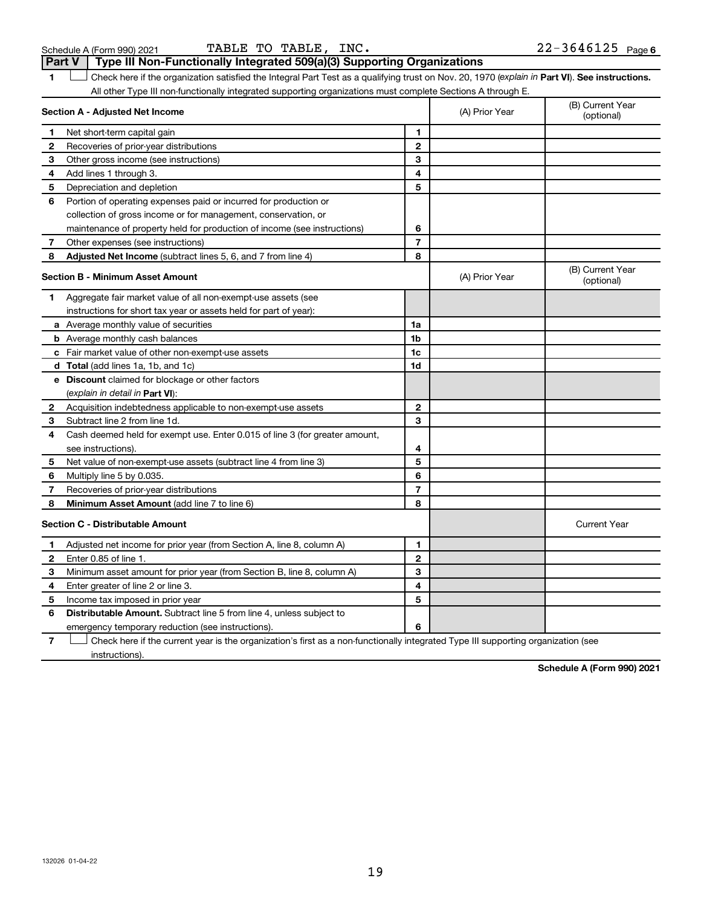Schedule A (Form 990) 2021 TABLE TO TABLE, INC. 22-3646125 Page 6

## Part V Type III Non-Functionally Integrated 509(a)(3) Supporting Organizations

1 ☐ Check here if the organization satisfied the Integral Part Test as a qualifying trust on Nov. 20, 1970 (*explain in* **Part VI**). **See instructions.** All other Type III non-functionally integrated supporting organizations must complete Sections A through E.

| **Section A - Adjusted Net Income** | | (A) Prior Year | (B) Current Year (optional) |
|---|---|---|---|
| **1** Net short-term capital gain | 1 | | |
| **2** Recoveries of prior-year distributions | 2 | | |
| **3** Other gross income (see instructions) | 3 | | |
| **4** Add lines 1 through 3. | 4 | | |
| **5** Depreciation and depletion | 5 | | |
| **6** Portion of operating expenses paid or incurred for production or collection of gross income or for management, conservation, or maintenance of property held for production of income (see instructions) | 6 | | |
| **7** Other expenses (see instructions) | 7 | | |
| **8** **Adjusted Net Income** (subtract lines 5, 6, and 7 from line 4) | 8 | | |

| **Section B - Minimum Asset Amount** | | (A) Prior Year | (B) Current Year (optional) |
|---|---|---|---|
| **1** Aggregate fair market value of all non-exempt-use assets (see instructions for short tax year or assets held for part of year): | | | |
| **a** Average monthly value of securities | 1a | | |
| **b** Average monthly cash balances | 1b | | |
| **c** Fair market value of other non-exempt-use assets | 1c | | |
| **d** **Total** (add lines 1a, 1b, and 1c) | 1d | | |
| **e** **Discount** claimed for blockage or other factors (*explain in detail in* **Part VI**): | | | |
| **2** Acquisition indebtedness applicable to non-exempt-use assets | 2 | | |
| **3** Subtract line 2 from line 1d. | 3 | | |
| **4** Cash deemed held for exempt use. Enter 0.015 of line 3 (for greater amount, see instructions). | 4 | | |
| **5** Net value of non-exempt-use assets (subtract line 4 from line 3) | 5 | | |
| **6** Multiply line 5 by 0.035. | 6 | | |
| **7** Recoveries of prior-year distributions | 7 | | |
| **8** **Minimum Asset Amount** (add line 7 to line 6) | 8 | | |

| **Section C - Distributable Amount** | | | Current Year |
|---|---|---|---|
| **1** Adjusted net income for prior year (from Section A, line 8, column A) | 1 | | |
| **2** Enter 0.85 of line 1. | 2 | | |
| **3** Minimum asset amount for prior year (from Section B, line 8, column A) | 3 | | |
| **4** Enter greater of line 2 or line 3. | 4 | | |
| **5** Income tax imposed in prior year | 5 | | |
| **6** **Distributable Amount.** Subtract line 5 from line 4, unless subject to emergency temporary reduction (see instructions). | 6 | | |

7 ☐ Check here if the current year is the organization's first as a non-functionally integrated Type III supporting organization (see instructions).

**Schedule A (Form 990) 2021**

132026 01-04-22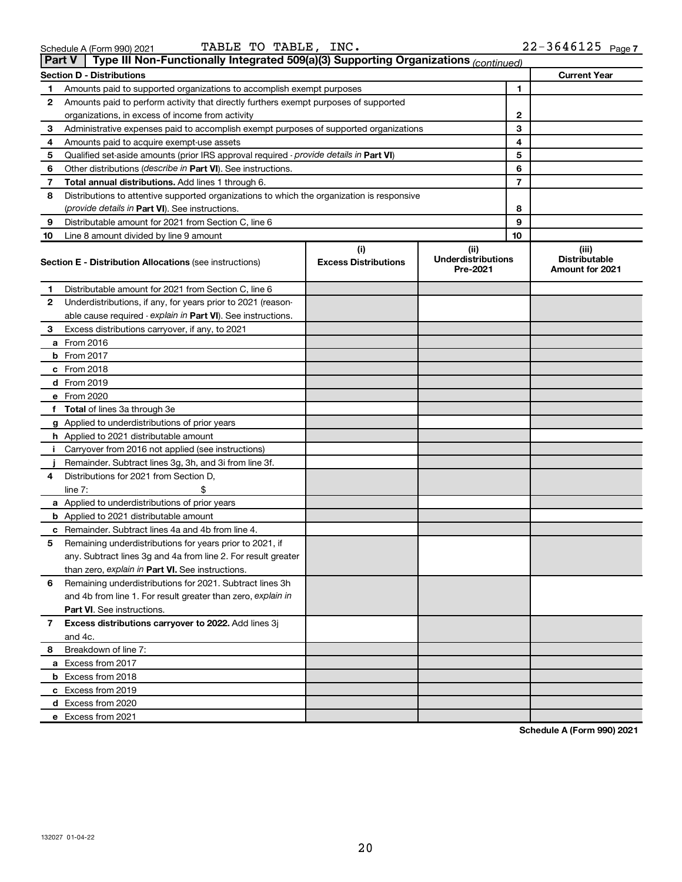Schedule A (Form 990) 2021 TABLE TO TABLE, INC. 22-3646125 Page 7

## Part V Type III Non-Functionally Integrated 509(a)(3) Supporting Organizations *(continued)*

| Section D - Distributions | | | Current Year |
|---|---|---|---|
| 1 | Amounts paid to supported organizations to accomplish exempt purposes | 1 | |
| 2 | Amounts paid to perform activity that directly furthers exempt purposes of supported organizations, in excess of income from activity | 2 | |
| 3 | Administrative expenses paid to accomplish exempt purposes of supported organizations | 3 | |
| 4 | Amounts paid to acquire exempt-use assets | 4 | |
| 5 | Qualified set-aside amounts (prior IRS approval required - *provide details in* **Part VI**) | 5 | |
| 6 | Other distributions (*describe in* **Part VI**). See instructions. | 6 | |
| 7 | **Total annual distributions.** Add lines 1 through 6. | 7 | |
| 8 | Distributions to attentive supported organizations to which the organization is responsive (*provide details in* **Part VI**). See instructions. | 8 | |
| 9 | Distributable amount for 2021 from Section C, line 6 | 9 | |
| 10 | Line 8 amount divided by line 9 amount | 10 | |

| **Section E - Distribution Allocations** (see instructions) | (i) Excess Distributions | (ii) Underdistributions Pre-2021 | (iii) Distributable Amount for 2021 |
|---|---|---|---|
| **1** Distributable amount for 2021 from Section C, line 6 | | | |
| **2** Underdistributions, if any, for years prior to 2021 (reasonable cause required - *explain in* **Part VI**). See instructions. | | | |
| **3** Excess distributions carryover, if any, to 2021 | | | |
| **a** From 2016 | | | |
| **b** From 2017 | | | |
| **c** From 2018 | | | |
| **d** From 2019 | | | |
| **e** From 2020 | | | |
| **f Total** of lines 3a through 3e | | | |
| **g** Applied to underdistributions of prior years | | | |
| **h** Applied to 2021 distributable amount | | | |
| **i** Carryover from 2016 not applied (see instructions) | | | |
| **j** Remainder. Subtract lines 3g, 3h, and 3i from line 3f. | | | |
| **4** Distributions for 2021 from Section D, line 7: $ | | | |
| **a** Applied to underdistributions of prior years | | | |
| **b** Applied to 2021 distributable amount | | | |
| **c** Remainder. Subtract lines 4a and 4b from line 4. | | | |
| **5** Remaining underdistributions for years prior to 2021, if any. Subtract lines 3g and 4a from line 2. For result greater than zero, *explain in* **Part VI.** See instructions. | | | |
| **6** Remaining underdistributions for 2021. Subtract lines 3h and 4b from line 1. For result greater than zero, *explain in* **Part VI**. See instructions. | | | |
| **7 Excess distributions carryover to 2022.** Add lines 3j and 4c. | | | |
| **8** Breakdown of line 7: | | | |
| **a** Excess from 2017 | | | |
| **b** Excess from 2018 | | | |
| **c** Excess from 2019 | | | |
| **d** Excess from 2020 | | | |
| **e** Excess from 2021 | | | |

**Schedule A (Form 990) 2021**

132027 01-04-22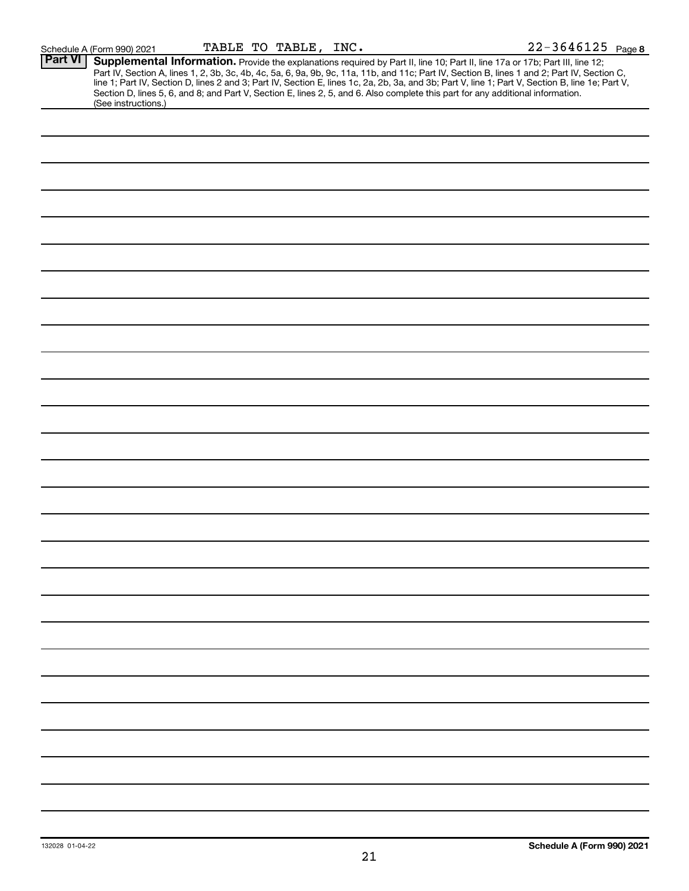Schedule A (Form 990) 2021 TABLE TO TABLE, INC. 22-3646125 Page 8

**Part VI** **Supplemental Information.** Provide the explanations required by Part II, line 10; Part II, line 17a or 17b; Part III, line 12; Part IV, Section A, lines 1, 2, 3b, 3c, 4b, 4c, 5a, 6, 9a, 9b, 9c, 11a, 11b, and 11c; Part IV, Section B, lines 1 and 2; Part IV, Section C, line 1; Part IV, Section D, lines 2 and 3; Part IV, Section E, lines 1c, 2a, 2b, 3a, and 3b; Part V, line 1; Part V, Section B, line 1e; Part V, Section D, lines 5, 6, and 8; and Part V, Section E, lines 2, 5, and 6. Also complete this part for any additional information. (See instructions.)

132028 01-04-22

**Schedule A (Form 990) 2021**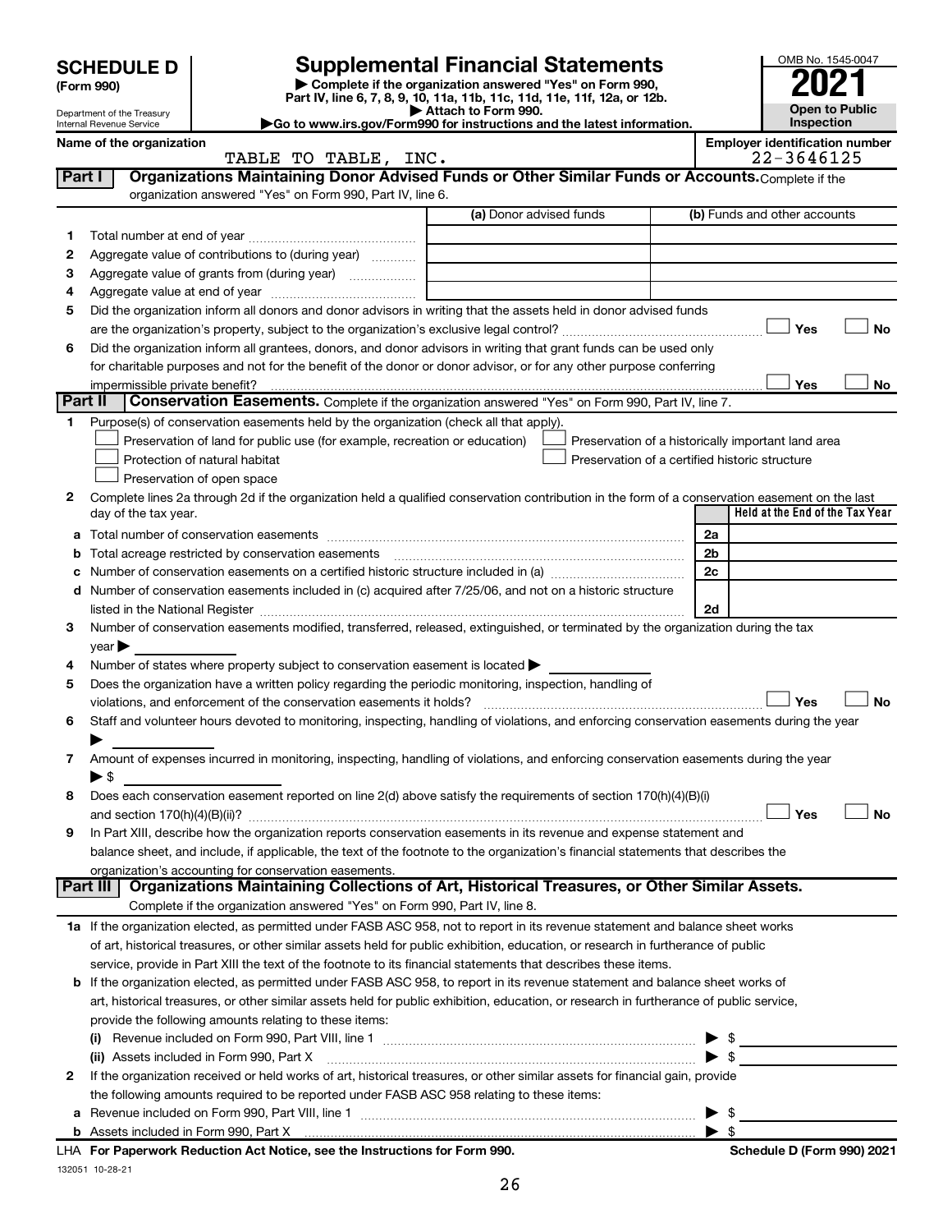# SCHEDULE D (Form 990)

Department of the Treasury
Internal Revenue Service

# Supplemental Financial Statements

▶ Complete if the organization answered "Yes" on Form 990, Part IV, line 6, 7, 8, 9, 10, 11a, 11b, 11c, 11d, 11e, 11f, 12a, or 12b.
▶ Attach to Form 990.
▶Go to www.irs.gov/Form990 for instructions and the latest information.

OMB No. 1545-0047
**2021**
**Open to Public Inspection**

**Name of the organization**
TABLE TO TABLE, INC.

**Employer identification number**
22-3646125

## Part I — Organizations Maintaining Donor Advised Funds or Other Similar Funds or Accounts.

Complete if the organization answered "Yes" on Form 990, Part IV, line 6.

| | | (a) Donor advised funds | (b) Funds and other accounts |
|---|---|---|---|
| 1 | Total number at end of year | | |
| 2 | Aggregate value of contributions to (during year) | | |
| 3 | Aggregate value of grants from (during year) | | |
| 4 | Aggregate value at end of year | | |

5 Did the organization inform all donors and donor advisors in writing that the assets held in donor advised funds are the organization's property, subject to the organization's exclusive legal control? ☐ Yes ☐ No

6 Did the organization inform all grantees, donors, and donor advisors in writing that grant funds can be used only for charitable purposes and not for the benefit of the donor or donor advisor, or for any other purpose conferring impermissible private benefit? ☐ Yes ☐ No

## Part II — Conservation Easements.

Complete if the organization answered "Yes" on Form 990, Part IV, line 7.

1 Purpose(s) of conservation easements held by the organization (check all that apply).

- ☐ Preservation of land for public use (for example, recreation or education)
- ☐ Preservation of a historically important land area
- ☐ Protection of natural habitat
- ☐ Preservation of a certified historic structure
- ☐ Preservation of open space

2 Complete lines 2a through 2d if the organization held a qualified conservation contribution in the form of a conservation easement on the last day of the tax year.

| | | | Held at the End of the Tax Year |
|---|---|---|---|
| a | Total number of conservation easements | 2a | |
| b | Total acreage restricted by conservation easements | 2b | |
| c | Number of conservation easements on a certified historic structure included in (a) | 2c | |
| d | Number of conservation easements included in (c) acquired after 7/25/06, and not on a historic structure listed in the National Register | 2d | |

3 Number of conservation easements modified, transferred, released, extinguished, or terminated by the organization during the tax year ▶

4 Number of states where property subject to conservation easement is located ▶

5 Does the organization have a written policy regarding the periodic monitoring, inspection, handling of violations, and enforcement of the conservation easements it holds? ☐ Yes ☐ No

6 Staff and volunteer hours devoted to monitoring, inspecting, handling of violations, and enforcing conservation easements during the year ▶

7 Amount of expenses incurred in monitoring, inspecting, handling of violations, and enforcing conservation easements during the year ▶ $

8 Does each conservation easement reported on line 2(d) above satisfy the requirements of section 170(h)(4)(B)(i) and section 170(h)(4)(B)(ii)? ☐ Yes ☐ No

9 In Part XIII, describe how the organization reports conservation easements in its revenue and expense statement and balance sheet, and include, if applicable, the text of the footnote to the organization's financial statements that describes the organization's accounting for conservation easements.

## Part III — Organizations Maintaining Collections of Art, Historical Treasures, or Other Similar Assets.

Complete if the organization answered "Yes" on Form 990, Part IV, line 8.

1a If the organization elected, as permitted under FASB ASC 958, not to report in its revenue statement and balance sheet works of art, historical treasures, or other similar assets held for public exhibition, education, or research in furtherance of public service, provide in Part XIII the text of the footnote to its financial statements that describes these items.

b If the organization elected, as permitted under FASB ASC 958, to report in its revenue statement and balance sheet works of art, historical treasures, or other similar assets held for public exhibition, education, or research in furtherance of public service, provide the following amounts relating to these items:

(i) Revenue included on Form 990, Part VIII, line 1 ▶ $

(ii) Assets included in Form 990, Part X ▶ $

2 If the organization received or held works of art, historical treasures, or other similar assets for financial gain, provide the following amounts required to be reported under FASB ASC 958 relating to these items:

a Revenue included on Form 990, Part VIII, line 1 ▶ $

b Assets included in Form 990, Part X ▶ $

**LHA For Paperwork Reduction Act Notice, see the Instructions for Form 990.** **Schedule D (Form 990) 2021**

132051 10-28-21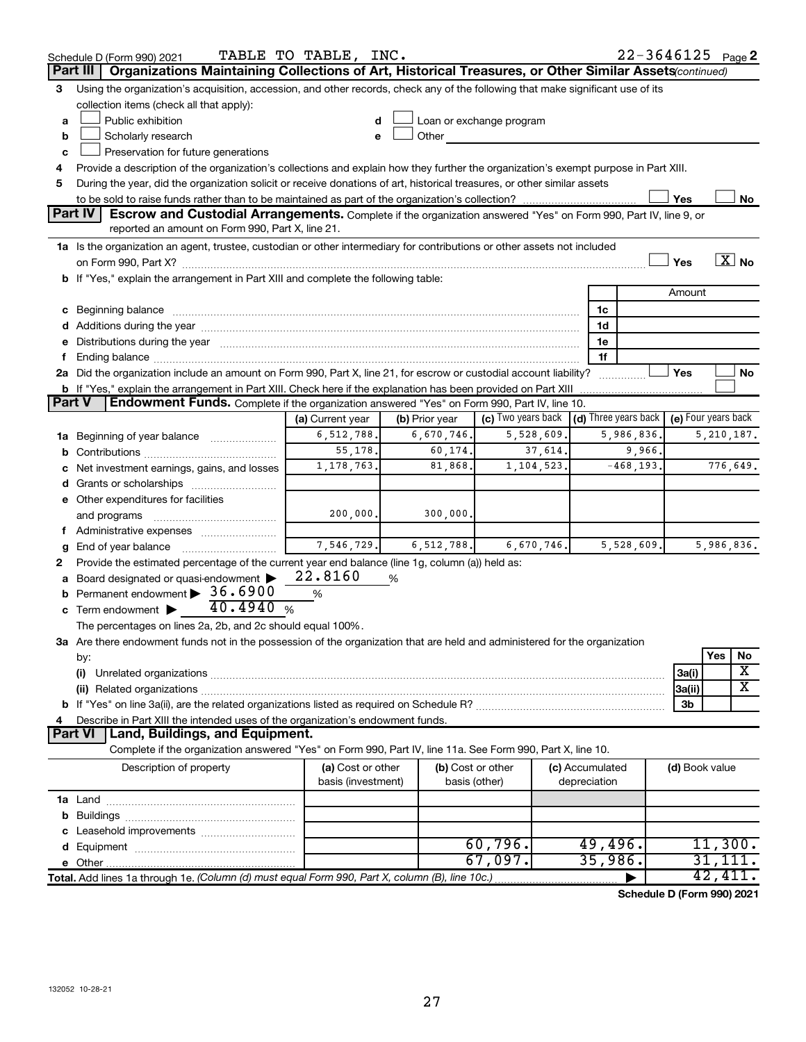Schedule D (Form 990) 2021 TABLE TO TABLE, INC. 22-3646125 Page 2

**Part III | Organizations Maintaining Collections of Art, Historical Treasures, or Other Similar Assets** *(continued)*

3 Using the organization's acquisition, accession, and other records, check any of the following that make significant use of its collection items (check all that apply):

a ☐ Public exhibition
b ☐ Scholarly research
c ☐ Preservation for future generations
d ☐ Loan or exchange program
e ☐ Other

4 Provide a description of the organization's collections and explain how they further the organization's exempt purpose in Part XIII.

5 During the year, did the organization solicit or receive donations of art, historical treasures, or other similar assets to be sold to raise funds rather than to be maintained as part of the organization's collection? ☐ Yes ☐ No

**Part IV | Escrow and Custodial Arrangements.** Complete if the organization answered "Yes" on Form 990, Part IV, line 9, or reported an amount on Form 990, Part X, line 21.

1a Is the organization an agent, trustee, custodian or other intermediary for contributions or other assets not included on Form 990, Part X? ☐ Yes ☒ No

b If "Yes," explain the arrangement in Part XIII and complete the following table:

| | | Amount |
|---|---|---|
| c Beginning balance | 1c | |
| d Additions during the year | 1d | |
| e Distributions during the year | 1e | |
| f Ending balance | 1f | |

2a Did the organization include an amount on Form 990, Part X, line 21, for escrow or custodial account liability? ☐ Yes ☐ No

b If "Yes," explain the arrangement in Part XIII. Check here if the explanation has been provided on Part XIII ☐

**Part V | Endowment Funds.** Complete if the organization answered "Yes" on Form 990, Part IV, line 10.

| | (a) Current year | (b) Prior year | (c) Two years back | (d) Three years back | (e) Four years back |
|---|---|---|---|---|---|
| 1a Beginning of year balance | 6,512,788. | 6,670,746. | 5,528,609. | 5,986,836. | 5,210,187. |
| b Contributions | 55,178. | 60,174. | 37,614. | 9,966. | |
| c Net investment earnings, gains, and losses | 1,178,763. | 81,868. | 1,104,523. | -468,193. | 776,649. |
| d Grants or scholarships | | | | | |
| e Other expenditures for facilities and programs | 200,000. | 300,000. | | | |
| f Administrative expenses | | | | | |
| g End of year balance | 7,546,729. | 6,512,788. | 6,670,746. | 5,528,609. | 5,986,836. |

2 Provide the estimated percentage of the current year end balance (line 1g, column (a)) held as:

a Board designated or quasi-endowment ▶ 22.8160 %

b Permanent endowment ▶ 36.6900 %

c Term endowment ▶ 40.4940 %

The percentages on lines 2a, 2b, and 2c should equal 100%.

3a Are there endowment funds not in the possession of the organization that are held and administered for the organization by:

| | | Yes | No |
|---|---|---|---|
| (i) Unrelated organizations | 3a(i) | | X |
| (ii) Related organizations | 3a(ii) | | X |
| b If "Yes" on line 3a(ii), are the related organizations listed as required on Schedule R? | 3b | | |

4 Describe in Part XIII the intended uses of the organization's endowment funds.

**Part VI | Land, Buildings, and Equipment.**

Complete if the organization answered "Yes" on Form 990, Part IV, line 11a. See Form 990, Part X, line 10.

| Description of property | (a) Cost or other basis (investment) | (b) Cost or other basis (other) | (c) Accumulated depreciation | (d) Book value |
|---|---|---|---|---|
| 1a Land | | | | |
| b Buildings | | | | |
| c Leasehold improvements | | | | |
| d Equipment | | 60,796. | 49,496. | 11,300. |
| e Other | | 67,097. | 35,986. | 31,111. |
| **Total.** Add lines 1a through 1e. *(Column (d) must equal Form 990, Part X, column (B), line 10c.)* | | | ▶ | 42,411. |

Schedule D (Form 990) 2021

132052 10-28-21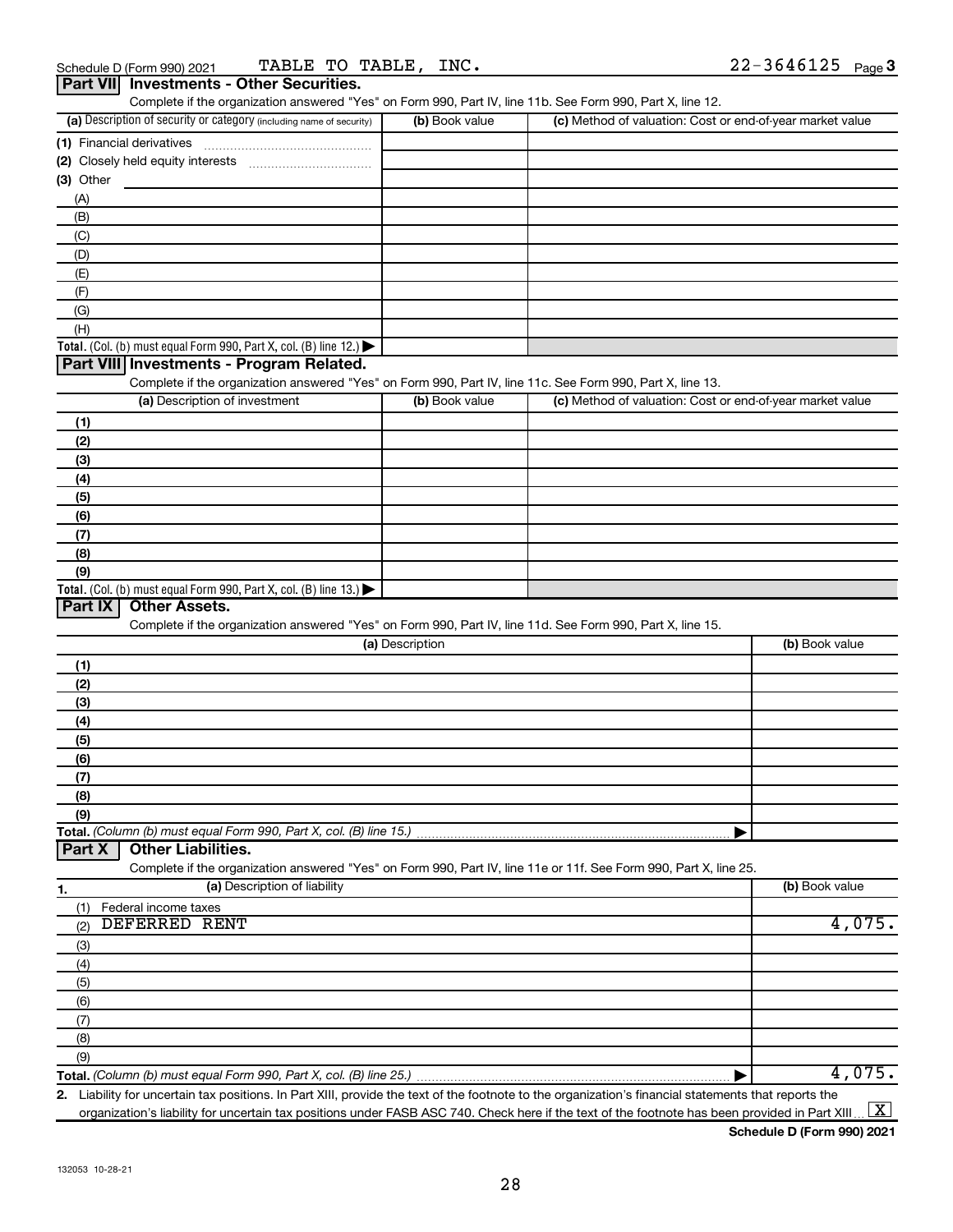Schedule D (Form 990) 2021 TABLE TO TABLE, INC. 22-3646125 Page 3

## Part VII Investments - Other Securities.

Complete if the organization answered "Yes" on Form 990, Part IV, line 11b. See Form 990, Part X, line 12.

| (a) Description of security or category (including name of security) | (b) Book value | (c) Method of valuation: Cost or end-of-year market value |
|---|---|---|
| (1) Financial derivatives | | |
| (2) Closely held equity interests | | |
| (3) Other | | |
| (A) | | |
| (B) | | |
| (C) | | |
| (D) | | |
| (E) | | |
| (F) | | |
| (G) | | |
| (H) | | |
| **Total.** (Col. (b) must equal Form 990, Part X, col. (B) line 12.) | | |

## Part VIII Investments - Program Related.

Complete if the organization answered "Yes" on Form 990, Part IV, line 11c. See Form 990, Part X, line 13.

| (a) Description of investment | (b) Book value | (c) Method of valuation: Cost or end-of-year market value |
|---|---|---|
| (1) | | |
| (2) | | |
| (3) | | |
| (4) | | |
| (5) | | |
| (6) | | |
| (7) | | |
| (8) | | |
| (9) | | |
| **Total.** (Col. (b) must equal Form 990, Part X, col. (B) line 13.) | | |

## Part IX Other Assets.

Complete if the organization answered "Yes" on Form 990, Part IV, line 11d. See Form 990, Part X, line 15.

| (a) Description | (b) Book value |
|---|---|
| (1) | |
| (2) | |
| (3) | |
| (4) | |
| (5) | |
| (6) | |
| (7) | |
| (8) | |
| (9) | |
| **Total.** *(Column (b) must equal Form 990, Part X, col. (B) line 15.)* | |

## Part X Other Liabilities.

Complete if the organization answered "Yes" on Form 990, Part IV, line 11e or 11f. See Form 990, Part X, line 25.

| 1. (a) Description of liability | (b) Book value |
|---|---|
| (1) Federal income taxes | |
| (2) DEFERRED RENT | 4,075. |
| (3) | |
| (4) | |
| (5) | |
| (6) | |
| (7) | |
| (8) | |
| (9) | |
| **Total.** *(Column (b) must equal Form 990, Part X, col. (B) line 25.)* | 4,075. |

2. Liability for uncertain tax positions. In Part XIII, provide the text of the footnote to the organization's financial statements that reports the organization's liability for uncertain tax positions under FASB ASC 740. Check here if the text of the footnote has been provided in Part XIII [X]

**Schedule D (Form 990) 2021**

132053 10-28-21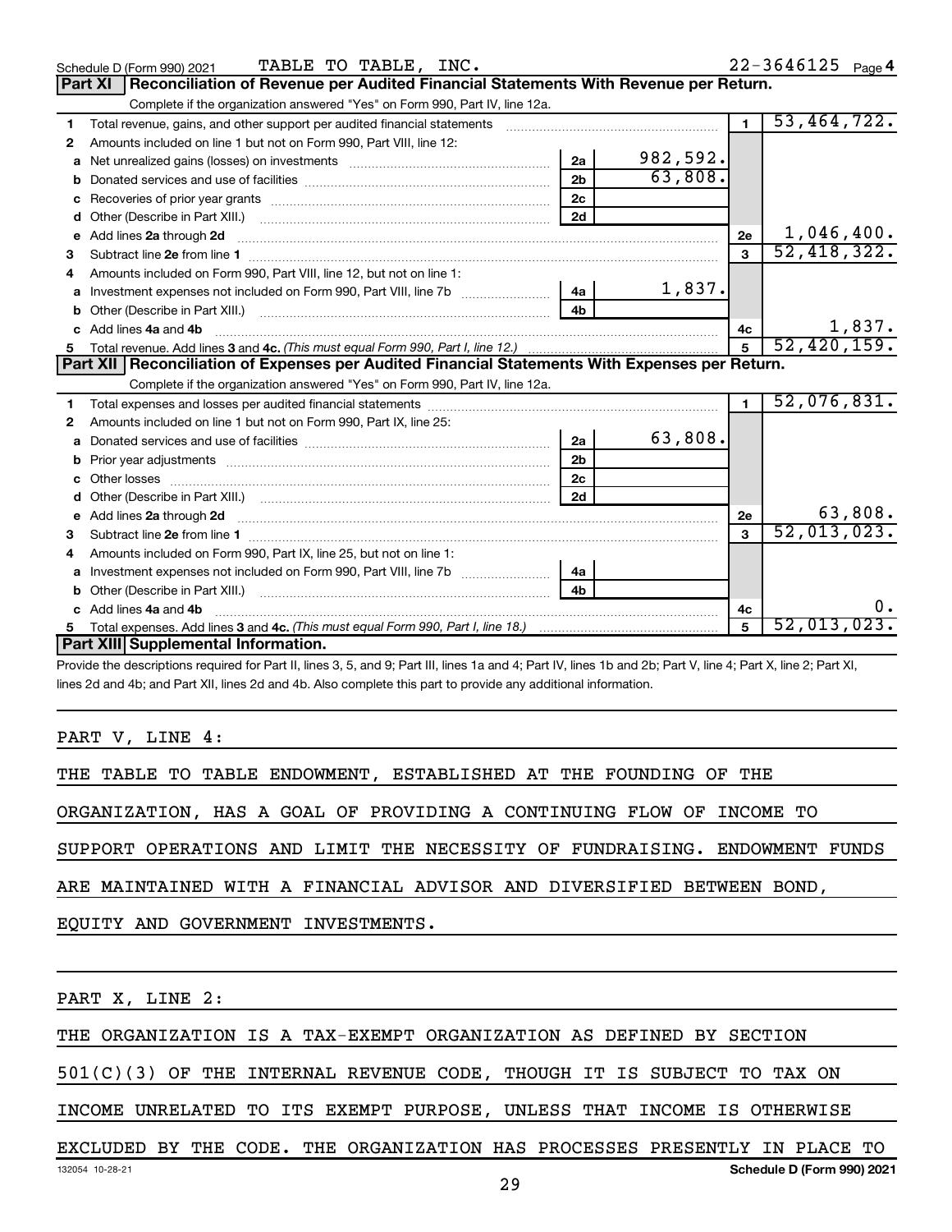Schedule D (Form 990) 2021 TABLE TO TABLE, INC. 22-3646125 Page **4**

## Part XI Reconciliation of Revenue per Audited Financial Statements With Revenue per Return.

Complete if the organization answered "Yes" on Form 990, Part IV, line 12a.

| | | | | | |
|---|---|---|---|---|---|
| **1** | Total revenue, gains, and other support per audited financial statements | | | 1 | 53,464,722. |
| **2** | Amounts included on line 1 but not on Form 990, Part VIII, line 12: | | | | |
| **a** | Net unrealized gains (losses) on investments | 2a | 982,592. | | |
| **b** | Donated services and use of facilities | 2b | 63,808. | | |
| **c** | Recoveries of prior year grants | 2c | | | |
| **d** | Other (Describe in Part XIII.) | 2d | | | |
| **e** | Add lines **2a** through **2d** | | | 2e | 1,046,400. |
| **3** | Subtract line **2e** from line **1** | | | 3 | 52,418,322. |
| **4** | Amounts included on Form 990, Part VIII, line 12, but not on line 1: | | | | |
| **a** | Investment expenses not included on Form 990, Part VIII, line 7b | 4a | 1,837. | | |
| **b** | Other (Describe in Part XIII.) | 4b | | | |
| **c** | Add lines **4a** and **4b** | | | 4c | 1,837. |
| **5** | Total revenue. Add lines **3** and **4c.** *(This must equal Form 990, Part I, line 12.)* | | | 5 | 52,420,159. |

## Part XII Reconciliation of Expenses per Audited Financial Statements With Expenses per Return.

Complete if the organization answered "Yes" on Form 990, Part IV, line 12a.

| | | | | | |
|---|---|---|---|---|---|
| **1** | Total expenses and losses per audited financial statements | | | 1 | 52,076,831. |
| **2** | Amounts included on line 1 but not on Form 990, Part IX, line 25: | | | | |
| **a** | Donated services and use of facilities | 2a | 63,808. | | |
| **b** | Prior year adjustments | 2b | | | |
| **c** | Other losses | 2c | | | |
| **d** | Other (Describe in Part XIII.) | 2d | | | |
| **e** | Add lines **2a** through **2d** | | | 2e | 63,808. |
| **3** | Subtract line **2e** from line **1** | | | 3 | 52,013,023. |
| **4** | Amounts included on Form 990, Part IX, line 25, but not on line 1: | | | | |
| **a** | Investment expenses not included on Form 990, Part VIII, line 7b | 4a | | | |
| **b** | Other (Describe in Part XIII.) | 4b | | | |
| **c** | Add lines **4a** and **4b** | | | 4c | 0. |
| **5** | Total expenses. Add lines **3** and **4c.** *(This must equal Form 990, Part I, line 18.)* | | | 5 | 52,013,023. |

## Part XIII Supplemental Information.

Provide the descriptions required for Part II, lines 3, 5, and 9; Part III, lines 1a and 4; Part IV, lines 1b and 2b; Part V, line 4; Part X, line 2; Part XI, lines 2d and 4b; and Part XII, lines 2d and 4b. Also complete this part to provide any additional information.

PART V, LINE 4:

THE TABLE TO TABLE ENDOWMENT, ESTABLISHED AT THE FOUNDING OF THE ORGANIZATION, HAS A GOAL OF PROVIDING A CONTINUING FLOW OF INCOME TO SUPPORT OPERATIONS AND LIMIT THE NECESSITY OF FUNDRAISING. ENDOWMENT FUNDS ARE MAINTAINED WITH A FINANCIAL ADVISOR AND DIVERSIFIED BETWEEN BOND, EQUITY AND GOVERNMENT INVESTMENTS.

PART X, LINE 2:

THE ORGANIZATION IS A TAX-EXEMPT ORGANIZATION AS DEFINED BY SECTION 501(C)(3) OF THE INTERNAL REVENUE CODE, THOUGH IT IS SUBJECT TO TAX ON INCOME UNRELATED TO ITS EXEMPT PURPOSE, UNLESS THAT INCOME IS OTHERWISE EXCLUDED BY THE CODE. THE ORGANIZATION HAS PROCESSES PRESENTLY IN PLACE TO

132054 10-28-21 **Schedule D (Form 990) 2021**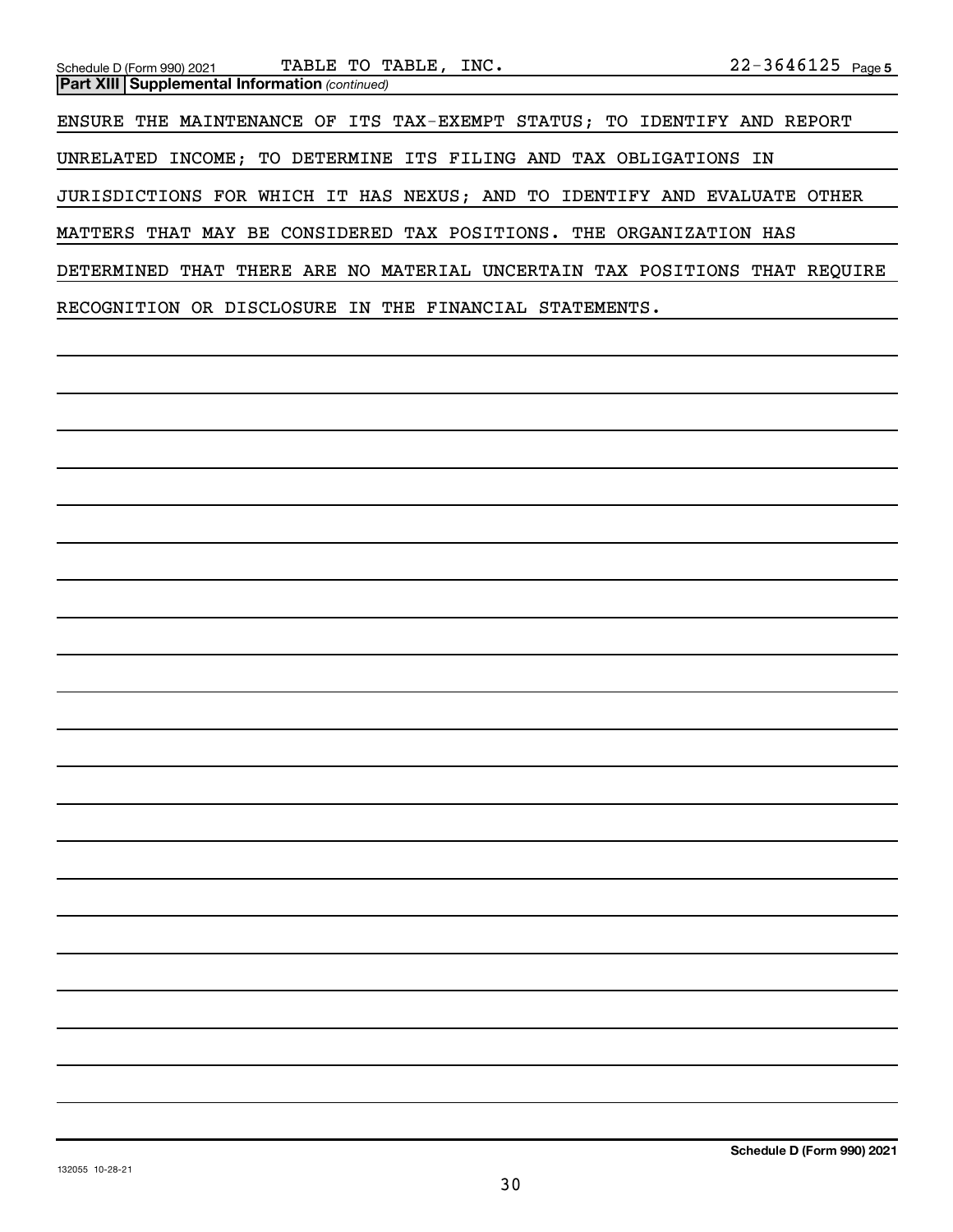Schedule D (Form 990) 2021 TABLE TO TABLE, INC. 22-3646125 Page 5

**Part XIII Supplemental Information** *(continued)*

ENSURE THE MAINTENANCE OF ITS TAX-EXEMPT STATUS; TO IDENTIFY AND REPORT UNRELATED INCOME; TO DETERMINE ITS FILING AND TAX OBLIGATIONS IN JURISDICTIONS FOR WHICH IT HAS NEXUS; AND TO IDENTIFY AND EVALUATE OTHER MATTERS THAT MAY BE CONSIDERED TAX POSITIONS. THE ORGANIZATION HAS DETERMINED THAT THERE ARE NO MATERIAL UNCERTAIN TAX POSITIONS THAT REQUIRE RECOGNITION OR DISCLOSURE IN THE FINANCIAL STATEMENTS.

**Schedule D (Form 990) 2021**

132055 10-28-21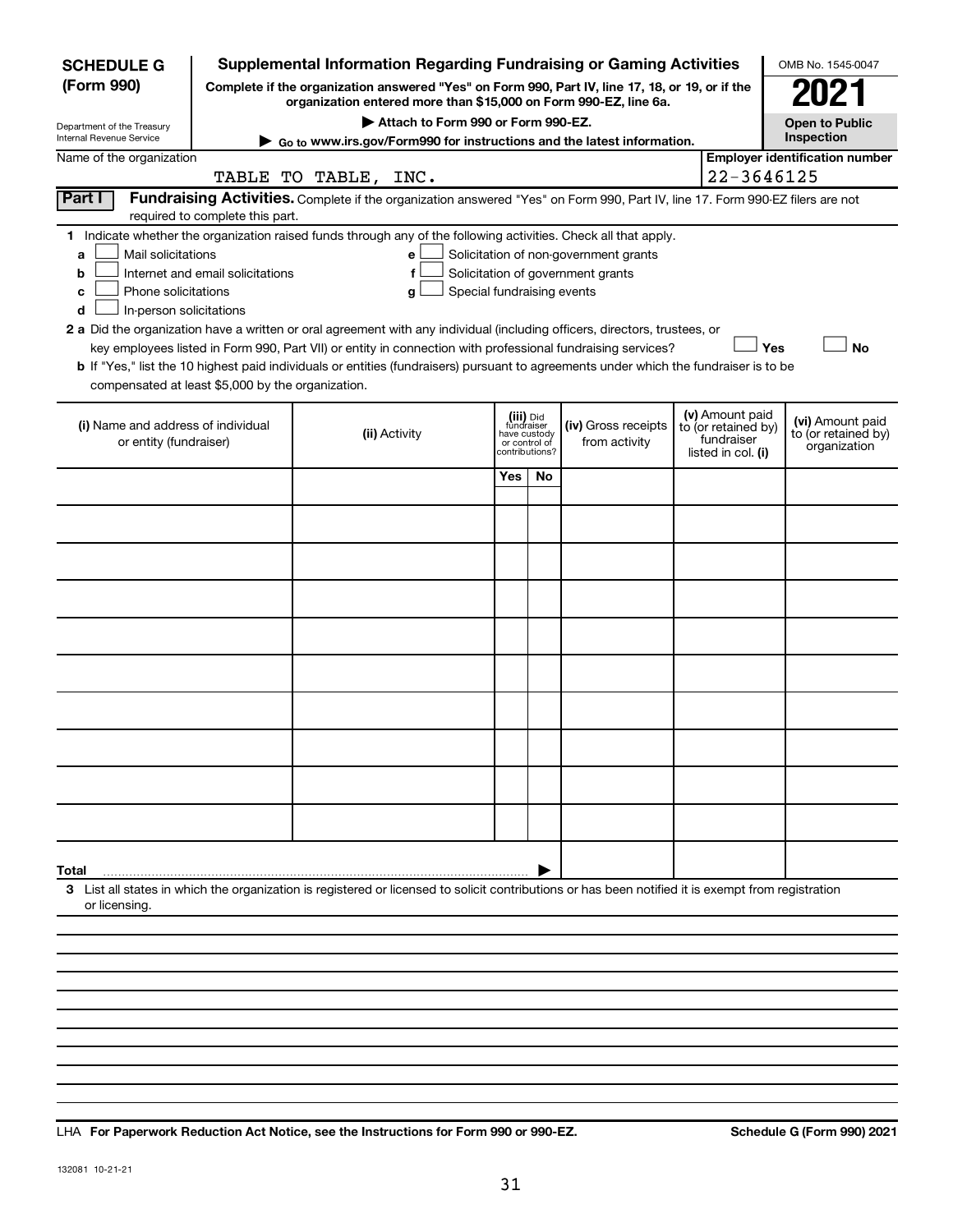**SCHEDULE G (Form 990)**

Department of the Treasury
Internal Revenue Service

# Supplemental Information Regarding Fundraising or Gaming Activities

**Complete if the organization answered "Yes" on Form 990, Part IV, line 17, 18, or 19, or if the organization entered more than $15,000 on Form 990-EZ, line 6a.**

▶ **Attach to Form 990 or Form 990-EZ.**

▶ **Go to www.irs.gov/Form990 for instructions and the latest information.**

OMB No. 1545-0047

**2021**

**Open to Public Inspection**

Name of the organization: TABLE TO TABLE, INC.

**Employer identification number:** 22-3646125

**Part I** **Fundraising Activities.** Complete if the organization answered "Yes" on Form 990, Part IV, line 17. Form 990-EZ filers are not required to complete this part.

**1** Indicate whether the organization raised funds through any of the following activities. Check all that apply.

- **a** ☐ Mail solicitations
- **b** ☐ Internet and email solicitations
- **c** ☐ Phone solicitations
- **d** ☐ In-person solicitations
- **e** ☐ Solicitation of non-government grants
- **f** ☐ Solicitation of government grants
- **g** ☐ Special fundraising events

**2 a** Did the organization have a written or oral agreement with any individual (including officers, directors, trustees, or key employees listed in Form 990, Part VII) or entity in connection with professional fundraising services? ☐ **Yes** ☐ **No**

**b** If "Yes," list the 10 highest paid individuals or entities (fundraisers) pursuant to agreements under which the fundraiser is to be compensated at least $5,000 by the organization.

| (i) Name and address of individual or entity (fundraiser) | (ii) Activity | (iii) Did fundraiser have custody or control of contributions? Yes | No | (iv) Gross receipts from activity | (v) Amount paid to (or retained by) fundraiser listed in col. (i) | (vi) Amount paid to (or retained by) organization |
|---|---|---|---|---|---|---|
| | | | | | | |
| | | | | | | |
| | | | | | | |
| | | | | | | |
| | | | | | | |
| | | | | | | |
| | | | | | | |
| | | | | | | |
| | | | | | | |
| | | | | | | |
| **Total** ▶ | | | | | | |

**3** List all states in which the organization is registered or licensed to solicit contributions or has been notified it is exempt from registration or licensing.

LHA **For Paperwork Reduction Act Notice, see the Instructions for Form 990 or 990-EZ.**

**Schedule G (Form 990) 2021**

132081 10-21-21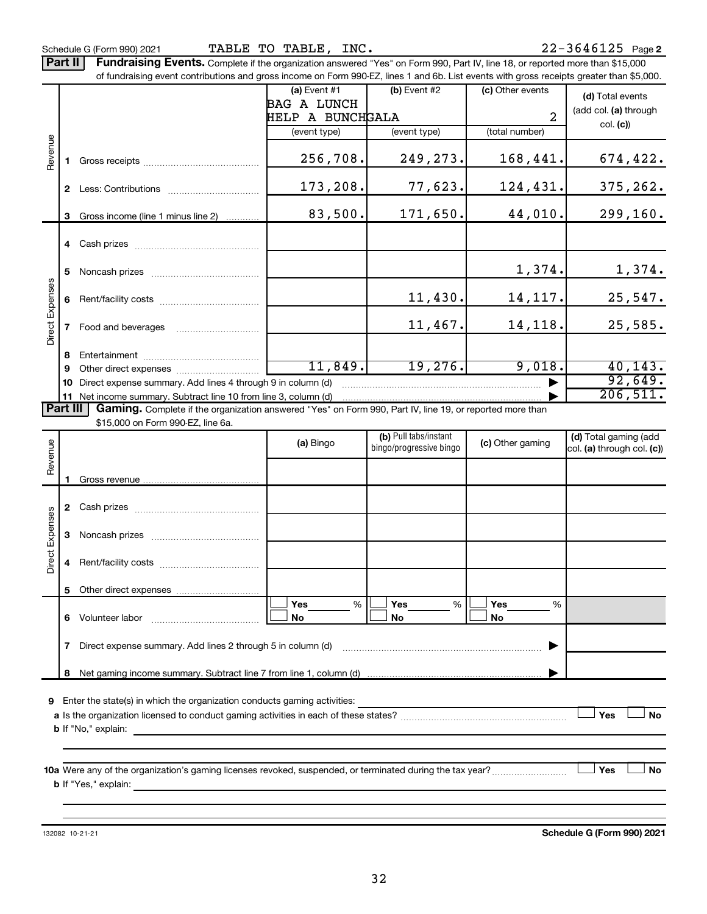Schedule G (Form 990) 2021 TABLE TO TABLE, INC. 22-3646125 Page 2

**Part II** **Fundraising Events.** Complete if the organization answered "Yes" on Form 990, Part IV, line 18, or reported more than $15,000 of fundraising event contributions and gross income on Form 990-EZ, lines 1 and 6b. List events with gross receipts greater than $5,000.

| | | (a) Event #1<br>BAG A LUNCH HELP A BUNCH<br>(event type) | (b) Event #2<br>GALA<br>(event type) | (c) Other events<br>2<br>(total number) | (d) Total events (add col. (a) through col. (c)) |
|---|---|---|---|---|---|
| Revenue | 1 Gross receipts | 256,708. | 249,273. | 168,441. | 674,422. |
| | 2 Less: Contributions | 173,208. | 77,623. | 124,431. | 375,262. |
| | 3 Gross income (line 1 minus line 2) | 83,500. | 171,650. | 44,010. | 299,160. |
| Direct Expenses | 4 Cash prizes | | | | |
| | 5 Noncash prizes | | | 1,374. | 1,374. |
| | 6 Rent/facility costs | | 11,430. | 14,117. | 25,547. |
| | 7 Food and beverages | | 11,467. | 14,118. | 25,585. |
| | 8 Entertainment | | | | |
| | 9 Other direct expenses | 11,849. | 19,276. | 9,018. | 40,143. |
| | 10 Direct expense summary. Add lines 4 through 9 in column (d) | | | | 92,649. |
| | 11 Net income summary. Subtract line 10 from line 3, column (d) | | | | 206,511. |

**Part III** **Gaming.** Complete if the organization answered "Yes" on Form 990, Part IV, line 19, or reported more than $15,000 on Form 990-EZ, line 6a.

| | | (a) Bingo | (b) Pull tabs/instant bingo/progressive bingo | (c) Other gaming | (d) Total gaming (add col. (a) through col. (c)) |
|---|---|---|---|---|---|
| Revenue | 1 Gross revenue | | | | |
| Direct Expenses | 2 Cash prizes | | | | |
| | 3 Noncash prizes | | | | |
| | 4 Rent/facility costs | | | | |
| | 5 Other direct expenses | | | | |
| | 6 Volunteer labor | ☐ Yes ___ %<br>☐ No | ☐ Yes ___ %<br>☐ No | ☐ Yes ___ %<br>☐ No | |
| | 7 Direct expense summary. Add lines 2 through 5 in column (d) | | | | |
| | 8 Net gaming income summary. Subtract line 7 from line 1, column (d) | | | | |

**9** Enter the state(s) in which the organization conducts gaming activities:

**a** Is the organization licensed to conduct gaming activities in each of these states? ☐ Yes ☐ No

**b** If "No," explain:

**10a** Were any of the organization's gaming licenses revoked, suspended, or terminated during the tax year? ☐ Yes ☐ No

**b** If "Yes," explain:

132082 10-21-21 **Schedule G (Form 990) 2021**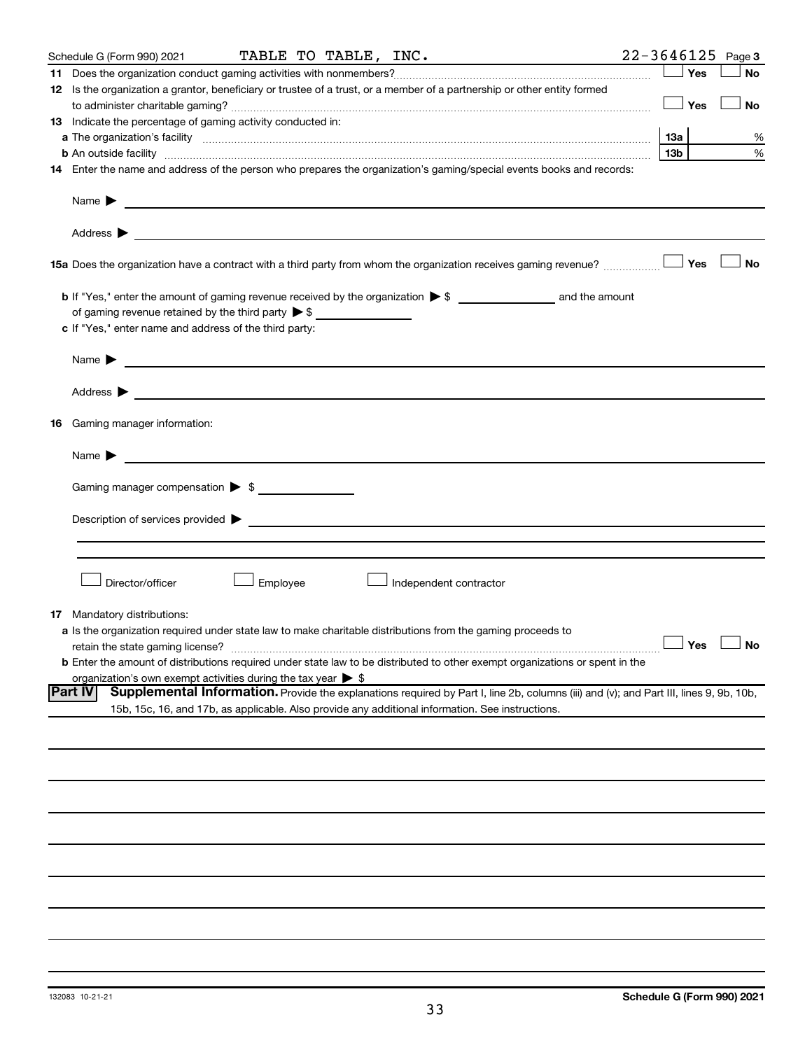Schedule G (Form 990) 2021 TABLE TO TABLE, INC. 22-3646125 Page **3**

**11** Does the organization conduct gaming activities with nonmembers? ☐ Yes ☐ No

**12** Is the organization a grantor, beneficiary or trustee of a trust, or a member of a partnership or other entity formed to administer charitable gaming? ☐ Yes ☐ No

**13** Indicate the percentage of gaming activity conducted in:

**a** The organization's facility **13a** %

**b** An outside facility **13b** %

**14** Enter the name and address of the person who prepares the organization's gaming/special events books and records:

Name ▶

Address ▶

**15a** Does the organization have a contract with a third party from whom the organization receives gaming revenue? ☐ Yes ☐ No

**b** If "Yes," enter the amount of gaming revenue received by the organization ▶ $ ______ and the amount of gaming revenue retained by the third party ▶ $ ______

**c** If "Yes," enter name and address of the third party:

Name ▶

Address ▶

**16** Gaming manager information:

Name ▶

Gaming manager compensation ▶ $

Description of services provided ▶

☐ Director/officer ☐ Employee ☐ Independent contractor

**17** Mandatory distributions:

**a** Is the organization required under state law to make charitable distributions from the gaming proceeds to retain the state gaming license? ☐ Yes ☐ No

**b** Enter the amount of distributions required under state law to be distributed to other exempt organizations or spent in the organization's own exempt activities during the tax year ▶ $

**Part IV** **Supplemental Information.** Provide the explanations required by Part I, line 2b, columns (iii) and (v); and Part III, lines 9, 9b, 10b, 15b, 15c, 16, and 17b, as applicable. Also provide any additional information. See instructions.

132083 10-21-21 **Schedule G (Form 990) 2021**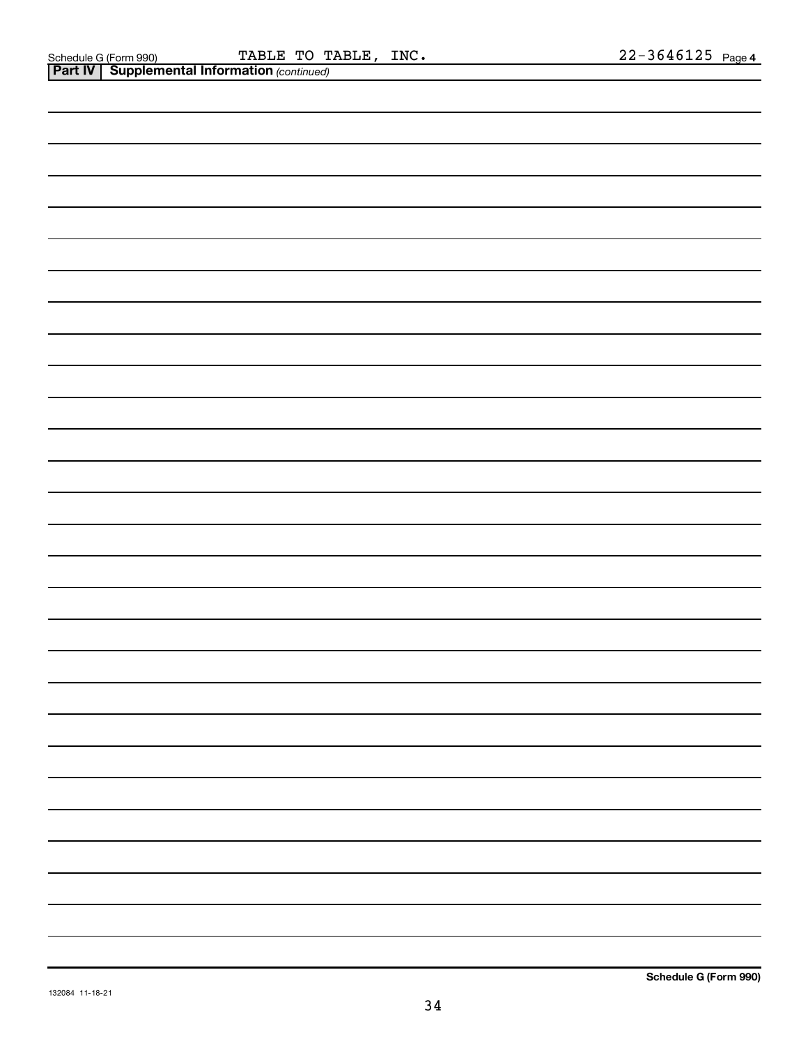Schedule G (Form 990) TABLE TO TABLE, INC. 22-3646125 Page 4

**Part IV | Supplemental Information** *(continued)*

**Schedule G (Form 990)**

132084 11-18-21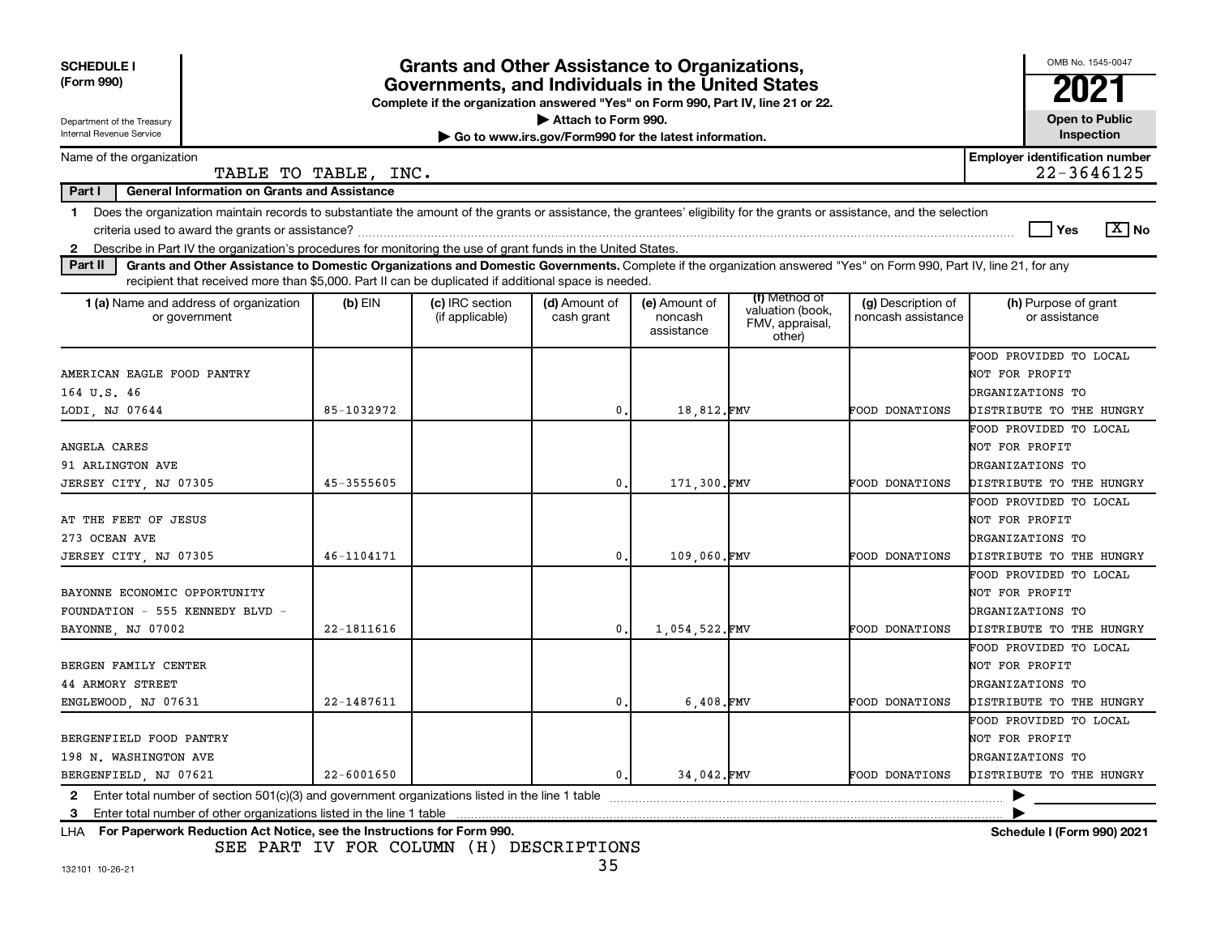**SCHEDULE I**
**(Form 990)**

Department of the Treasury
Internal Revenue Service

# Grants and Other Assistance to Organizations, Governments, and Individuals in the United States

**Complete if the organization answered "Yes" on Form 990, Part IV, line 21 or 22.**
▶ Attach to Form 990.
▶ Go to www.irs.gov/Form990 for the latest information.

OMB No. 1545-0047
**2021**
**Open to Public Inspection**

Name of the organization: TABLE TO TABLE, INC.
**Employer identification number** 22-3646125

**Part I — General Information on Grants and Assistance**

1 Does the organization maintain records to substantiate the amount of the grants or assistance, the grantees' eligibility for the grants or assistance, and the selection criteria used to award the grants or assistance? ☐ Yes ☒ No

2 Describe in Part IV the organization's procedures for monitoring the use of grant funds in the United States.

**Part II — Grants and Other Assistance to Domestic Organizations and Domestic Governments.** Complete if the organization answered "Yes" on Form 990, Part IV, line 21, for any recipient that received more than $5,000. Part II can be duplicated if additional space is needed.

| 1 (a) Name and address of organization or government | (b) EIN | (c) IRC section (if applicable) | (d) Amount of cash grant | (e) Amount of noncash assistance | (f) Method of valuation (book, FMV, appraisal, other) | (g) Description of noncash assistance | (h) Purpose of grant or assistance |
|---|---|---|---|---|---|---|---|
| AMERICAN EAGLE FOOD PANTRY<br>164 U.S. 46<br>LODI, NJ 07644 | 85-1032972 | | 0. | 18,812. | FMV | FOOD DONATIONS | FOOD PROVIDED TO LOCAL NOT FOR PROFIT ORGANIZATIONS TO DISTRIBUTE TO THE HUNGRY |
| ANGELA CARES<br>91 ARLINGTON AVE<br>JERSEY CITY, NJ 07305 | 45-3555605 | | 0. | 171,300. | FMV | FOOD DONATIONS | FOOD PROVIDED TO LOCAL NOT FOR PROFIT ORGANIZATIONS TO DISTRIBUTE TO THE HUNGRY |
| AT THE FEET OF JESUS<br>273 OCEAN AVE<br>JERSEY CITY, NJ 07305 | 46-1104171 | | 0. | 109,060. | FMV | FOOD DONATIONS | FOOD PROVIDED TO LOCAL NOT FOR PROFIT ORGANIZATIONS TO DISTRIBUTE TO THE HUNGRY |
| BAYONNE ECONOMIC OPPORTUNITY FOUNDATION - 555 KENNEDY BLVD -<br>BAYONNE, NJ 07002 | 22-1811616 | | 0. | 1,054,522. | FMV | FOOD DONATIONS | FOOD PROVIDED TO LOCAL NOT FOR PROFIT ORGANIZATIONS TO DISTRIBUTE TO THE HUNGRY |
| BERGEN FAMILY CENTER<br>44 ARMORY STREET<br>ENGLEWOOD, NJ 07631 | 22-1487611 | | 0. | 6,408. | FMV | FOOD DONATIONS | FOOD PROVIDED TO LOCAL NOT FOR PROFIT ORGANIZATIONS TO DISTRIBUTE TO THE HUNGRY |
| BERGENFIELD FOOD PANTRY<br>198 N. WASHINGTON AVE<br>BERGENFIELD, NJ 07621 | 22-6001650 | | 0. | 34,042. | FMV | FOOD DONATIONS | FOOD PROVIDED TO LOCAL NOT FOR PROFIT ORGANIZATIONS TO DISTRIBUTE TO THE HUNGRY |

2 Enter total number of section 501(c)(3) and government organizations listed in the line 1 table ▶

3 Enter total number of other organizations listed in the line 1 table ▶

LHA **For Paperwork Reduction Act Notice, see the Instructions for Form 990.** **Schedule I (Form 990) 2021**

SEE PART IV FOR COLUMN (H) DESCRIPTIONS

132101 10-26-21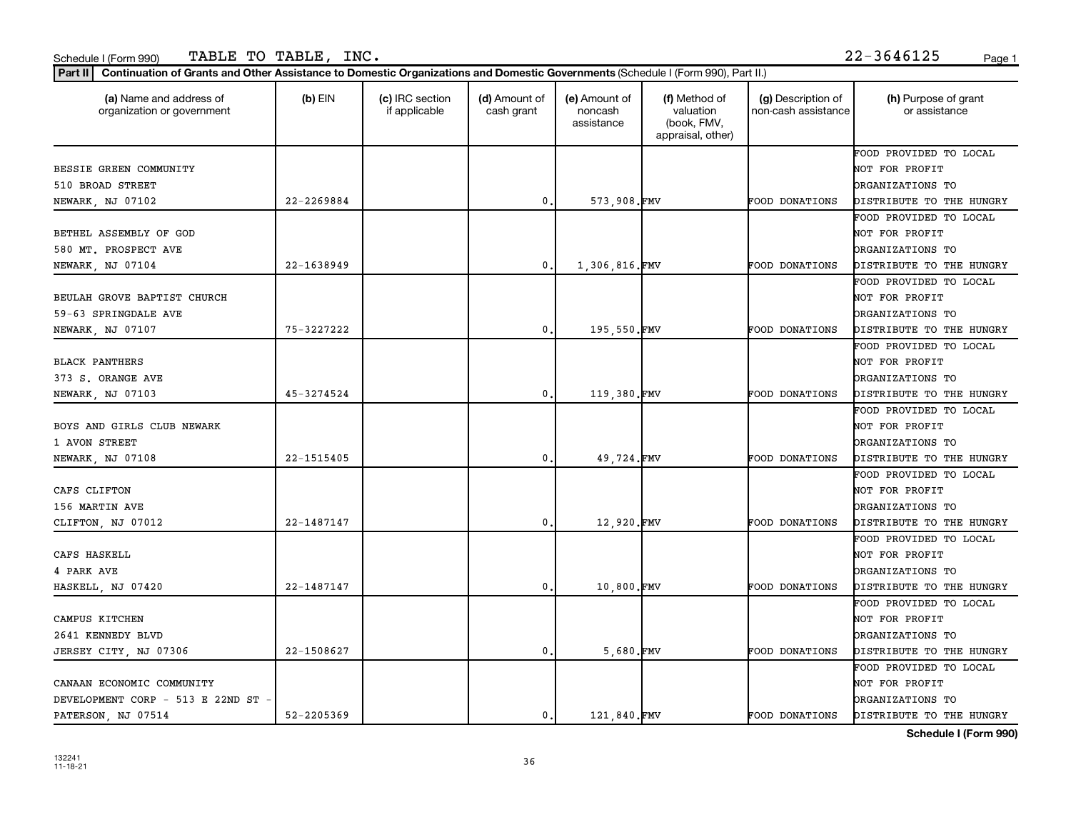Schedule I (Form 990) TABLE TO TABLE, INC. 22-3646125

**Part II | Continuation of Grants and Other Assistance to Domestic Organizations and Domestic Governments** (Schedule I (Form 990), Part II.)

| (a) Name and address of organization or government | (b) EIN | (c) IRC section if applicable | (d) Amount of cash grant | (e) Amount of noncash assistance | (f) Method of valuation (book, FMV, appraisal, other) | (g) Description of non-cash assistance | (h) Purpose of grant or assistance |
|---|---|---|---|---|---|---|---|
| BESSIE GREEN COMMUNITY 510 BROAD STREET NEWARK, NJ 07102 | 22-2269884 | | 0. | 573,908. | FMV | FOOD DONATIONS | FOOD PROVIDED TO LOCAL NOT FOR PROFIT ORGANIZATIONS TO DISTRIBUTE TO THE HUNGRY |
| BETHEL ASSEMBLY OF GOD 580 MT. PROSPECT AVE NEWARK, NJ 07104 | 22-1638949 | | 0. | 1,306,816. | FMV | FOOD DONATIONS | FOOD PROVIDED TO LOCAL NOT FOR PROFIT ORGANIZATIONS TO DISTRIBUTE TO THE HUNGRY |
| BEULAH GROVE BAPTIST CHURCH 59-63 SPRINGDALE AVE NEWARK, NJ 07107 | 75-3227222 | | 0. | 195,550. | FMV | FOOD DONATIONS | FOOD PROVIDED TO LOCAL NOT FOR PROFIT ORGANIZATIONS TO DISTRIBUTE TO THE HUNGRY |
| BLACK PANTHERS 373 S. ORANGE AVE NEWARK, NJ 07103 | 45-3274524 | | 0. | 119,380. | FMV | FOOD DONATIONS | FOOD PROVIDED TO LOCAL NOT FOR PROFIT ORGANIZATIONS TO DISTRIBUTE TO THE HUNGRY |
| BOYS AND GIRLS CLUB NEWARK 1 AVON STREET NEWARK, NJ 07108 | 22-1515405 | | 0. | 49,724. | FMV | FOOD DONATIONS | FOOD PROVIDED TO LOCAL NOT FOR PROFIT ORGANIZATIONS TO DISTRIBUTE TO THE HUNGRY |
| CAFS CLIFTON 156 MARTIN AVE CLIFTON, NJ 07012 | 22-1487147 | | 0. | 12,920. | FMV | FOOD DONATIONS | FOOD PROVIDED TO LOCAL NOT FOR PROFIT ORGANIZATIONS TO DISTRIBUTE TO THE HUNGRY |
| CAFS HASKELL 4 PARK AVE HASKELL, NJ 07420 | 22-1487147 | | 0. | 10,800. | FMV | FOOD DONATIONS | FOOD PROVIDED TO LOCAL NOT FOR PROFIT ORGANIZATIONS TO DISTRIBUTE TO THE HUNGRY |
| CAMPUS KITCHEN 2641 KENNEDY BLVD JERSEY CITY, NJ 07306 | 22-1508627 | | 0. | 5,680. | FMV | FOOD DONATIONS | FOOD PROVIDED TO LOCAL NOT FOR PROFIT ORGANIZATIONS TO DISTRIBUTE TO THE HUNGRY |
| CANAAN ECONOMIC COMMUNITY DEVELOPMENT CORP - 513 E 22ND ST - PATERSON, NJ 07514 | 52-2205369 | | 0. | 121,840. | FMV | FOOD DONATIONS | FOOD PROVIDED TO LOCAL NOT FOR PROFIT ORGANIZATIONS TO DISTRIBUTE TO THE HUNGRY |

Schedule I (Form 990)

132241 11-18-21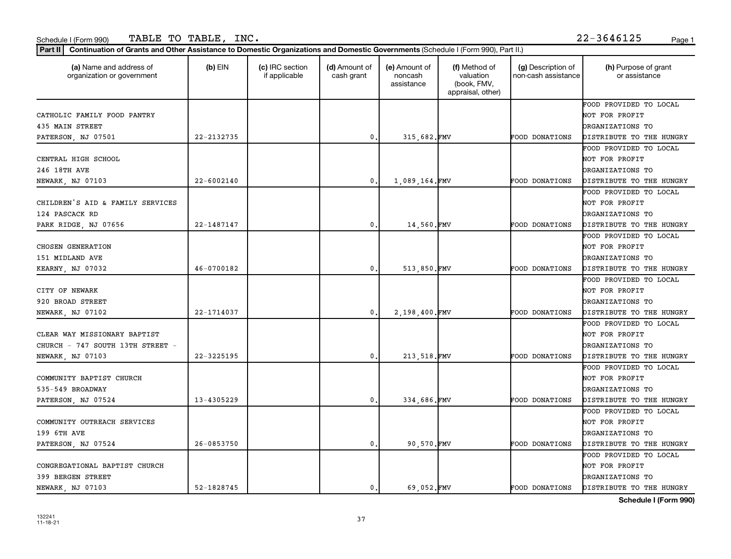Schedule I (Form 990) TABLE TO TABLE, INC. 22-3646125

**Part II** **Continuation of Grants and Other Assistance to Domestic Organizations and Domestic Governments** (Schedule I (Form 990), Part II.)

| (a) Name and address of organization or government | (b) EIN | (c) IRC section if applicable | (d) Amount of cash grant | (e) Amount of noncash assistance | (f) Method of valuation (book, FMV, appraisal, other) | (g) Description of non-cash assistance | (h) Purpose of grant or assistance |
|---|---|---|---|---|---|---|---|
| CATHOLIC FAMILY FOOD PANTRY 435 MAIN STREET PATERSON, NJ 07501 | 22-2132735 | | 0. | 315,682. | FMV | FOOD DONATIONS | FOOD PROVIDED TO LOCAL NOT FOR PROFIT ORGANIZATIONS TO DISTRIBUTE TO THE HUNGRY |
| CENTRAL HIGH SCHOOL 246 18TH AVE NEWARK, NJ 07103 | 22-6002140 | | 0. | 1,089,164. | FMV | FOOD DONATIONS | FOOD PROVIDED TO LOCAL NOT FOR PROFIT ORGANIZATIONS TO DISTRIBUTE TO THE HUNGRY |
| CHILDREN'S AID & FAMILY SERVICES 124 PASCACK RD PARK RIDGE, NJ 07656 | 22-1487147 | | 0. | 14,560. | FMV | FOOD DONATIONS | FOOD PROVIDED TO LOCAL NOT FOR PROFIT ORGANIZATIONS TO DISTRIBUTE TO THE HUNGRY |
| CHOSEN GENERATION 151 MIDLAND AVE KEARNY, NJ 07032 | 46-0700182 | | 0. | 513,850. | FMV | FOOD DONATIONS | FOOD PROVIDED TO LOCAL NOT FOR PROFIT ORGANIZATIONS TO DISTRIBUTE TO THE HUNGRY |
| CITY OF NEWARK 920 BROAD STREET NEWARK, NJ 07102 | 22-1714037 | | 0. | 2,198,400. | FMV | FOOD DONATIONS | FOOD PROVIDED TO LOCAL NOT FOR PROFIT ORGANIZATIONS TO DISTRIBUTE TO THE HUNGRY |
| CLEAR WAY MISSIONARY BAPTIST CHURCH - 747 SOUTH 13TH STREET - NEWARK, NJ 07103 | 22-3225195 | | 0. | 213,518. | FMV | FOOD DONATIONS | FOOD PROVIDED TO LOCAL NOT FOR PROFIT ORGANIZATIONS TO DISTRIBUTE TO THE HUNGRY |
| COMMUNITY BAPTIST CHURCH 535-549 BROADWAY PATERSON, NJ 07524 | 13-4305229 | | 0. | 334,686. | FMV | FOOD DONATIONS | FOOD PROVIDED TO LOCAL NOT FOR PROFIT ORGANIZATIONS TO DISTRIBUTE TO THE HUNGRY |
| COMMUNITY OUTREACH SERVICES 199 6TH AVE PATERSON, NJ 07524 | 26-0853750 | | 0. | 90,570. | FMV | FOOD DONATIONS | FOOD PROVIDED TO LOCAL NOT FOR PROFIT ORGANIZATIONS TO DISTRIBUTE TO THE HUNGRY |
| CONGREGATIONAL BAPTIST CHURCH 399 BERGEN STREET NEWARK, NJ 07103 | 52-1828745 | | 0. | 69,052. | FMV | FOOD DONATIONS | FOOD PROVIDED TO LOCAL NOT FOR PROFIT ORGANIZATIONS TO DISTRIBUTE TO THE HUNGRY |

**Schedule I (Form 990)**

132241 11-18-21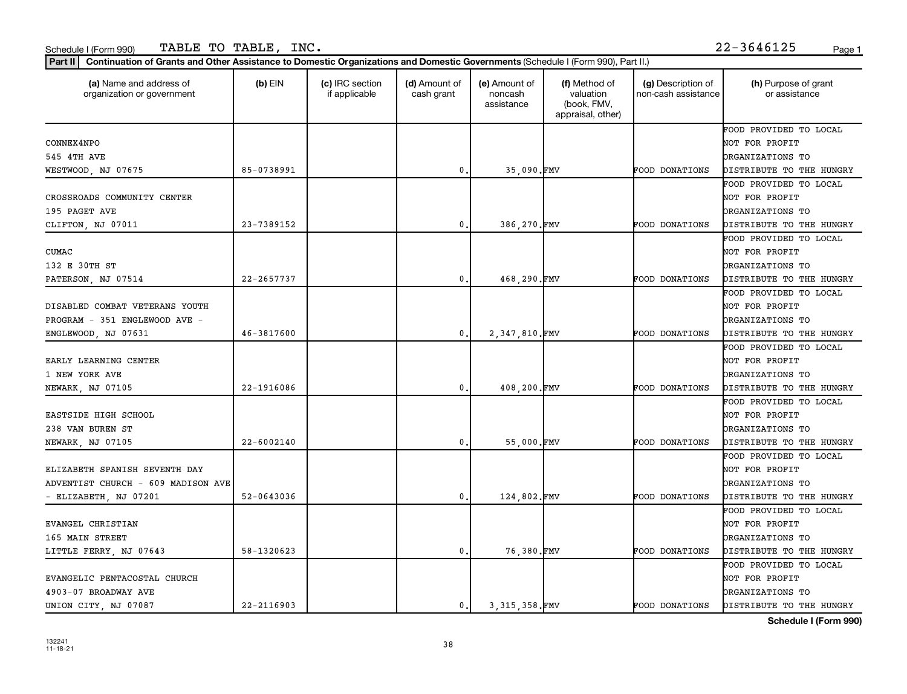Schedule I (Form 990) TABLE TO TABLE, INC. 22-3646125

**Part II Continuation of Grants and Other Assistance to Domestic Organizations and Domestic Governments** (Schedule I (Form 990), Part II.)

| (a) Name and address of organization or government | (b) EIN | (c) IRC section if applicable | (d) Amount of cash grant | (e) Amount of noncash assistance | (f) Method of valuation (book, FMV, appraisal, other) | (g) Description of non-cash assistance | (h) Purpose of grant or assistance |
|---|---|---|---|---|---|---|---|
| CONNEX4NPO 545 4TH AVE WESTWOOD, NJ 07675 | 85-0738991 | | 0. | 35,090. | FMV | FOOD DONATIONS | FOOD PROVIDED TO LOCAL NOT FOR PROFIT ORGANIZATIONS TO DISTRIBUTE TO THE HUNGRY |
| CROSSROADS COMMUNITY CENTER 195 PAGET AVE CLIFTON, NJ 07011 | 23-7389152 | | 0. | 386,270. | FMV | FOOD DONATIONS | FOOD PROVIDED TO LOCAL NOT FOR PROFIT ORGANIZATIONS TO DISTRIBUTE TO THE HUNGRY |
| CUMAC 132 E 30TH ST PATERSON, NJ 07514 | 22-2657737 | | 0. | 468,290. | FMV | FOOD DONATIONS | FOOD PROVIDED TO LOCAL NOT FOR PROFIT ORGANIZATIONS TO DISTRIBUTE TO THE HUNGRY |
| DISABLED COMBAT VETERANS YOUTH PROGRAM - 351 ENGLEWOOD AVE - ENGLEWOOD, NJ 07631 | 46-3817600 | | 0. | 2,347,810. | FMV | FOOD DONATIONS | FOOD PROVIDED TO LOCAL NOT FOR PROFIT ORGANIZATIONS TO DISTRIBUTE TO THE HUNGRY |
| EARLY LEARNING CENTER 1 NEW YORK AVE NEWARK, NJ 07105 | 22-1916086 | | 0. | 408,200. | FMV | FOOD DONATIONS | FOOD PROVIDED TO LOCAL NOT FOR PROFIT ORGANIZATIONS TO DISTRIBUTE TO THE HUNGRY |
| EASTSIDE HIGH SCHOOL 238 VAN BUREN ST NEWARK, NJ 07105 | 22-6002140 | | 0. | 55,000. | FMV | FOOD DONATIONS | FOOD PROVIDED TO LOCAL NOT FOR PROFIT ORGANIZATIONS TO DISTRIBUTE TO THE HUNGRY |
| ELIZABETH SPANISH SEVENTH DAY ADVENTIST CHURCH - 609 MADISON AVE - ELIZABETH, NJ 07201 | 52-0643036 | | 0. | 124,802. | FMV | FOOD DONATIONS | FOOD PROVIDED TO LOCAL NOT FOR PROFIT ORGANIZATIONS TO DISTRIBUTE TO THE HUNGRY |
| EVANGEL CHRISTIAN 165 MAIN STREET LITTLE FERRY, NJ 07643 | 58-1320623 | | 0. | 76,380. | FMV | FOOD DONATIONS | FOOD PROVIDED TO LOCAL NOT FOR PROFIT ORGANIZATIONS TO DISTRIBUTE TO THE HUNGRY |
| EVANGELIC PENTACOSTAL CHURCH 4903-07 BROADWAY AVE UNION CITY, NJ 07087 | 22-2116903 | | 0. | 3,315,358. | FMV | FOOD DONATIONS | FOOD PROVIDED TO LOCAL NOT FOR PROFIT ORGANIZATIONS TO DISTRIBUTE TO THE HUNGRY |

**Schedule I (Form 990)**

132241 11-18-21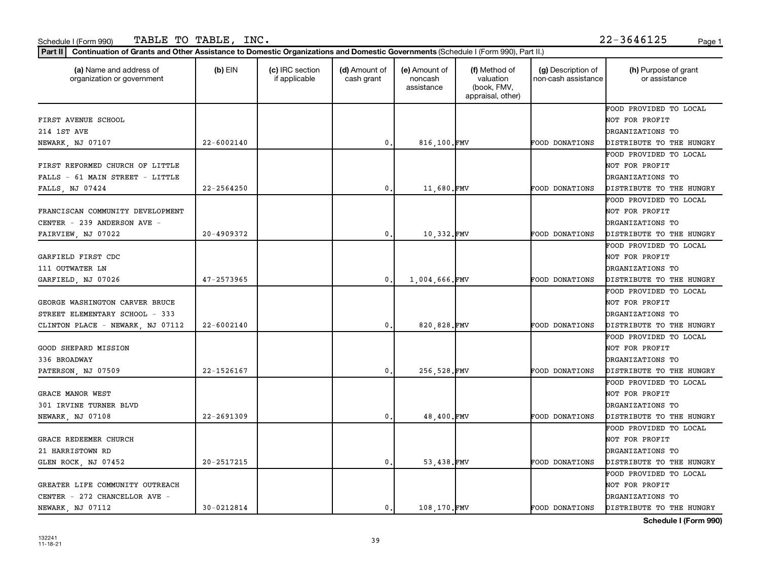Schedule I (Form 990) TABLE TO TABLE, INC. 22-3646125

**Part II** **Continuation of Grants and Other Assistance to Domestic Organizations and Domestic Governments** (Schedule I (Form 990), Part II.)

| (a) Name and address of organization or government | (b) EIN | (c) IRC section if applicable | (d) Amount of cash grant | (e) Amount of noncash assistance | (f) Method of valuation (book, FMV, appraisal, other) | (g) Description of non-cash assistance | (h) Purpose of grant or assistance |
|---|---|---|---|---|---|---|---|
| FIRST AVENUE SCHOOL 214 1ST AVE NEWARK, NJ 07107 | 22-6002140 | | 0. | 816,100. | FMV | FOOD DONATIONS | FOOD PROVIDED TO LOCAL NOT FOR PROFIT ORGANIZATIONS TO DISTRIBUTE TO THE HUNGRY |
| FIRST REFORMED CHURCH OF LITTLE FALLS - 61 MAIN STREET - LITTLE FALLS, NJ 07424 | 22-2564250 | | 0. | 11,680. | FMV | FOOD DONATIONS | FOOD PROVIDED TO LOCAL NOT FOR PROFIT ORGANIZATIONS TO DISTRIBUTE TO THE HUNGRY |
| FRANCISCAN COMMUNITY DEVELOPMENT CENTER - 239 ANDERSON AVE - FAIRVIEW, NJ 07022 | 20-4909372 | | 0. | 10,332. | FMV | FOOD DONATIONS | FOOD PROVIDED TO LOCAL NOT FOR PROFIT ORGANIZATIONS TO DISTRIBUTE TO THE HUNGRY |
| GARFIELD FIRST CDC 111 OUTWATER LN GARFIELD, NJ 07026 | 47-2573965 | | 0. | 1,004,666. | FMV | FOOD DONATIONS | FOOD PROVIDED TO LOCAL NOT FOR PROFIT ORGANIZATIONS TO DISTRIBUTE TO THE HUNGRY |
| GEORGE WASHINGTON CARVER BRUCE STREET ELEMENTARY SCHOOL - 333 CLINTON PLACE - NEWARK, NJ 07112 | 22-6002140 | | 0. | 820,828. | FMV | FOOD DONATIONS | FOOD PROVIDED TO LOCAL NOT FOR PROFIT ORGANIZATIONS TO DISTRIBUTE TO THE HUNGRY |
| GOOD SHEPARD MISSION 336 BROADWAY PATERSON, NJ 07509 | 22-1526167 | | 0. | 256,528. | FMV | FOOD DONATIONS | FOOD PROVIDED TO LOCAL NOT FOR PROFIT ORGANIZATIONS TO DISTRIBUTE TO THE HUNGRY |
| GRACE MANOR WEST 301 IRVINE TURNER BLVD NEWARK, NJ 07108 | 22-2691309 | | 0. | 48,400. | FMV | FOOD DONATIONS | FOOD PROVIDED TO LOCAL NOT FOR PROFIT ORGANIZATIONS TO DISTRIBUTE TO THE HUNGRY |
| GRACE REDEEMER CHURCH 21 HARRISTOWN RD GLEN ROCK, NJ 07452 | 20-2517215 | | 0. | 53,438. | FMV | FOOD DONATIONS | FOOD PROVIDED TO LOCAL NOT FOR PROFIT ORGANIZATIONS TO DISTRIBUTE TO THE HUNGRY |
| GREATER LIFE COMMUNITY OUTREACH CENTER - 272 CHANCELLOR AVE - NEWARK, NJ 07112 | 30-0212814 | | 0. | 108,170. | FMV | FOOD DONATIONS | FOOD PROVIDED TO LOCAL NOT FOR PROFIT ORGANIZATIONS TO DISTRIBUTE TO THE HUNGRY |

**Schedule I (Form 990)**

132241 11-18-21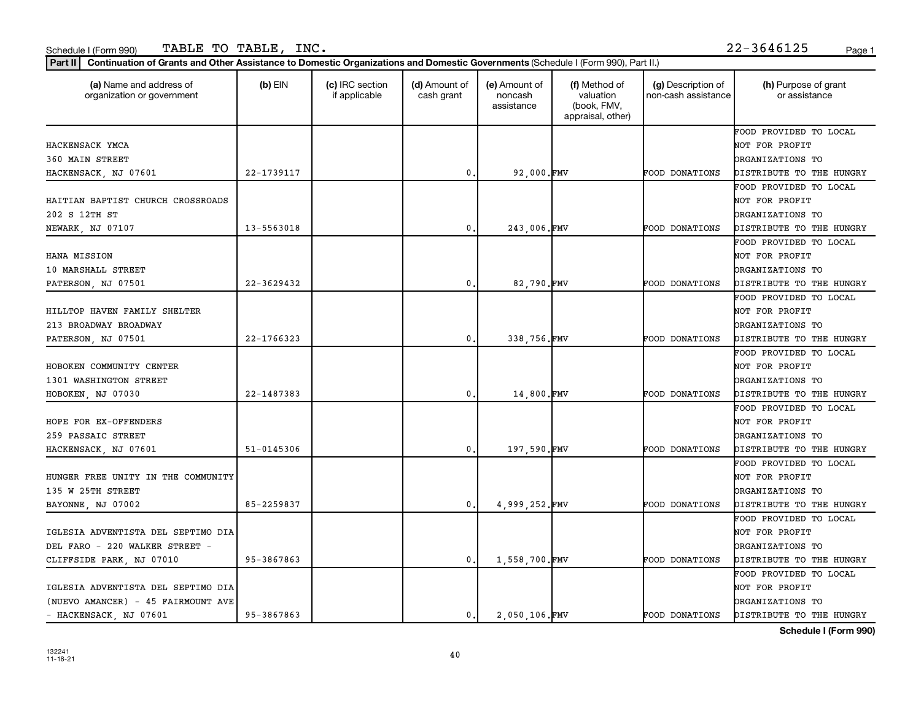Schedule I (Form 990) TABLE TO TABLE, INC. 22-3646125

**Part II** | **Continuation of Grants and Other Assistance to Domestic Organizations and Domestic Governments** (Schedule I (Form 990), Part II.)

| (a) Name and address of organization or government | (b) EIN | (c) IRC section if applicable | (d) Amount of cash grant | (e) Amount of noncash assistance | (f) Method of valuation (book, FMV, appraisal, other) | (g) Description of non-cash assistance | (h) Purpose of grant or assistance |
|---|---|---|---|---|---|---|---|
| HACKENSACK YMCA<br>360 MAIN STREET<br>HACKENSACK, NJ 07601 | 22-1739117 | | 0. | 92,000. | FMV | FOOD DONATIONS | FOOD PROVIDED TO LOCAL NOT FOR PROFIT ORGANIZATIONS TO DISTRIBUTE TO THE HUNGRY |
| HAITIAN BAPTIST CHURCH CROSSROADS<br>202 S 12TH ST<br>NEWARK, NJ 07107 | 13-5563018 | | 0. | 243,006. | FMV | FOOD DONATIONS | FOOD PROVIDED TO LOCAL NOT FOR PROFIT ORGANIZATIONS TO DISTRIBUTE TO THE HUNGRY |
| HANA MISSION<br>10 MARSHALL STREET<br>PATERSON, NJ 07501 | 22-3629432 | | 0. | 82,790. | FMV | FOOD DONATIONS | FOOD PROVIDED TO LOCAL NOT FOR PROFIT ORGANIZATIONS TO DISTRIBUTE TO THE HUNGRY |
| HILLTOP HAVEN FAMILY SHELTER<br>213 BROADWAY BROADWAY<br>PATERSON, NJ 07501 | 22-1766323 | | 0. | 338,756. | FMV | FOOD DONATIONS | FOOD PROVIDED TO LOCAL NOT FOR PROFIT ORGANIZATIONS TO DISTRIBUTE TO THE HUNGRY |
| HOBOKEN COMMUNITY CENTER<br>1301 WASHINGTON STREET<br>HOBOKEN, NJ 07030 | 22-1487383 | | 0. | 14,800. | FMV | FOOD DONATIONS | FOOD PROVIDED TO LOCAL NOT FOR PROFIT ORGANIZATIONS TO DISTRIBUTE TO THE HUNGRY |
| HOPE FOR EX-OFFENDERS<br>259 PASSAIC STREET<br>HACKENSACK, NJ 07601 | 51-0145306 | | 0. | 197,590. | FMV | FOOD DONATIONS | FOOD PROVIDED TO LOCAL NOT FOR PROFIT ORGANIZATIONS TO DISTRIBUTE TO THE HUNGRY |
| HUNGER FREE UNITY IN THE COMMUNITY<br>135 W 25TH STREET<br>BAYONNE, NJ 07002 | 85-2259837 | | 0. | 4,999,252. | FMV | FOOD DONATIONS | FOOD PROVIDED TO LOCAL NOT FOR PROFIT ORGANIZATIONS TO DISTRIBUTE TO THE HUNGRY |
| IGLESIA ADVENTISTA DEL SEPTIMO DIA<br>DEL FARO - 220 WALKER STREET -<br>CLIFFSIDE PARK, NJ 07010 | 95-3867863 | | 0. | 1,558,700. | FMV | FOOD DONATIONS | FOOD PROVIDED TO LOCAL NOT FOR PROFIT ORGANIZATIONS TO DISTRIBUTE TO THE HUNGRY |
| IGLESIA ADVENTISTA DEL SEPTIMO DIA<br>(NUEVO AMANCER) - 45 FAIRMOUNT AVE<br>- HACKENSACK, NJ 07601 | 95-3867863 | | 0. | 2,050,106. | FMV | FOOD DONATIONS | FOOD PROVIDED TO LOCAL NOT FOR PROFIT ORGANIZATIONS TO DISTRIBUTE TO THE HUNGRY |

**Schedule I (Form 990)**

132241
11-18-21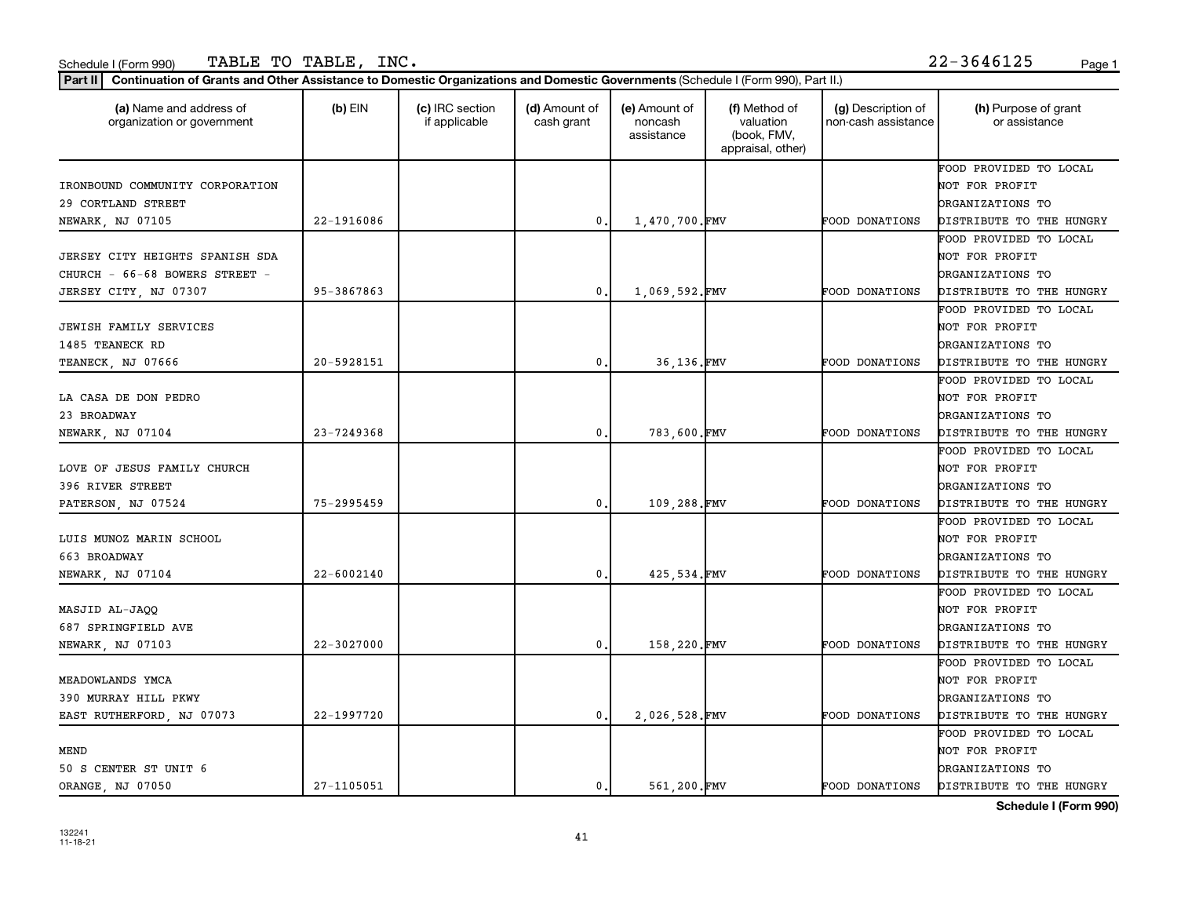Schedule I (Form 990) TABLE TO TABLE, INC. 22-3646125

**Part II | Continuation of Grants and Other Assistance to Domestic Organizations and Domestic Governments** (Schedule I (Form 990), Part II.)

| (a) Name and address of organization or government | (b) EIN | (c) IRC section if applicable | (d) Amount of cash grant | (e) Amount of noncash assistance | (f) Method of valuation (book, FMV, appraisal, other) | (g) Description of non-cash assistance | (h) Purpose of grant or assistance |
|---|---|---|---|---|---|---|---|
| IRONBOUND COMMUNITY CORPORATION 29 CORTLAND STREET NEWARK, NJ 07105 | 22-1916086 | | 0. | 1,470,700. | FMV | FOOD DONATIONS | FOOD PROVIDED TO LOCAL NOT FOR PROFIT ORGANIZATIONS TO DISTRIBUTE TO THE HUNGRY |
| JERSEY CITY HEIGHTS SPANISH SDA CHURCH - 66-68 BOWERS STREET - JERSEY CITY, NJ 07307 | 95-3867863 | | 0. | 1,069,592. | FMV | FOOD DONATIONS | FOOD PROVIDED TO LOCAL NOT FOR PROFIT ORGANIZATIONS TO DISTRIBUTE TO THE HUNGRY |
| JEWISH FAMILY SERVICES 1485 TEANECK RD TEANECK, NJ 07666 | 20-5928151 | | 0. | 36,136. | FMV | FOOD DONATIONS | FOOD PROVIDED TO LOCAL NOT FOR PROFIT ORGANIZATIONS TO DISTRIBUTE TO THE HUNGRY |
| LA CASA DE DON PEDRO 23 BROADWAY NEWARK, NJ 07104 | 23-7249368 | | 0. | 783,600. | FMV | FOOD DONATIONS | FOOD PROVIDED TO LOCAL NOT FOR PROFIT ORGANIZATIONS TO DISTRIBUTE TO THE HUNGRY |
| LOVE OF JESUS FAMILY CHURCH 396 RIVER STREET PATERSON, NJ 07524 | 75-2995459 | | 0. | 109,288. | FMV | FOOD DONATIONS | FOOD PROVIDED TO LOCAL NOT FOR PROFIT ORGANIZATIONS TO DISTRIBUTE TO THE HUNGRY |
| LUIS MUNOZ MARIN SCHOOL 663 BROADWAY NEWARK, NJ 07104 | 22-6002140 | | 0. | 425,534. | FMV | FOOD DONATIONS | FOOD PROVIDED TO LOCAL NOT FOR PROFIT ORGANIZATIONS TO DISTRIBUTE TO THE HUNGRY |
| MASJID AL-JAQQ 687 SPRINGFIELD AVE NEWARK, NJ 07103 | 22-3027000 | | 0. | 158,220. | FMV | FOOD DONATIONS | FOOD PROVIDED TO LOCAL NOT FOR PROFIT ORGANIZATIONS TO DISTRIBUTE TO THE HUNGRY |
| MEADOWLANDS YMCA 390 MURRAY HILL PKWY EAST RUTHERFORD, NJ 07073 | 22-1997720 | | 0. | 2,026,528. | FMV | FOOD DONATIONS | FOOD PROVIDED TO LOCAL NOT FOR PROFIT ORGANIZATIONS TO DISTRIBUTE TO THE HUNGRY |
| MEND 50 S CENTER ST UNIT 6 ORANGE, NJ 07050 | 27-1105051 | | 0. | 561,200. | FMV | FOOD DONATIONS | FOOD PROVIDED TO LOCAL NOT FOR PROFIT ORGANIZATIONS TO DISTRIBUTE TO THE HUNGRY |

**Schedule I (Form 990)**

132241
11-18-21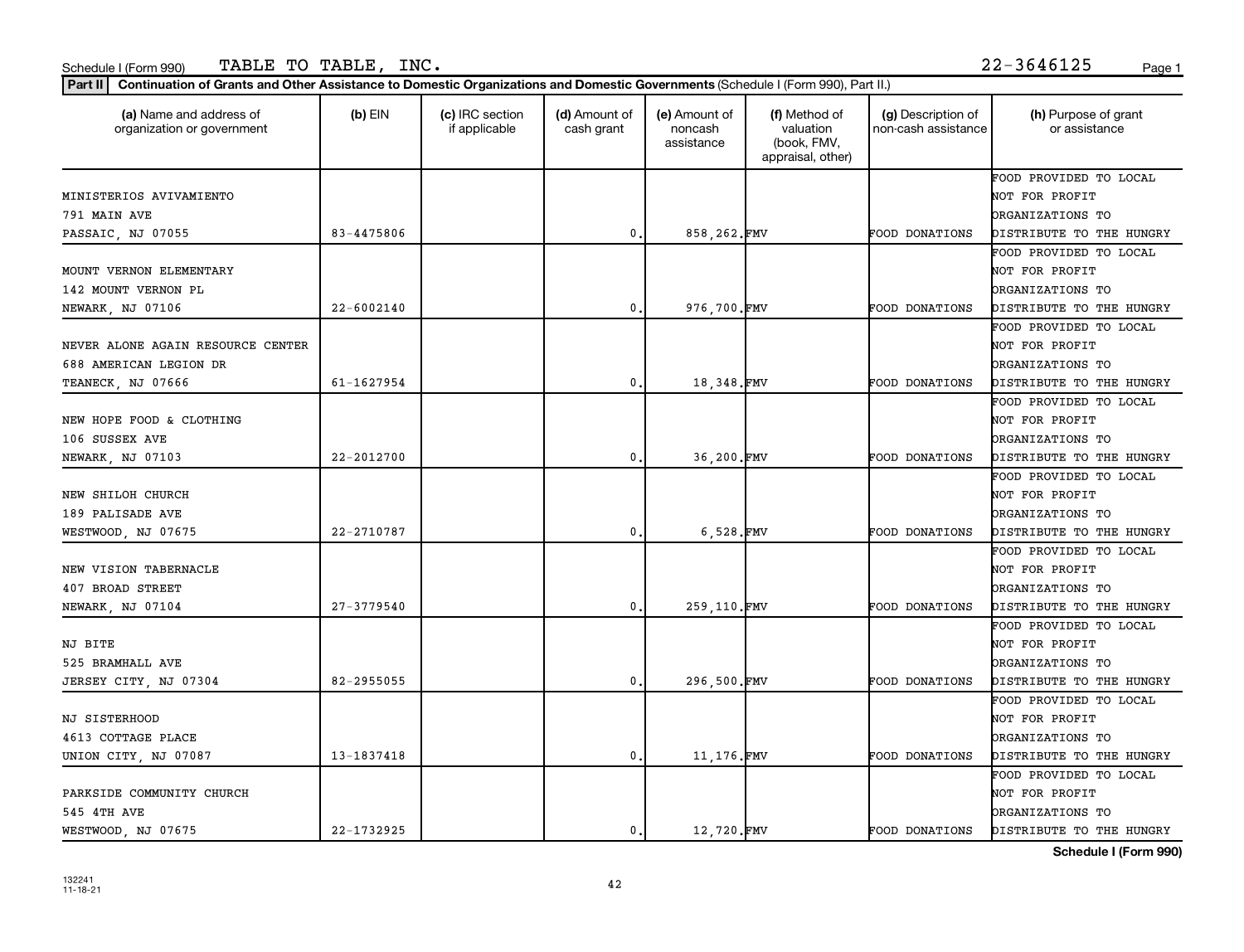Schedule I (Form 990) TABLE TO TABLE, INC. 22-3646125

**Part II | Continuation of Grants and Other Assistance to Domestic Organizations and Domestic Governments** (Schedule I (Form 990), Part II.)

| (a) Name and address of organization or government | (b) EIN | (c) IRC section if applicable | (d) Amount of cash grant | (e) Amount of noncash assistance | (f) Method of valuation (book, FMV, appraisal, other) | (g) Description of non-cash assistance | (h) Purpose of grant or assistance |
|---|---|---|---|---|---|---|---|
| MINISTERIOS AVIVAMIENTO 791 MAIN AVE PASSAIC, NJ 07055 | 83-4475806 | | 0. | 858,262. | FMV | FOOD DONATIONS | FOOD PROVIDED TO LOCAL NOT FOR PROFIT ORGANIZATIONS TO DISTRIBUTE TO THE HUNGRY |
| MOUNT VERNON ELEMENTARY 142 MOUNT VERNON PL NEWARK, NJ 07106 | 22-6002140 | | 0. | 976,700. | FMV | FOOD DONATIONS | FOOD PROVIDED TO LOCAL NOT FOR PROFIT ORGANIZATIONS TO DISTRIBUTE TO THE HUNGRY |
| NEVER ALONE AGAIN RESOURCE CENTER 688 AMERICAN LEGION DR TEANECK, NJ 07666 | 61-1627954 | | 0. | 18,348. | FMV | FOOD DONATIONS | FOOD PROVIDED TO LOCAL NOT FOR PROFIT ORGANIZATIONS TO DISTRIBUTE TO THE HUNGRY |
| NEW HOPE FOOD & CLOTHING 106 SUSSEX AVE NEWARK, NJ 07103 | 22-2012700 | | 0. | 36,200. | FMV | FOOD DONATIONS | FOOD PROVIDED TO LOCAL NOT FOR PROFIT ORGANIZATIONS TO DISTRIBUTE TO THE HUNGRY |
| NEW SHILOH CHURCH 189 PALISADE AVE WESTWOOD, NJ 07675 | 22-2710787 | | 0. | 6,528. | FMV | FOOD DONATIONS | FOOD PROVIDED TO LOCAL NOT FOR PROFIT ORGANIZATIONS TO DISTRIBUTE TO THE HUNGRY |
| NEW VISION TABERNACLE 407 BROAD STREET NEWARK, NJ 07104 | 27-3779540 | | 0. | 259,110. | FMV | FOOD DONATIONS | FOOD PROVIDED TO LOCAL NOT FOR PROFIT ORGANIZATIONS TO DISTRIBUTE TO THE HUNGRY |
| NJ BITE 525 BRAMHALL AVE JERSEY CITY, NJ 07304 | 82-2955055 | | 0. | 296,500. | FMV | FOOD DONATIONS | FOOD PROVIDED TO LOCAL NOT FOR PROFIT ORGANIZATIONS TO DISTRIBUTE TO THE HUNGRY |
| NJ SISTERHOOD 4613 COTTAGE PLACE UNION CITY, NJ 07087 | 13-1837418 | | 0. | 11,176. | FMV | FOOD DONATIONS | FOOD PROVIDED TO LOCAL NOT FOR PROFIT ORGANIZATIONS TO DISTRIBUTE TO THE HUNGRY |
| PARKSIDE COMMUNITY CHURCH 545 4TH AVE WESTWOOD, NJ 07675 | 22-1732925 | | 0. | 12,720. | FMV | FOOD DONATIONS | FOOD PROVIDED TO LOCAL NOT FOR PROFIT ORGANIZATIONS TO DISTRIBUTE TO THE HUNGRY |

**Schedule I (Form 990)**

132241 11-18-21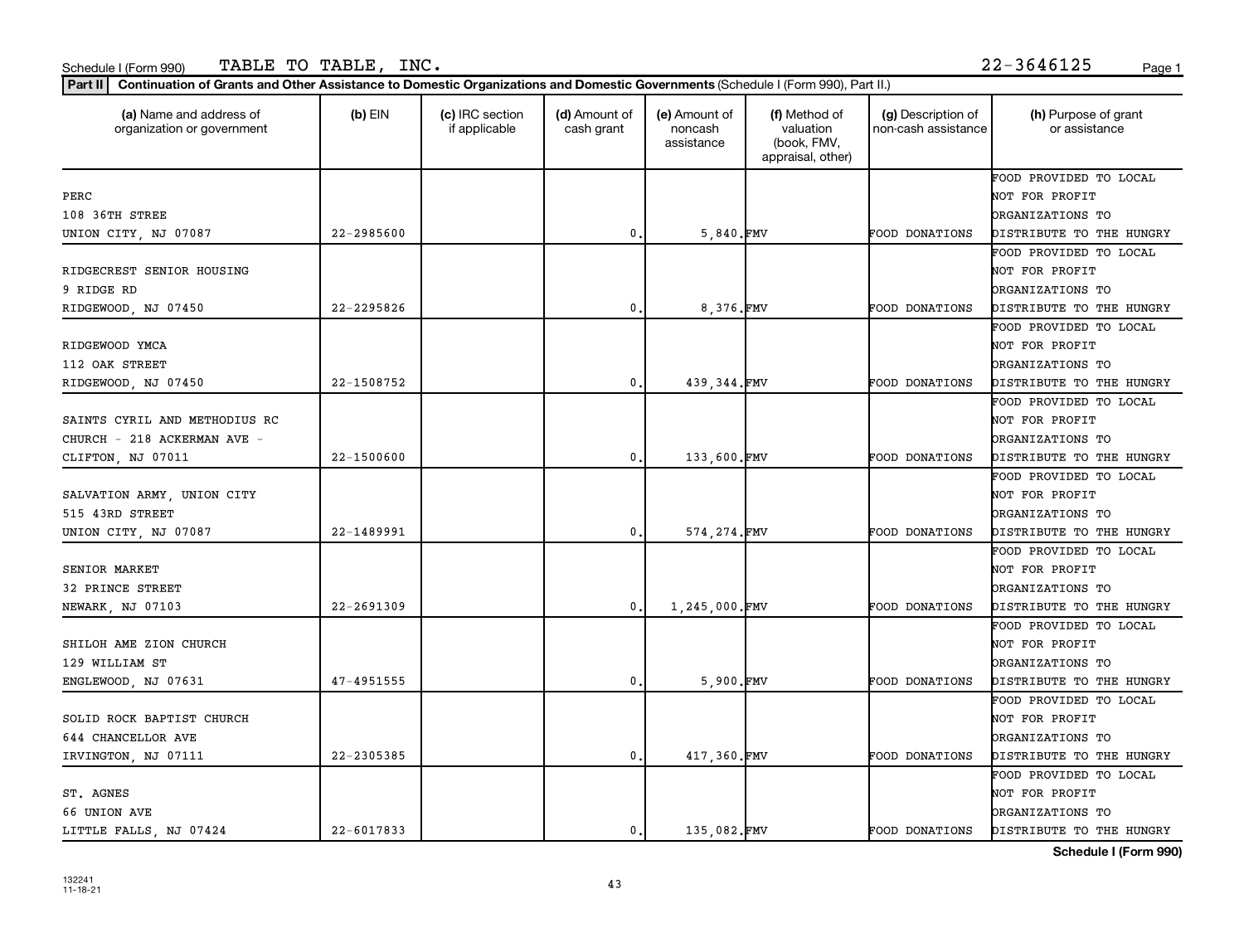Schedule I (Form 990) TABLE TO TABLE, INC. 22-3646125

**Part II** **Continuation of Grants and Other Assistance to Domestic Organizations and Domestic Governments** (Schedule I (Form 990), Part II.)

| (a) Name and address of organization or government | (b) EIN | (c) IRC section if applicable | (d) Amount of cash grant | (e) Amount of noncash assistance | (f) Method of valuation (book, FMV, appraisal, other) | (g) Description of non-cash assistance | (h) Purpose of grant or assistance |
|---|---|---|---|---|---|---|---|
| PERC<br>108 36TH STREE<br>UNION CITY, NJ 07087 | 22-2985600 | | 0. | 5,840. | FMV | FOOD DONATIONS | FOOD PROVIDED TO LOCAL NOT FOR PROFIT ORGANIZATIONS TO DISTRIBUTE TO THE HUNGRY |
| RIDGECREST SENIOR HOUSING<br>9 RIDGE RD<br>RIDGEWOOD, NJ 07450 | 22-2295826 | | 0. | 8,376. | FMV | FOOD DONATIONS | FOOD PROVIDED TO LOCAL NOT FOR PROFIT ORGANIZATIONS TO DISTRIBUTE TO THE HUNGRY |
| RIDGEWOOD YMCA<br>112 OAK STREET<br>RIDGEWOOD, NJ 07450 | 22-1508752 | | 0. | 439,344. | FMV | FOOD DONATIONS | FOOD PROVIDED TO LOCAL NOT FOR PROFIT ORGANIZATIONS TO DISTRIBUTE TO THE HUNGRY |
| SAINTS CYRIL AND METHODIUS RC<br>CHURCH - 218 ACKERMAN AVE -<br>CLIFTON, NJ 07011 | 22-1500600 | | 0. | 133,600. | FMV | FOOD DONATIONS | FOOD PROVIDED TO LOCAL NOT FOR PROFIT ORGANIZATIONS TO DISTRIBUTE TO THE HUNGRY |
| SALVATION ARMY, UNION CITY<br>515 43RD STREET<br>UNION CITY, NJ 07087 | 22-1489991 | | 0. | 574,274. | FMV | FOOD DONATIONS | FOOD PROVIDED TO LOCAL NOT FOR PROFIT ORGANIZATIONS TO DISTRIBUTE TO THE HUNGRY |
| SENIOR MARKET<br>32 PRINCE STREET<br>NEWARK, NJ 07103 | 22-2691309 | | 0. | 1,245,000. | FMV | FOOD DONATIONS | FOOD PROVIDED TO LOCAL NOT FOR PROFIT ORGANIZATIONS TO DISTRIBUTE TO THE HUNGRY |
| SHILOH AME ZION CHURCH<br>129 WILLIAM ST<br>ENGLEWOOD, NJ 07631 | 47-4951555 | | 0. | 5,900. | FMV | FOOD DONATIONS | FOOD PROVIDED TO LOCAL NOT FOR PROFIT ORGANIZATIONS TO DISTRIBUTE TO THE HUNGRY |
| SOLID ROCK BAPTIST CHURCH<br>644 CHANCELLOR AVE<br>IRVINGTON, NJ 07111 | 22-2305385 | | 0. | 417,360. | FMV | FOOD DONATIONS | FOOD PROVIDED TO LOCAL NOT FOR PROFIT ORGANIZATIONS TO DISTRIBUTE TO THE HUNGRY |
| ST. AGNES<br>66 UNION AVE<br>LITTLE FALLS, NJ 07424 | 22-6017833 | | 0. | 135,082. | FMV | FOOD DONATIONS | FOOD PROVIDED TO LOCAL NOT FOR PROFIT ORGANIZATIONS TO DISTRIBUTE TO THE HUNGRY |

**Schedule I (Form 990)**

132241
11-18-21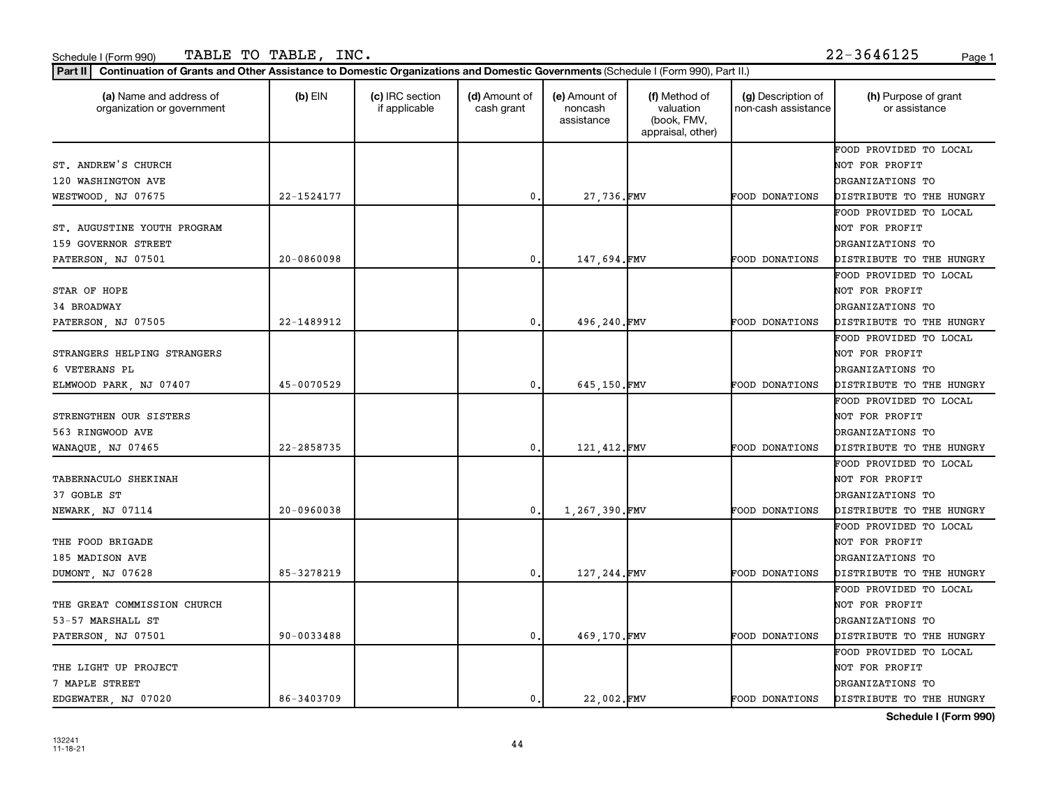Schedule I (Form 990) TABLE TO TABLE, INC. 22-3646125

**Part II** **Continuation of Grants and Other Assistance to Domestic Organizations and Domestic Governments** (Schedule I (Form 990), Part II.)

| (a) Name and address of organization or government | (b) EIN | (c) IRC section if applicable | (d) Amount of cash grant | (e) Amount of noncash assistance | (f) Method of valuation (book, FMV, appraisal, other) | (g) Description of non-cash assistance | (h) Purpose of grant or assistance |
|---|---|---|---|---|---|---|---|
| ST. ANDREW'S CHURCH<br>120 WASHINGTON AVE<br>WESTWOOD, NJ 07675 | 22-1524177 | | 0. | 27,736. | FMV | FOOD DONATIONS | FOOD PROVIDED TO LOCAL NOT FOR PROFIT ORGANIZATIONS TO DISTRIBUTE TO THE HUNGRY |
| ST. AUGUSTINE YOUTH PROGRAM<br>159 GOVERNOR STREET<br>PATERSON, NJ 07501 | 20-0860098 | | 0. | 147,694. | FMV | FOOD DONATIONS | FOOD PROVIDED TO LOCAL NOT FOR PROFIT ORGANIZATIONS TO DISTRIBUTE TO THE HUNGRY |
| STAR OF HOPE<br>34 BROADWAY<br>PATERSON, NJ 07505 | 22-1489912 | | 0. | 496,240. | FMV | FOOD DONATIONS | FOOD PROVIDED TO LOCAL NOT FOR PROFIT ORGANIZATIONS TO DISTRIBUTE TO THE HUNGRY |
| STRANGERS HELPING STRANGERS<br>6 VETERANS PL<br>ELMWOOD PARK, NJ 07407 | 45-0070529 | | 0. | 645,150. | FMV | FOOD DONATIONS | FOOD PROVIDED TO LOCAL NOT FOR PROFIT ORGANIZATIONS TO DISTRIBUTE TO THE HUNGRY |
| STRENGTHEN OUR SISTERS<br>563 RINGWOOD AVE<br>WANAQUE, NJ 07465 | 22-2858735 | | 0. | 121,412. | FMV | FOOD DONATIONS | FOOD PROVIDED TO LOCAL NOT FOR PROFIT ORGANIZATIONS TO DISTRIBUTE TO THE HUNGRY |
| TABERNACULO SHEKINAH<br>37 GOBLE ST<br>NEWARK, NJ 07114 | 20-0960038 | | 0. | 1,267,390. | FMV | FOOD DONATIONS | FOOD PROVIDED TO LOCAL NOT FOR PROFIT ORGANIZATIONS TO DISTRIBUTE TO THE HUNGRY |
| THE FOOD BRIGADE<br>185 MADISON AVE<br>DUMONT, NJ 07628 | 85-3278219 | | 0. | 127,244. | FMV | FOOD DONATIONS | FOOD PROVIDED TO LOCAL NOT FOR PROFIT ORGANIZATIONS TO DISTRIBUTE TO THE HUNGRY |
| THE GREAT COMMISSION CHURCH<br>53-57 MARSHALL ST<br>PATERSON, NJ 07501 | 90-0033488 | | 0. | 469,170. | FMV | FOOD DONATIONS | FOOD PROVIDED TO LOCAL NOT FOR PROFIT ORGANIZATIONS TO DISTRIBUTE TO THE HUNGRY |
| THE LIGHT UP PROJECT<br>7 MAPLE STREET<br>EDGEWATER, NJ 07020 | 86-3403709 | | 0. | 22,002. | FMV | FOOD DONATIONS | FOOD PROVIDED TO LOCAL NOT FOR PROFIT ORGANIZATIONS TO DISTRIBUTE TO THE HUNGRY |

**Schedule I (Form 990)**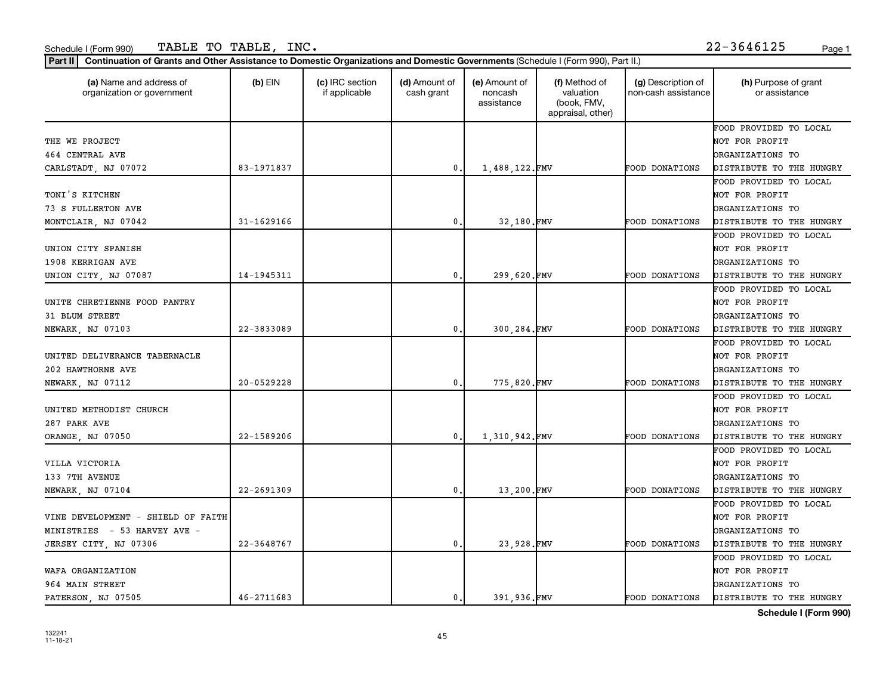Schedule I (Form 990) TABLE TO TABLE, INC. 22-3646125

**Part II** **Continuation of Grants and Other Assistance to Domestic Organizations and Domestic Governments** (Schedule I (Form 990), Part II.)

| (a) Name and address of organization or government | (b) EIN | (c) IRC section if applicable | (d) Amount of cash grant | (e) Amount of noncash assistance | (f) Method of valuation (book, FMV, appraisal, other) | (g) Description of non-cash assistance | (h) Purpose of grant or assistance |
|---|---|---|---|---|---|---|---|
| THE WE PROJECT<br>464 CENTRAL AVE<br>CARLSTADT, NJ 07072 | 83-1971837 | | 0. | 1,488,122. | FMV | FOOD DONATIONS | FOOD PROVIDED TO LOCAL NOT FOR PROFIT ORGANIZATIONS TO DISTRIBUTE TO THE HUNGRY |
| TONI'S KITCHEN<br>73 S FULLERTON AVE<br>MONTCLAIR, NJ 07042 | 31-1629166 | | 0. | 32,180. | FMV | FOOD DONATIONS | FOOD PROVIDED TO LOCAL NOT FOR PROFIT ORGANIZATIONS TO DISTRIBUTE TO THE HUNGRY |
| UNION CITY SPANISH<br>1908 KERRIGAN AVE<br>UNION CITY, NJ 07087 | 14-1945311 | | 0. | 299,620. | FMV | FOOD DONATIONS | FOOD PROVIDED TO LOCAL NOT FOR PROFIT ORGANIZATIONS TO DISTRIBUTE TO THE HUNGRY |
| UNITE CHRETIENNE FOOD PANTRY<br>31 BLUM STREET<br>NEWARK, NJ 07103 | 22-3833089 | | 0. | 300,284. | FMV | FOOD DONATIONS | FOOD PROVIDED TO LOCAL NOT FOR PROFIT ORGANIZATIONS TO DISTRIBUTE TO THE HUNGRY |
| UNITED DELIVERANCE TABERNACLE<br>202 HAWTHORNE AVE<br>NEWARK, NJ 07112 | 20-0529228 | | 0. | 775,820. | FMV | FOOD DONATIONS | FOOD PROVIDED TO LOCAL NOT FOR PROFIT ORGANIZATIONS TO DISTRIBUTE TO THE HUNGRY |
| UNITED METHODIST CHURCH<br>287 PARK AVE<br>ORANGE, NJ 07050 | 22-1589206 | | 0. | 1,310,942. | FMV | FOOD DONATIONS | FOOD PROVIDED TO LOCAL NOT FOR PROFIT ORGANIZATIONS TO DISTRIBUTE TO THE HUNGRY |
| VILLA VICTORIA<br>133 7TH AVENUE<br>NEWARK, NJ 07104 | 22-2691309 | | 0. | 13,200. | FMV | FOOD DONATIONS | FOOD PROVIDED TO LOCAL NOT FOR PROFIT ORGANIZATIONS TO DISTRIBUTE TO THE HUNGRY |
| VINE DEVELOPMENT - SHIELD OF FAITH MINISTRIES - 53 HARVEY AVE - JERSEY CITY, NJ 07306 | 22-3648767 | | 0. | 23,928. | FMV | FOOD DONATIONS | FOOD PROVIDED TO LOCAL NOT FOR PROFIT ORGANIZATIONS TO DISTRIBUTE TO THE HUNGRY |
| WAFA ORGANIZATION<br>964 MAIN STREET<br>PATERSON, NJ 07505 | 46-2711683 | | 0. | 391,936. | FMV | FOOD DONATIONS | FOOD PROVIDED TO LOCAL NOT FOR PROFIT ORGANIZATIONS TO DISTRIBUTE TO THE HUNGRY |

**Schedule I (Form 990)**

132241
11-18-21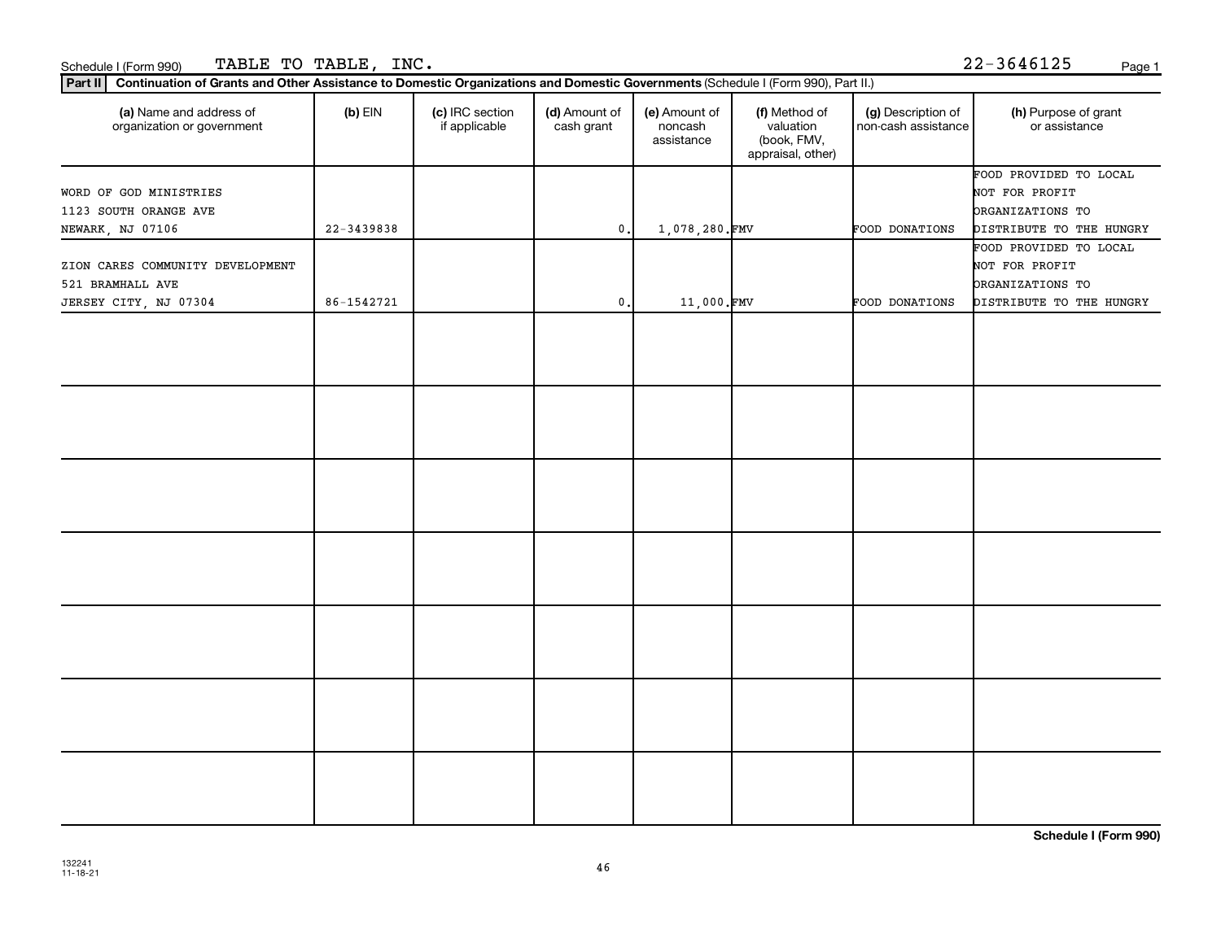Schedule I (Form 990) TABLE TO TABLE, INC. 22-3646125

**Part II** **Continuation of Grants and Other Assistance to Domestic Organizations and Domestic Governments** (Schedule I (Form 990), Part II.)

| (a) Name and address of organization or government | (b) EIN | (c) IRC section if applicable | (d) Amount of cash grant | (e) Amount of noncash assistance | (f) Method of valuation (book, FMV, appraisal, other) | (g) Description of non-cash assistance | (h) Purpose of grant or assistance |
|---|---|---|---|---|---|---|---|
| WORD OF GOD MINISTRIES<br>1123 SOUTH ORANGE AVE<br>NEWARK, NJ 07106 | 22-3439838 | | 0. | 1,078,280. | FMV | FOOD DONATIONS | FOOD PROVIDED TO LOCAL NOT FOR PROFIT ORGANIZATIONS TO DISTRIBUTE TO THE HUNGRY |
| ZION CARES COMMUNITY DEVELOPMENT<br>521 BRAMHALL AVE<br>JERSEY CITY, NJ 07304 | 86-1542721 | | 0. | 11,000. | FMV | FOOD DONATIONS | FOOD PROVIDED TO LOCAL NOT FOR PROFIT ORGANIZATIONS TO DISTRIBUTE TO THE HUNGRY |
| | | | | | | | |
| | | | | | | | |
| | | | | | | | |
| | | | | | | | |
| | | | | | | | |
| | | | | | | | |
| | | | | | | | |

**Schedule I (Form 990)**

132241
11-18-21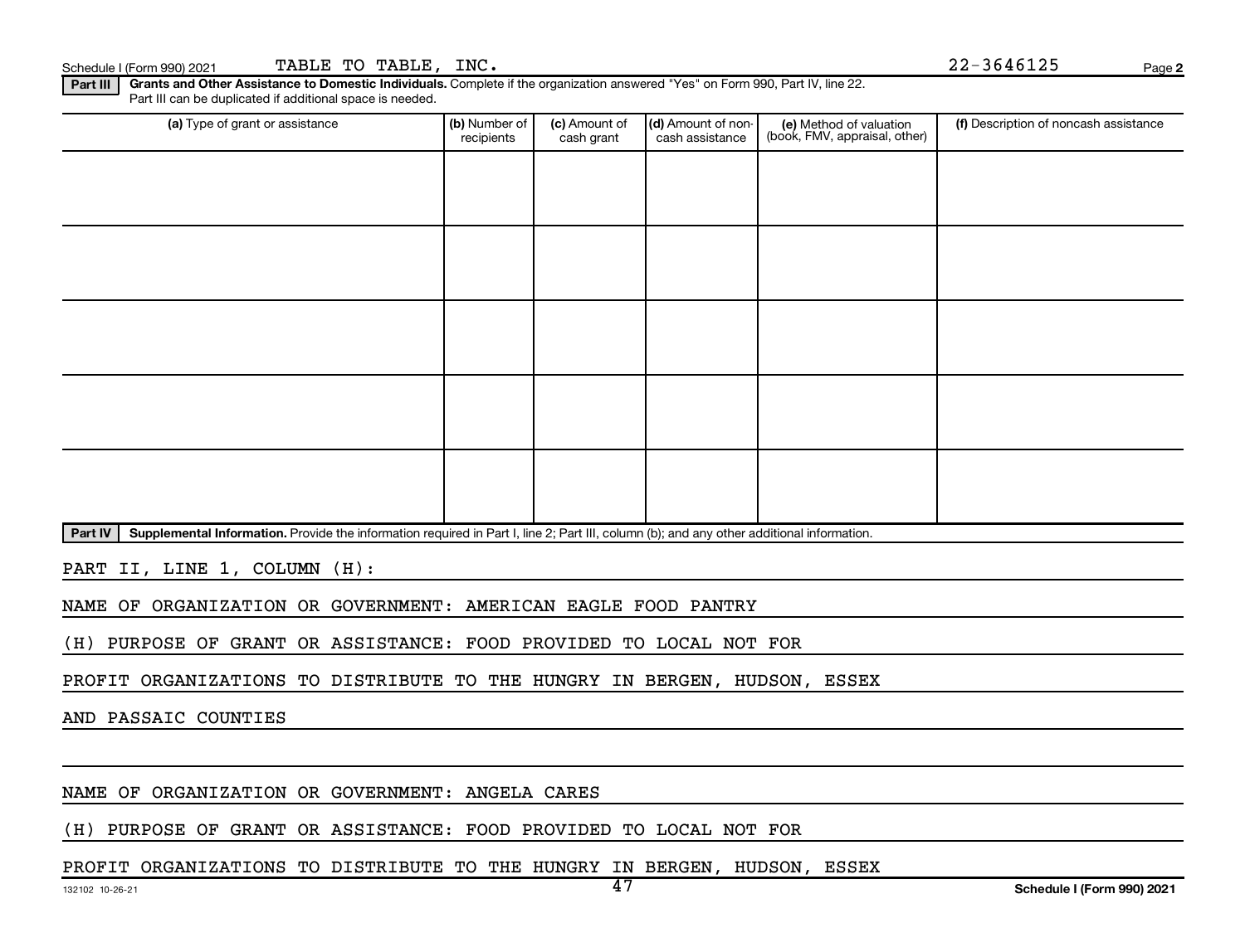Schedule I (Form 990) 2021 TABLE TO TABLE, INC. 22-3646125

**Part III** **Grants and Other Assistance to Domestic Individuals.** Complete if the organization answered "Yes" on Form 990, Part IV, line 22. Part III can be duplicated if additional space is needed.

| (a) Type of grant or assistance | (b) Number of recipients | (c) Amount of cash grant | (d) Amount of non-cash assistance | (e) Method of valuation (book, FMV, appraisal, other) | (f) Description of noncash assistance |
|---|---|---|---|---|---|
| | | | | | |
| | | | | | |
| | | | | | |
| | | | | | |
| | | | | | |

**Part IV** **Supplemental Information.** Provide the information required in Part I, line 2; Part III, column (b); and any other additional information.

PART II, LINE 1, COLUMN (H):

NAME OF ORGANIZATION OR GOVERNMENT: AMERICAN EAGLE FOOD PANTRY

(H) PURPOSE OF GRANT OR ASSISTANCE: FOOD PROVIDED TO LOCAL NOT FOR PROFIT ORGANIZATIONS TO DISTRIBUTE TO THE HUNGRY IN BERGEN, HUDSON, ESSEX AND PASSAIC COUNTIES

NAME OF ORGANIZATION OR GOVERNMENT: ANGELA CARES

(H) PURPOSE OF GRANT OR ASSISTANCE: FOOD PROVIDED TO LOCAL NOT FOR PROFIT ORGANIZATIONS TO DISTRIBUTE TO THE HUNGRY IN BERGEN, HUDSON, ESSEX

132102 10-26-21 Schedule I (Form 990) 2021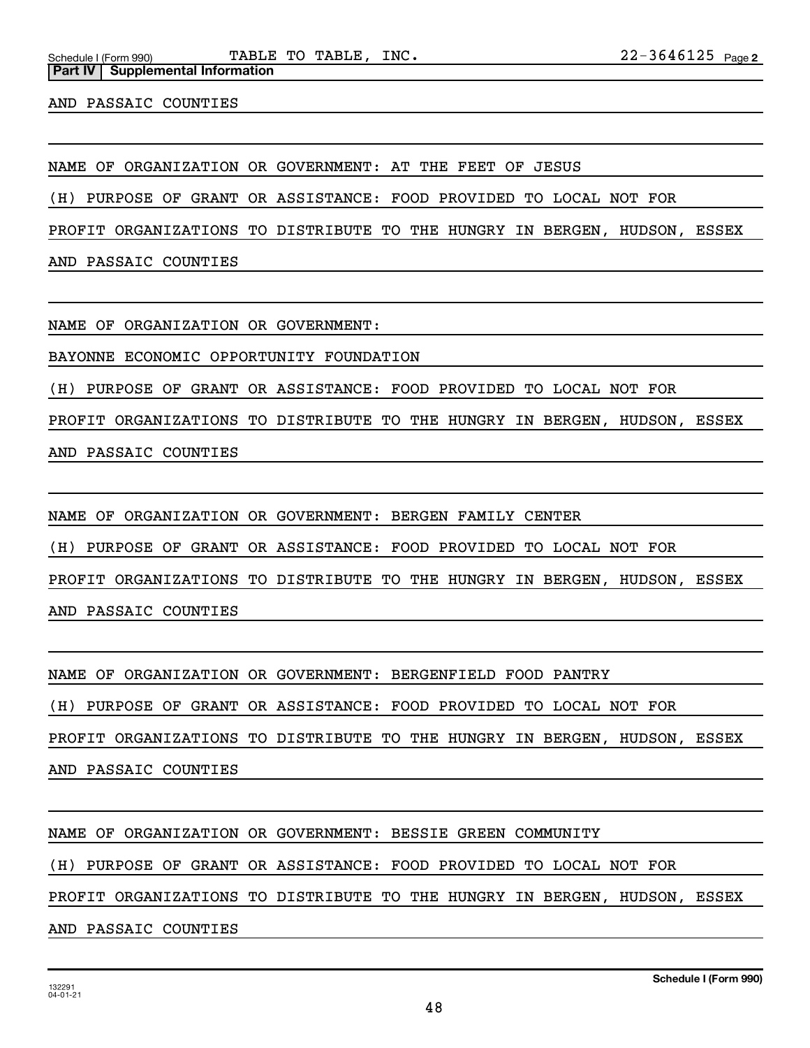**Part IV | Supplemental Information**

AND PASSAIC COUNTIES

NAME OF ORGANIZATION OR GOVERNMENT: AT THE FEET OF JESUS

(H) PURPOSE OF GRANT OR ASSISTANCE: FOOD PROVIDED TO LOCAL NOT FOR PROFIT ORGANIZATIONS TO DISTRIBUTE TO THE HUNGRY IN BERGEN, HUDSON, ESSEX AND PASSAIC COUNTIES

NAME OF ORGANIZATION OR GOVERNMENT:

BAYONNE ECONOMIC OPPORTUNITY FOUNDATION

(H) PURPOSE OF GRANT OR ASSISTANCE: FOOD PROVIDED TO LOCAL NOT FOR PROFIT ORGANIZATIONS TO DISTRIBUTE TO THE HUNGRY IN BERGEN, HUDSON, ESSEX AND PASSAIC COUNTIES

NAME OF ORGANIZATION OR GOVERNMENT: BERGEN FAMILY CENTER

(H) PURPOSE OF GRANT OR ASSISTANCE: FOOD PROVIDED TO LOCAL NOT FOR PROFIT ORGANIZATIONS TO DISTRIBUTE TO THE HUNGRY IN BERGEN, HUDSON, ESSEX AND PASSAIC COUNTIES

NAME OF ORGANIZATION OR GOVERNMENT: BERGENFIELD FOOD PANTRY

(H) PURPOSE OF GRANT OR ASSISTANCE: FOOD PROVIDED TO LOCAL NOT FOR PROFIT ORGANIZATIONS TO DISTRIBUTE TO THE HUNGRY IN BERGEN, HUDSON, ESSEX AND PASSAIC COUNTIES

NAME OF ORGANIZATION OR GOVERNMENT: BESSIE GREEN COMMUNITY

(H) PURPOSE OF GRANT OR ASSISTANCE: FOOD PROVIDED TO LOCAL NOT FOR PROFIT ORGANIZATIONS TO DISTRIBUTE TO THE HUNGRY IN BERGEN, HUDSON, ESSEX AND PASSAIC COUNTIES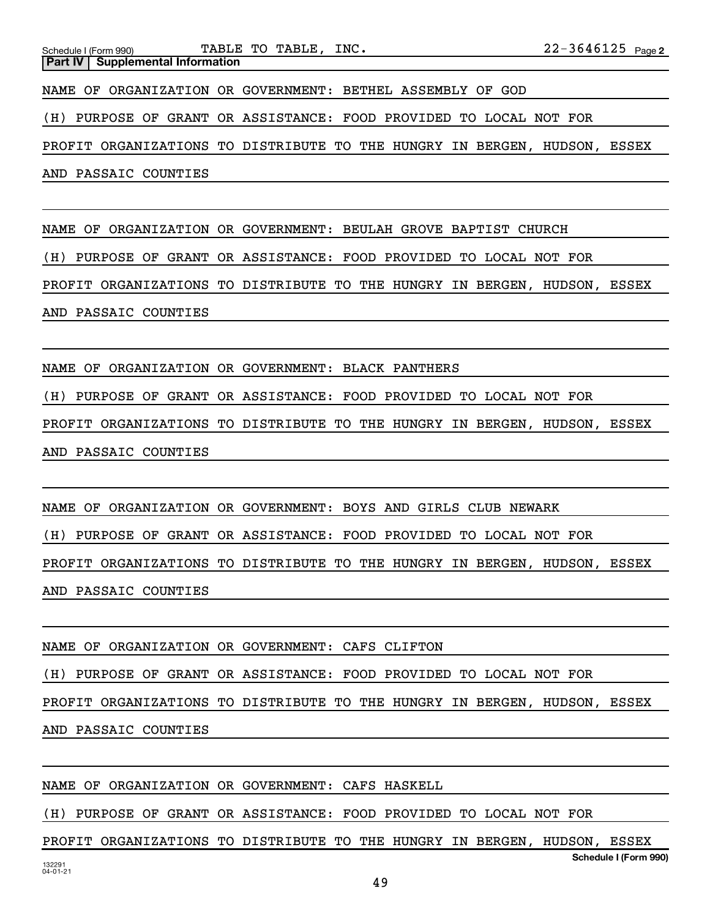Schedule I (Form 990) TABLE TO TABLE, INC. 22-3646125 Page 2

**Part IV | Supplemental Information**

NAME OF ORGANIZATION OR GOVERNMENT: BETHEL ASSEMBLY OF GOD

(H) PURPOSE OF GRANT OR ASSISTANCE: FOOD PROVIDED TO LOCAL NOT FOR PROFIT ORGANIZATIONS TO DISTRIBUTE TO THE HUNGRY IN BERGEN, HUDSON, ESSEX AND PASSAIC COUNTIES

NAME OF ORGANIZATION OR GOVERNMENT: BEULAH GROVE BAPTIST CHURCH

(H) PURPOSE OF GRANT OR ASSISTANCE: FOOD PROVIDED TO LOCAL NOT FOR PROFIT ORGANIZATIONS TO DISTRIBUTE TO THE HUNGRY IN BERGEN, HUDSON, ESSEX AND PASSAIC COUNTIES

NAME OF ORGANIZATION OR GOVERNMENT: BLACK PANTHERS

(H) PURPOSE OF GRANT OR ASSISTANCE: FOOD PROVIDED TO LOCAL NOT FOR PROFIT ORGANIZATIONS TO DISTRIBUTE TO THE HUNGRY IN BERGEN, HUDSON, ESSEX AND PASSAIC COUNTIES

NAME OF ORGANIZATION OR GOVERNMENT: BOYS AND GIRLS CLUB NEWARK

(H) PURPOSE OF GRANT OR ASSISTANCE: FOOD PROVIDED TO LOCAL NOT FOR PROFIT ORGANIZATIONS TO DISTRIBUTE TO THE HUNGRY IN BERGEN, HUDSON, ESSEX AND PASSAIC COUNTIES

NAME OF ORGANIZATION OR GOVERNMENT: CAFS CLIFTON

(H) PURPOSE OF GRANT OR ASSISTANCE: FOOD PROVIDED TO LOCAL NOT FOR PROFIT ORGANIZATIONS TO DISTRIBUTE TO THE HUNGRY IN BERGEN, HUDSON, ESSEX AND PASSAIC COUNTIES

NAME OF ORGANIZATION OR GOVERNMENT: CAFS HASKELL

(H) PURPOSE OF GRANT OR ASSISTANCE: FOOD PROVIDED TO LOCAL NOT FOR PROFIT ORGANIZATIONS TO DISTRIBUTE TO THE HUNGRY IN BERGEN, HUDSON, ESSEX

Schedule I (Form 990)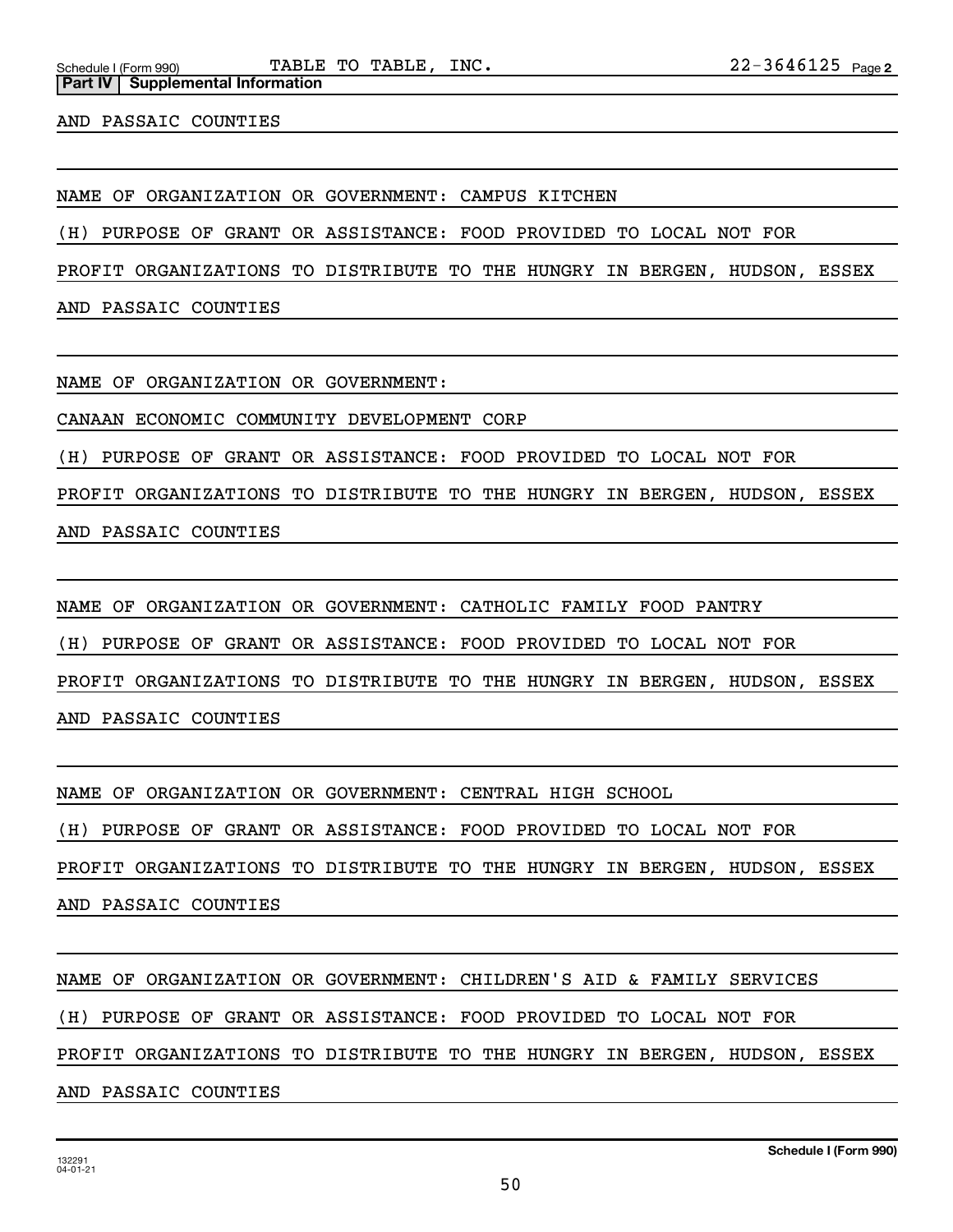**Part IV | Supplemental Information**

AND PASSAIC COUNTIES

NAME OF ORGANIZATION OR GOVERNMENT: CAMPUS KITCHEN

(H) PURPOSE OF GRANT OR ASSISTANCE: FOOD PROVIDED TO LOCAL NOT FOR PROFIT ORGANIZATIONS TO DISTRIBUTE TO THE HUNGRY IN BERGEN, HUDSON, ESSEX AND PASSAIC COUNTIES

NAME OF ORGANIZATION OR GOVERNMENT:
CANAAN ECONOMIC COMMUNITY DEVELOPMENT CORP

(H) PURPOSE OF GRANT OR ASSISTANCE: FOOD PROVIDED TO LOCAL NOT FOR PROFIT ORGANIZATIONS TO DISTRIBUTE TO THE HUNGRY IN BERGEN, HUDSON, ESSEX AND PASSAIC COUNTIES

NAME OF ORGANIZATION OR GOVERNMENT: CATHOLIC FAMILY FOOD PANTRY

(H) PURPOSE OF GRANT OR ASSISTANCE: FOOD PROVIDED TO LOCAL NOT FOR PROFIT ORGANIZATIONS TO DISTRIBUTE TO THE HUNGRY IN BERGEN, HUDSON, ESSEX AND PASSAIC COUNTIES

NAME OF ORGANIZATION OR GOVERNMENT: CENTRAL HIGH SCHOOL

(H) PURPOSE OF GRANT OR ASSISTANCE: FOOD PROVIDED TO LOCAL NOT FOR PROFIT ORGANIZATIONS TO DISTRIBUTE TO THE HUNGRY IN BERGEN, HUDSON, ESSEX AND PASSAIC COUNTIES

NAME OF ORGANIZATION OR GOVERNMENT: CHILDREN'S AID & FAMILY SERVICES

(H) PURPOSE OF GRANT OR ASSISTANCE: FOOD PROVIDED TO LOCAL NOT FOR PROFIT ORGANIZATIONS TO DISTRIBUTE TO THE HUNGRY IN BERGEN, HUDSON, ESSEX AND PASSAIC COUNTIES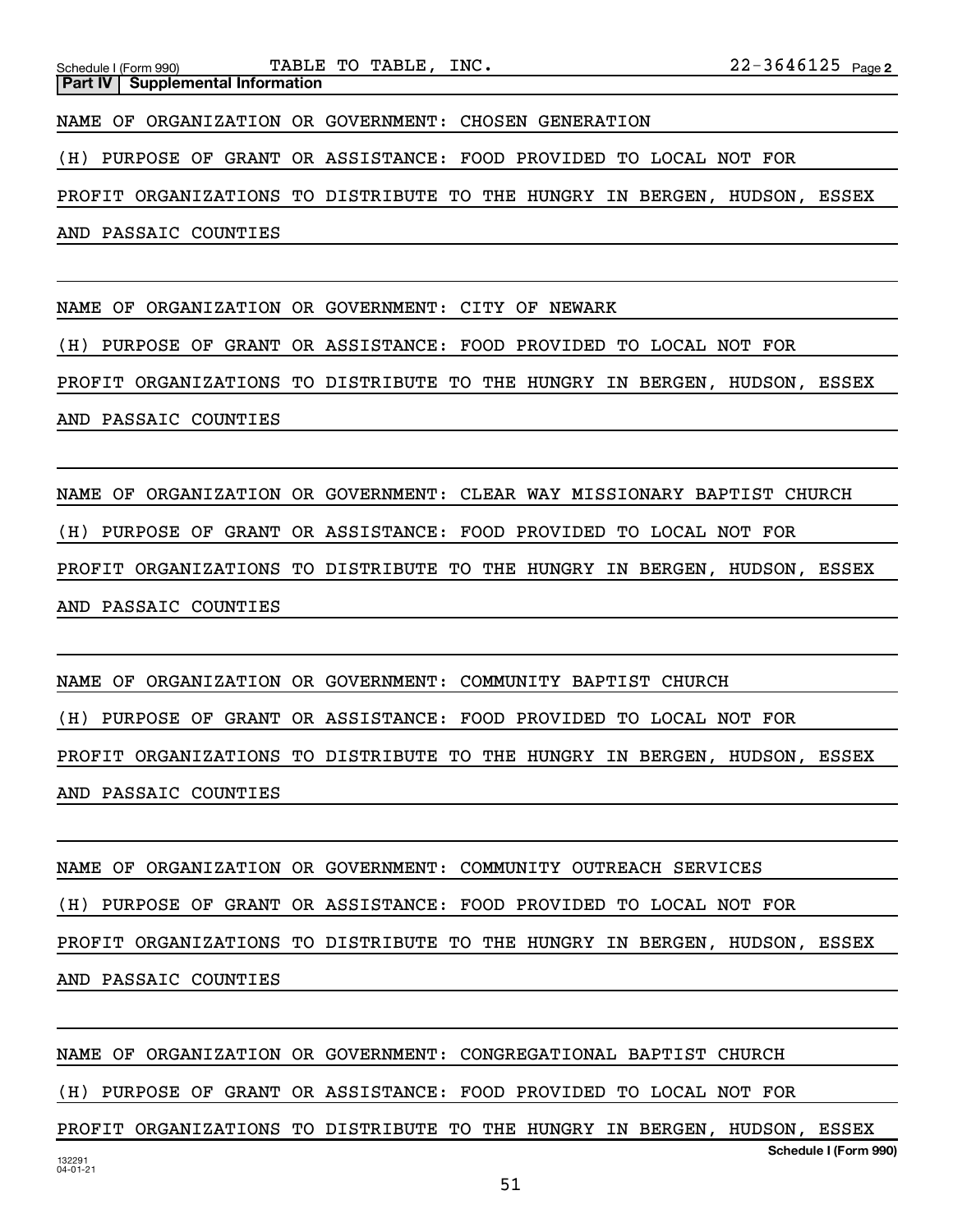Schedule I (Form 990) TABLE TO TABLE, INC. 22-3646125 Page 2

**Part IV | Supplemental Information**

NAME OF ORGANIZATION OR GOVERNMENT: CHOSEN GENERATION

(H) PURPOSE OF GRANT OR ASSISTANCE: FOOD PROVIDED TO LOCAL NOT FOR PROFIT ORGANIZATIONS TO DISTRIBUTE TO THE HUNGRY IN BERGEN, HUDSON, ESSEX AND PASSAIC COUNTIES

NAME OF ORGANIZATION OR GOVERNMENT: CITY OF NEWARK

(H) PURPOSE OF GRANT OR ASSISTANCE: FOOD PROVIDED TO LOCAL NOT FOR PROFIT ORGANIZATIONS TO DISTRIBUTE TO THE HUNGRY IN BERGEN, HUDSON, ESSEX AND PASSAIC COUNTIES

NAME OF ORGANIZATION OR GOVERNMENT: CLEAR WAY MISSIONARY BAPTIST CHURCH

(H) PURPOSE OF GRANT OR ASSISTANCE: FOOD PROVIDED TO LOCAL NOT FOR PROFIT ORGANIZATIONS TO DISTRIBUTE TO THE HUNGRY IN BERGEN, HUDSON, ESSEX AND PASSAIC COUNTIES

NAME OF ORGANIZATION OR GOVERNMENT: COMMUNITY BAPTIST CHURCH

(H) PURPOSE OF GRANT OR ASSISTANCE: FOOD PROVIDED TO LOCAL NOT FOR PROFIT ORGANIZATIONS TO DISTRIBUTE TO THE HUNGRY IN BERGEN, HUDSON, ESSEX AND PASSAIC COUNTIES

NAME OF ORGANIZATION OR GOVERNMENT: COMMUNITY OUTREACH SERVICES

(H) PURPOSE OF GRANT OR ASSISTANCE: FOOD PROVIDED TO LOCAL NOT FOR PROFIT ORGANIZATIONS TO DISTRIBUTE TO THE HUNGRY IN BERGEN, HUDSON, ESSEX AND PASSAIC COUNTIES

NAME OF ORGANIZATION OR GOVERNMENT: CONGREGATIONAL BAPTIST CHURCH

(H) PURPOSE OF GRANT OR ASSISTANCE: FOOD PROVIDED TO LOCAL NOT FOR PROFIT ORGANIZATIONS TO DISTRIBUTE TO THE HUNGRY IN BERGEN, HUDSON, ESSEX

132291 04-01-21

**Schedule I (Form 990)**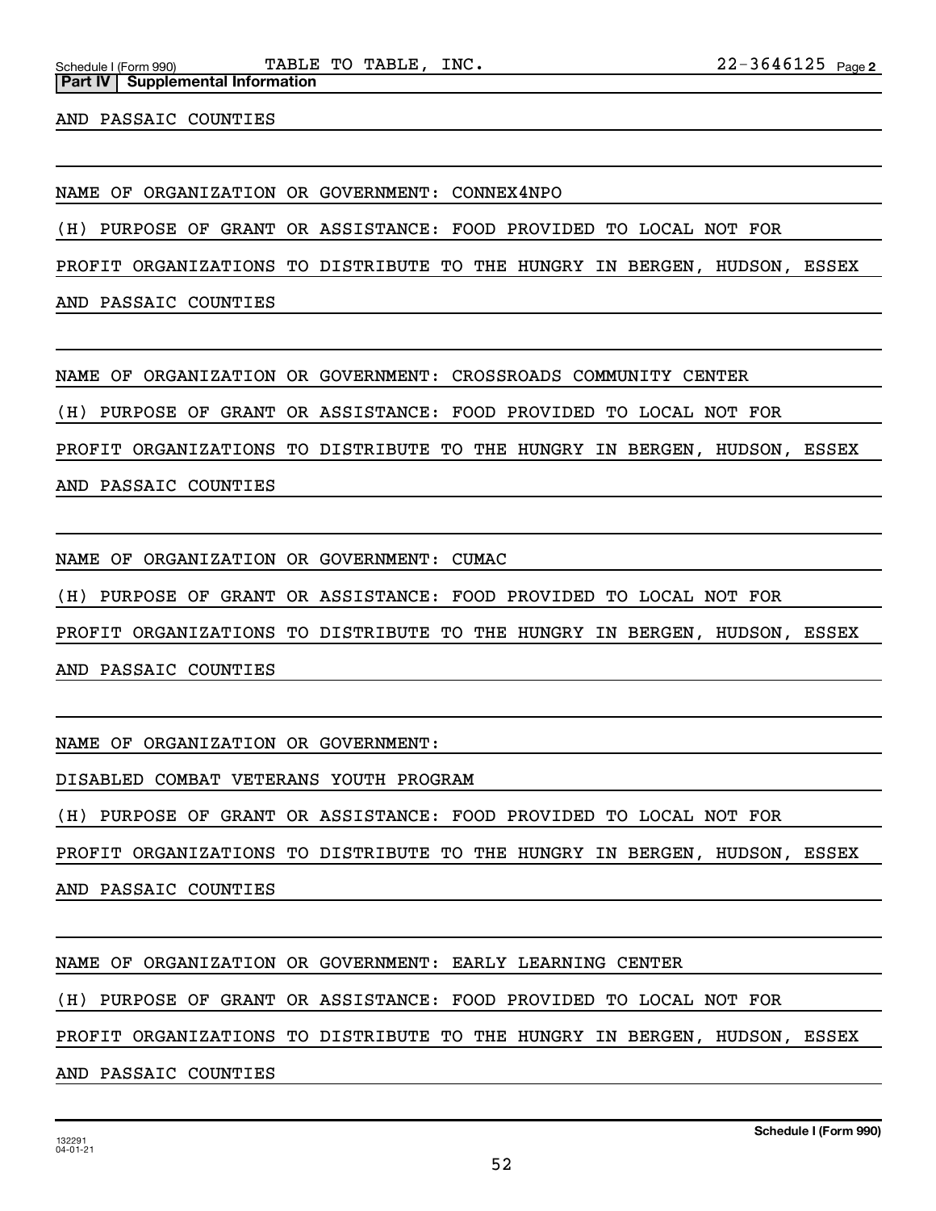**Part IV | Supplemental Information**

AND PASSAIC COUNTIES

NAME OF ORGANIZATION OR GOVERNMENT: CONNEX4NPO

(H) PURPOSE OF GRANT OR ASSISTANCE: FOOD PROVIDED TO LOCAL NOT FOR PROFIT ORGANIZATIONS TO DISTRIBUTE TO THE HUNGRY IN BERGEN, HUDSON, ESSEX AND PASSAIC COUNTIES

NAME OF ORGANIZATION OR GOVERNMENT: CROSSROADS COMMUNITY CENTER

(H) PURPOSE OF GRANT OR ASSISTANCE: FOOD PROVIDED TO LOCAL NOT FOR PROFIT ORGANIZATIONS TO DISTRIBUTE TO THE HUNGRY IN BERGEN, HUDSON, ESSEX AND PASSAIC COUNTIES

NAME OF ORGANIZATION OR GOVERNMENT: CUMAC

(H) PURPOSE OF GRANT OR ASSISTANCE: FOOD PROVIDED TO LOCAL NOT FOR PROFIT ORGANIZATIONS TO DISTRIBUTE TO THE HUNGRY IN BERGEN, HUDSON, ESSEX AND PASSAIC COUNTIES

NAME OF ORGANIZATION OR GOVERNMENT:

DISABLED COMBAT VETERANS YOUTH PROGRAM

(H) PURPOSE OF GRANT OR ASSISTANCE: FOOD PROVIDED TO LOCAL NOT FOR PROFIT ORGANIZATIONS TO DISTRIBUTE TO THE HUNGRY IN BERGEN, HUDSON, ESSEX AND PASSAIC COUNTIES

NAME OF ORGANIZATION OR GOVERNMENT: EARLY LEARNING CENTER

(H) PURPOSE OF GRANT OR ASSISTANCE: FOOD PROVIDED TO LOCAL NOT FOR PROFIT ORGANIZATIONS TO DISTRIBUTE TO THE HUNGRY IN BERGEN, HUDSON, ESSEX AND PASSAIC COUNTIES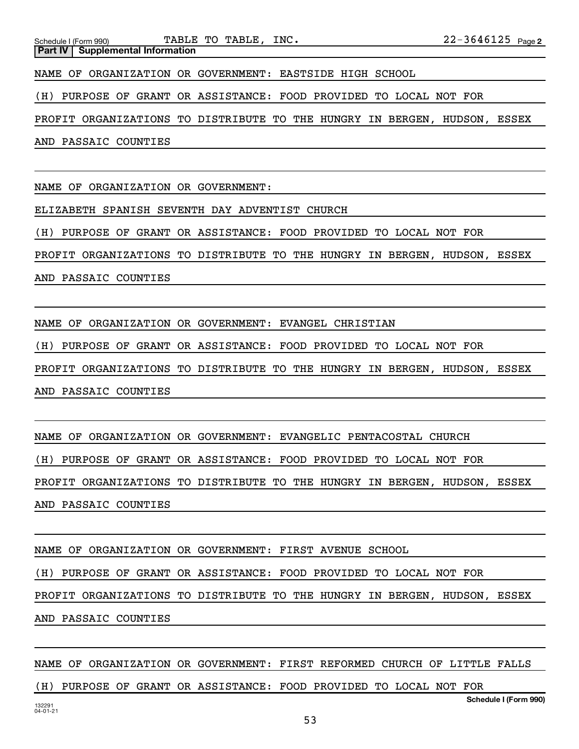**Part IV | Supplemental Information**

NAME OF ORGANIZATION OR GOVERNMENT: EASTSIDE HIGH SCHOOL

(H) PURPOSE OF GRANT OR ASSISTANCE: FOOD PROVIDED TO LOCAL NOT FOR PROFIT ORGANIZATIONS TO DISTRIBUTE TO THE HUNGRY IN BERGEN, HUDSON, ESSEX AND PASSAIC COUNTIES

NAME OF ORGANIZATION OR GOVERNMENT:
ELIZABETH SPANISH SEVENTH DAY ADVENTIST CHURCH

(H) PURPOSE OF GRANT OR ASSISTANCE: FOOD PROVIDED TO LOCAL NOT FOR PROFIT ORGANIZATIONS TO DISTRIBUTE TO THE HUNGRY IN BERGEN, HUDSON, ESSEX AND PASSAIC COUNTIES

NAME OF ORGANIZATION OR GOVERNMENT: EVANGEL CHRISTIAN

(H) PURPOSE OF GRANT OR ASSISTANCE: FOOD PROVIDED TO LOCAL NOT FOR PROFIT ORGANIZATIONS TO DISTRIBUTE TO THE HUNGRY IN BERGEN, HUDSON, ESSEX AND PASSAIC COUNTIES

NAME OF ORGANIZATION OR GOVERNMENT: EVANGELIC PENTACOSTAL CHURCH

(H) PURPOSE OF GRANT OR ASSISTANCE: FOOD PROVIDED TO LOCAL NOT FOR PROFIT ORGANIZATIONS TO DISTRIBUTE TO THE HUNGRY IN BERGEN, HUDSON, ESSEX AND PASSAIC COUNTIES

NAME OF ORGANIZATION OR GOVERNMENT: FIRST AVENUE SCHOOL

(H) PURPOSE OF GRANT OR ASSISTANCE: FOOD PROVIDED TO LOCAL NOT FOR PROFIT ORGANIZATIONS TO DISTRIBUTE TO THE HUNGRY IN BERGEN, HUDSON, ESSEX AND PASSAIC COUNTIES

NAME OF ORGANIZATION OR GOVERNMENT: FIRST REFORMED CHURCH OF LITTLE FALLS

(H) PURPOSE OF GRANT OR ASSISTANCE: FOOD PROVIDED TO LOCAL NOT FOR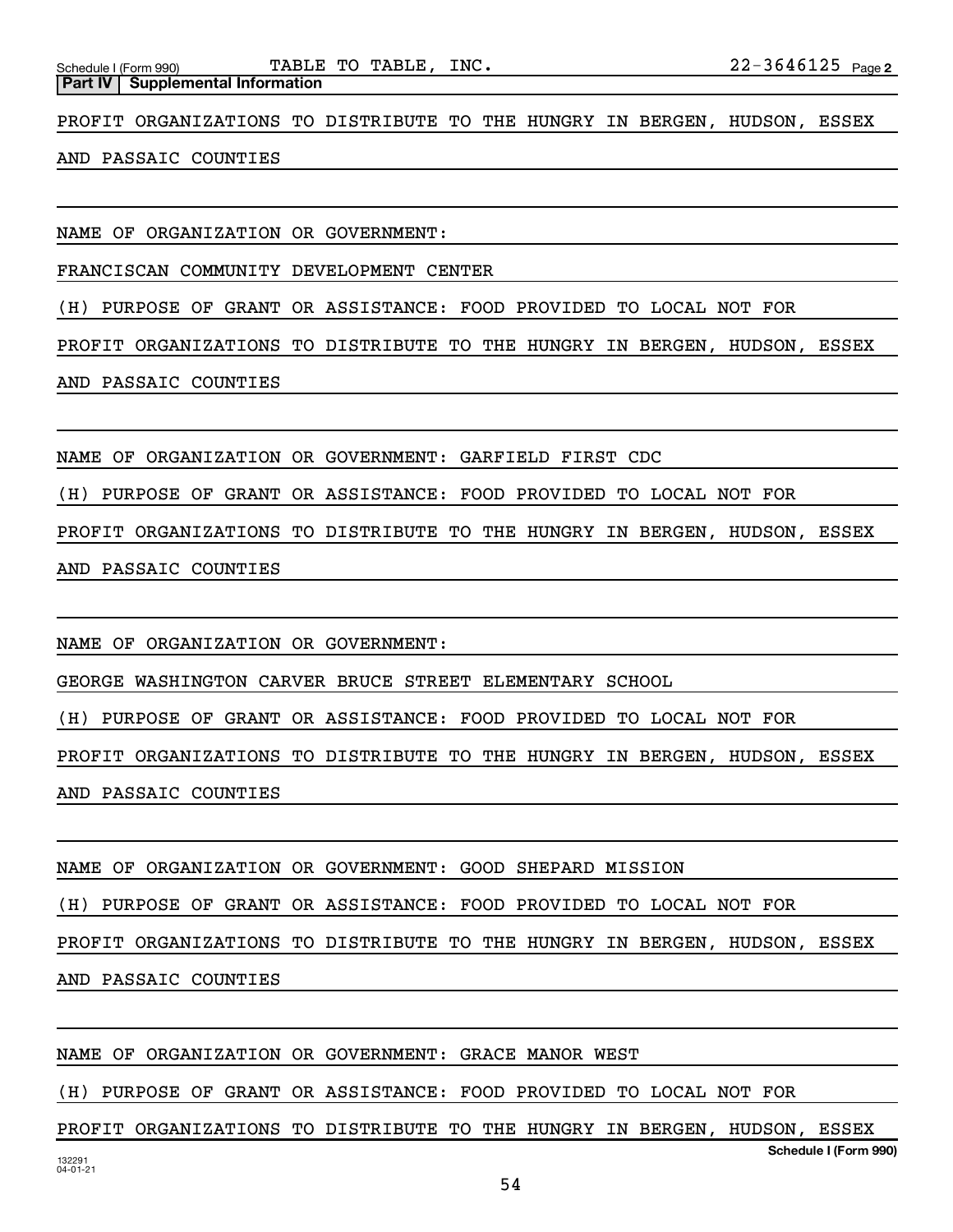**Part IV | Supplemental Information**

PROFIT ORGANIZATIONS TO DISTRIBUTE TO THE HUNGRY IN BERGEN, HUDSON, ESSEX AND PASSAIC COUNTIES

NAME OF ORGANIZATION OR GOVERNMENT:
FRANCISCAN COMMUNITY DEVELOPMENT CENTER
(H) PURPOSE OF GRANT OR ASSISTANCE: FOOD PROVIDED TO LOCAL NOT FOR PROFIT ORGANIZATIONS TO DISTRIBUTE TO THE HUNGRY IN BERGEN, HUDSON, ESSEX AND PASSAIC COUNTIES

NAME OF ORGANIZATION OR GOVERNMENT: GARFIELD FIRST CDC
(H) PURPOSE OF GRANT OR ASSISTANCE: FOOD PROVIDED TO LOCAL NOT FOR PROFIT ORGANIZATIONS TO DISTRIBUTE TO THE HUNGRY IN BERGEN, HUDSON, ESSEX AND PASSAIC COUNTIES

NAME OF ORGANIZATION OR GOVERNMENT:
GEORGE WASHINGTON CARVER BRUCE STREET ELEMENTARY SCHOOL
(H) PURPOSE OF GRANT OR ASSISTANCE: FOOD PROVIDED TO LOCAL NOT FOR PROFIT ORGANIZATIONS TO DISTRIBUTE TO THE HUNGRY IN BERGEN, HUDSON, ESSEX AND PASSAIC COUNTIES

NAME OF ORGANIZATION OR GOVERNMENT: GOOD SHEPARD MISSION
(H) PURPOSE OF GRANT OR ASSISTANCE: FOOD PROVIDED TO LOCAL NOT FOR PROFIT ORGANIZATIONS TO DISTRIBUTE TO THE HUNGRY IN BERGEN, HUDSON, ESSEX AND PASSAIC COUNTIES

NAME OF ORGANIZATION OR GOVERNMENT: GRACE MANOR WEST
(H) PURPOSE OF GRANT OR ASSISTANCE: FOOD PROVIDED TO LOCAL NOT FOR PROFIT ORGANIZATIONS TO DISTRIBUTE TO THE HUNGRY IN BERGEN, HUDSON, ESSEX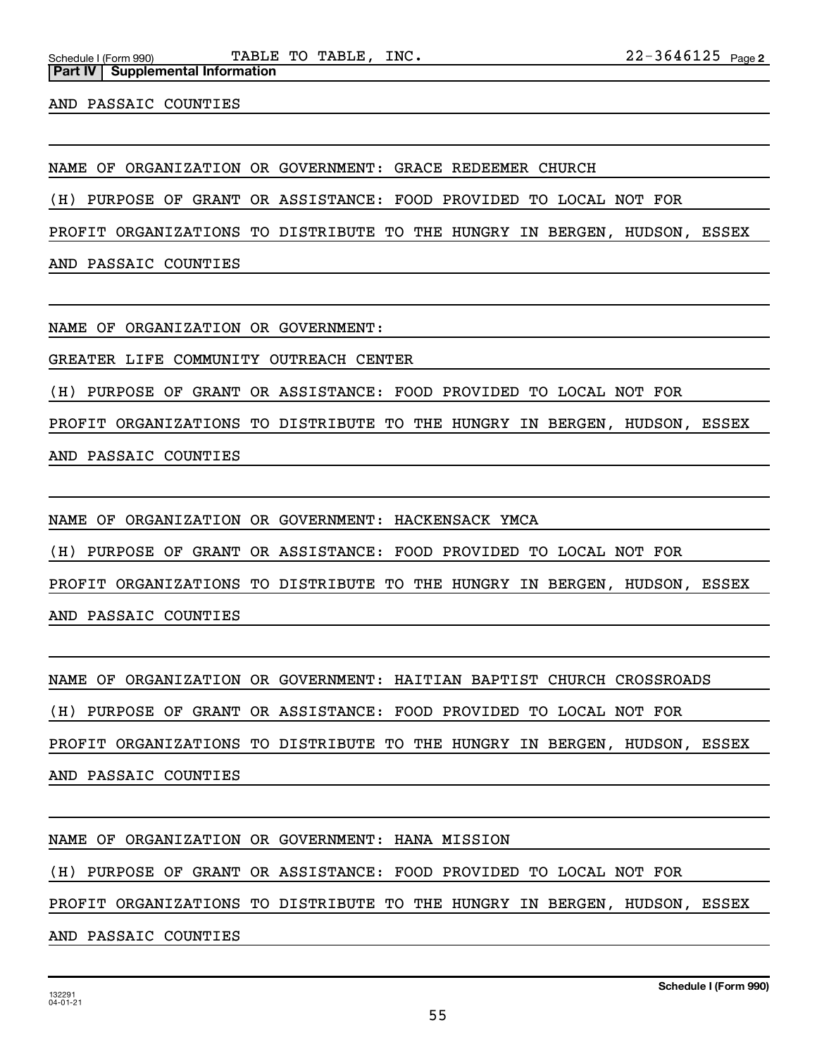Schedule I (Form 990) TABLE TO TABLE, INC. 22-3646125 Page 2

**Part IV | Supplemental Information**

AND PASSAIC COUNTIES

NAME OF ORGANIZATION OR GOVERNMENT: GRACE REDEEMER CHURCH

(H) PURPOSE OF GRANT OR ASSISTANCE: FOOD PROVIDED TO LOCAL NOT FOR PROFIT ORGANIZATIONS TO DISTRIBUTE TO THE HUNGRY IN BERGEN, HUDSON, ESSEX AND PASSAIC COUNTIES

NAME OF ORGANIZATION OR GOVERNMENT:
GREATER LIFE COMMUNITY OUTREACH CENTER

(H) PURPOSE OF GRANT OR ASSISTANCE: FOOD PROVIDED TO LOCAL NOT FOR PROFIT ORGANIZATIONS TO DISTRIBUTE TO THE HUNGRY IN BERGEN, HUDSON, ESSEX AND PASSAIC COUNTIES

NAME OF ORGANIZATION OR GOVERNMENT: HACKENSACK YMCA

(H) PURPOSE OF GRANT OR ASSISTANCE: FOOD PROVIDED TO LOCAL NOT FOR PROFIT ORGANIZATIONS TO DISTRIBUTE TO THE HUNGRY IN BERGEN, HUDSON, ESSEX AND PASSAIC COUNTIES

NAME OF ORGANIZATION OR GOVERNMENT: HAITIAN BAPTIST CHURCH CROSSROADS

(H) PURPOSE OF GRANT OR ASSISTANCE: FOOD PROVIDED TO LOCAL NOT FOR PROFIT ORGANIZATIONS TO DISTRIBUTE TO THE HUNGRY IN BERGEN, HUDSON, ESSEX AND PASSAIC COUNTIES

NAME OF ORGANIZATION OR GOVERNMENT: HANA MISSION

(H) PURPOSE OF GRANT OR ASSISTANCE: FOOD PROVIDED TO LOCAL NOT FOR PROFIT ORGANIZATIONS TO DISTRIBUTE TO THE HUNGRY IN BERGEN, HUDSON, ESSEX AND PASSAIC COUNTIES

132291 04-01-21

**Schedule I (Form 990)**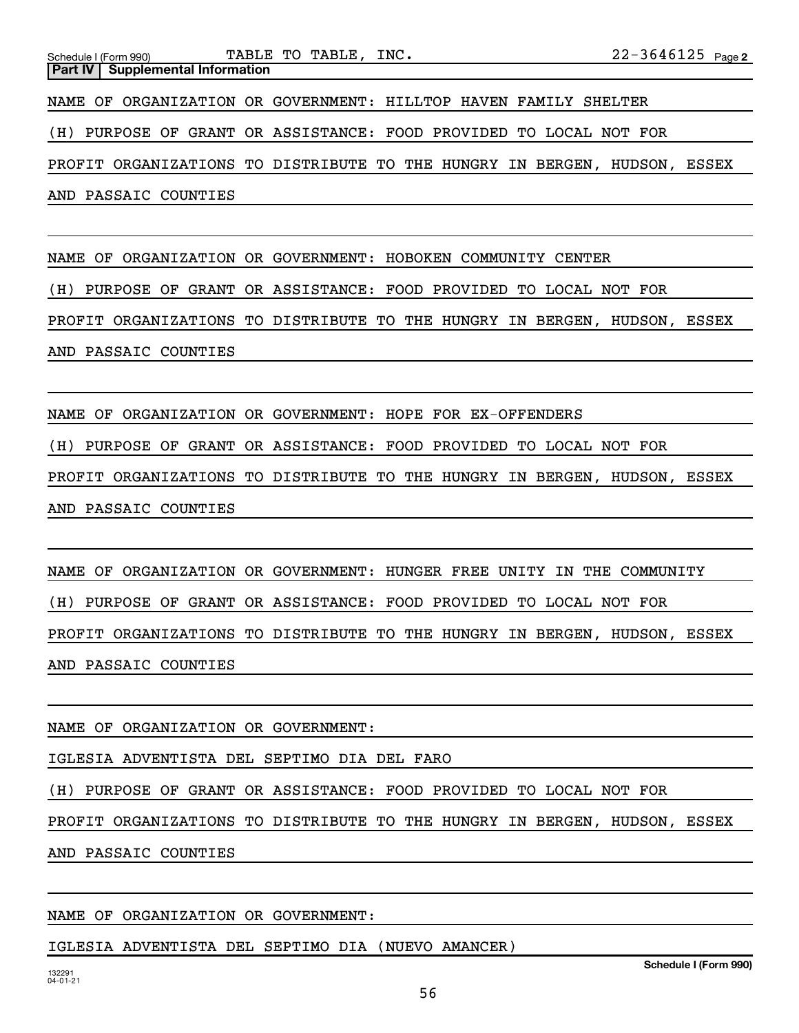**Part IV | Supplemental Information**

NAME OF ORGANIZATION OR GOVERNMENT: HILLTOP HAVEN FAMILY SHELTER

(H) PURPOSE OF GRANT OR ASSISTANCE: FOOD PROVIDED TO LOCAL NOT FOR PROFIT ORGANIZATIONS TO DISTRIBUTE TO THE HUNGRY IN BERGEN, HUDSON, ESSEX AND PASSAIC COUNTIES

NAME OF ORGANIZATION OR GOVERNMENT: HOBOKEN COMMUNITY CENTER

(H) PURPOSE OF GRANT OR ASSISTANCE: FOOD PROVIDED TO LOCAL NOT FOR PROFIT ORGANIZATIONS TO DISTRIBUTE TO THE HUNGRY IN BERGEN, HUDSON, ESSEX AND PASSAIC COUNTIES

NAME OF ORGANIZATION OR GOVERNMENT: HOPE FOR EX-OFFENDERS

(H) PURPOSE OF GRANT OR ASSISTANCE: FOOD PROVIDED TO LOCAL NOT FOR PROFIT ORGANIZATIONS TO DISTRIBUTE TO THE HUNGRY IN BERGEN, HUDSON, ESSEX AND PASSAIC COUNTIES

NAME OF ORGANIZATION OR GOVERNMENT: HUNGER FREE UNITY IN THE COMMUNITY

(H) PURPOSE OF GRANT OR ASSISTANCE: FOOD PROVIDED TO LOCAL NOT FOR PROFIT ORGANIZATIONS TO DISTRIBUTE TO THE HUNGRY IN BERGEN, HUDSON, ESSEX AND PASSAIC COUNTIES

NAME OF ORGANIZATION OR GOVERNMENT:

IGLESIA ADVENTISTA DEL SEPTIMO DIA DEL FARO

(H) PURPOSE OF GRANT OR ASSISTANCE: FOOD PROVIDED TO LOCAL NOT FOR PROFIT ORGANIZATIONS TO DISTRIBUTE TO THE HUNGRY IN BERGEN, HUDSON, ESSEX AND PASSAIC COUNTIES

NAME OF ORGANIZATION OR GOVERNMENT:

IGLESIA ADVENTISTA DEL SEPTIMO DIA (NUEVO AMANCER)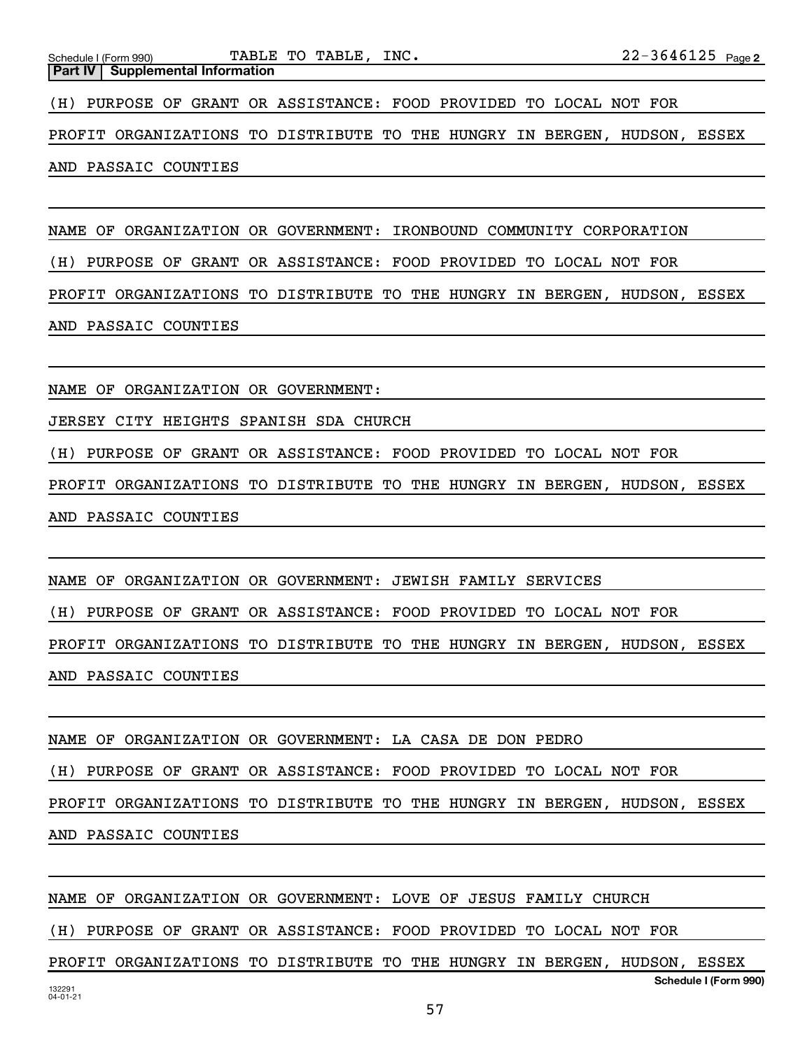Schedule I (Form 990) TABLE TO TABLE, INC. 22-3646125 Page 2

**Part IV | Supplemental Information**

(H) PURPOSE OF GRANT OR ASSISTANCE: FOOD PROVIDED TO LOCAL NOT FOR PROFIT ORGANIZATIONS TO DISTRIBUTE TO THE HUNGRY IN BERGEN, HUDSON, ESSEX AND PASSAIC COUNTIES

NAME OF ORGANIZATION OR GOVERNMENT: IRONBOUND COMMUNITY CORPORATION

(H) PURPOSE OF GRANT OR ASSISTANCE: FOOD PROVIDED TO LOCAL NOT FOR PROFIT ORGANIZATIONS TO DISTRIBUTE TO THE HUNGRY IN BERGEN, HUDSON, ESSEX AND PASSAIC COUNTIES

NAME OF ORGANIZATION OR GOVERNMENT:

JERSEY CITY HEIGHTS SPANISH SDA CHURCH

(H) PURPOSE OF GRANT OR ASSISTANCE: FOOD PROVIDED TO LOCAL NOT FOR PROFIT ORGANIZATIONS TO DISTRIBUTE TO THE HUNGRY IN BERGEN, HUDSON, ESSEX AND PASSAIC COUNTIES

NAME OF ORGANIZATION OR GOVERNMENT: JEWISH FAMILY SERVICES

(H) PURPOSE OF GRANT OR ASSISTANCE: FOOD PROVIDED TO LOCAL NOT FOR PROFIT ORGANIZATIONS TO DISTRIBUTE TO THE HUNGRY IN BERGEN, HUDSON, ESSEX AND PASSAIC COUNTIES

NAME OF ORGANIZATION OR GOVERNMENT: LA CASA DE DON PEDRO

(H) PURPOSE OF GRANT OR ASSISTANCE: FOOD PROVIDED TO LOCAL NOT FOR PROFIT ORGANIZATIONS TO DISTRIBUTE TO THE HUNGRY IN BERGEN, HUDSON, ESSEX AND PASSAIC COUNTIES

NAME OF ORGANIZATION OR GOVERNMENT: LOVE OF JESUS FAMILY CHURCH

(H) PURPOSE OF GRANT OR ASSISTANCE: FOOD PROVIDED TO LOCAL NOT FOR PROFIT ORGANIZATIONS TO DISTRIBUTE TO THE HUNGRY IN BERGEN, HUDSON, ESSEX

132291 04-01-21

Schedule I (Form 990)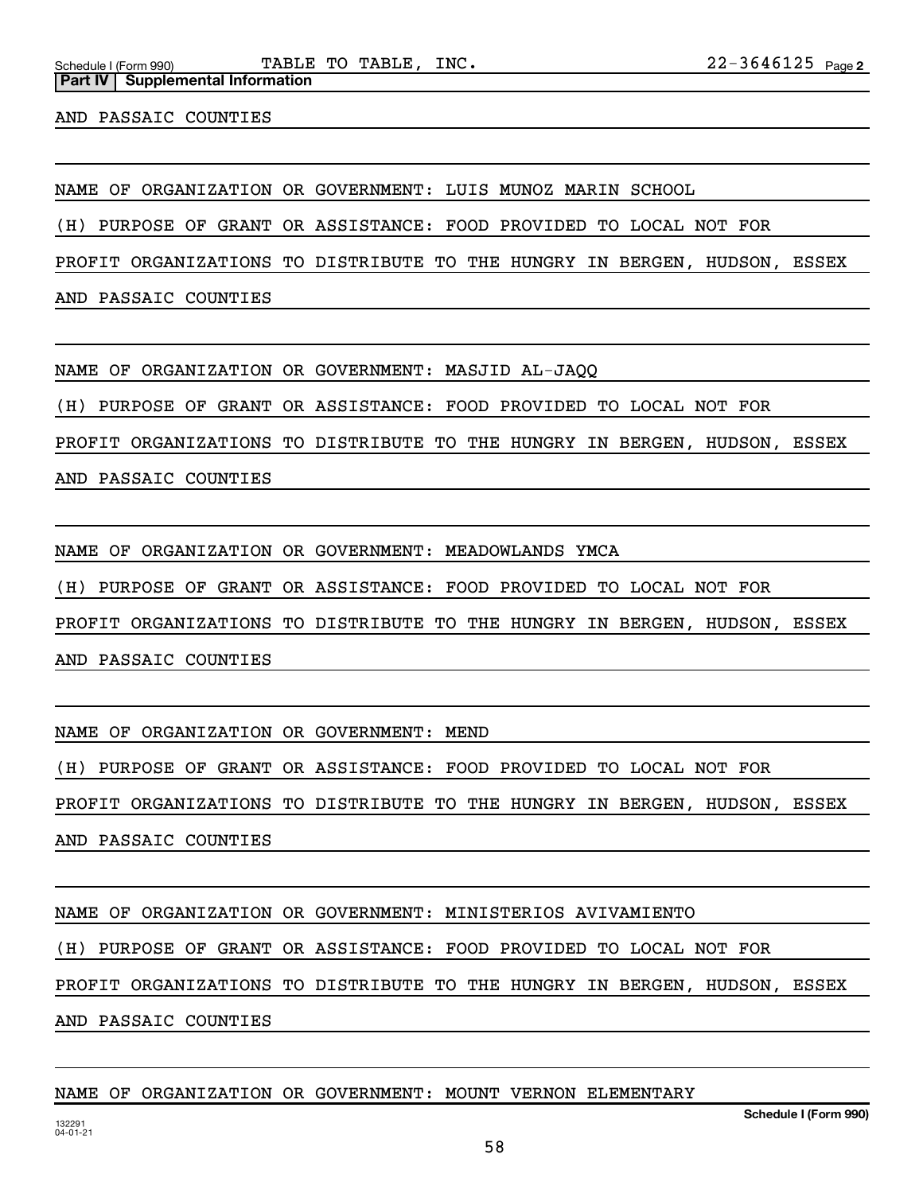**Part IV | Supplemental Information**

AND PASSAIC COUNTIES

NAME OF ORGANIZATION OR GOVERNMENT: LUIS MUNOZ MARIN SCHOOL

(H) PURPOSE OF GRANT OR ASSISTANCE: FOOD PROVIDED TO LOCAL NOT FOR PROFIT ORGANIZATIONS TO DISTRIBUTE TO THE HUNGRY IN BERGEN, HUDSON, ESSEX AND PASSAIC COUNTIES

NAME OF ORGANIZATION OR GOVERNMENT: MASJID AL-JAQQ

(H) PURPOSE OF GRANT OR ASSISTANCE: FOOD PROVIDED TO LOCAL NOT FOR PROFIT ORGANIZATIONS TO DISTRIBUTE TO THE HUNGRY IN BERGEN, HUDSON, ESSEX AND PASSAIC COUNTIES

NAME OF ORGANIZATION OR GOVERNMENT: MEADOWLANDS YMCA

(H) PURPOSE OF GRANT OR ASSISTANCE: FOOD PROVIDED TO LOCAL NOT FOR PROFIT ORGANIZATIONS TO DISTRIBUTE TO THE HUNGRY IN BERGEN, HUDSON, ESSEX AND PASSAIC COUNTIES

NAME OF ORGANIZATION OR GOVERNMENT: MEND

(H) PURPOSE OF GRANT OR ASSISTANCE: FOOD PROVIDED TO LOCAL NOT FOR PROFIT ORGANIZATIONS TO DISTRIBUTE TO THE HUNGRY IN BERGEN, HUDSON, ESSEX AND PASSAIC COUNTIES

NAME OF ORGANIZATION OR GOVERNMENT: MINISTERIOS AVIVAMIENTO

(H) PURPOSE OF GRANT OR ASSISTANCE: FOOD PROVIDED TO LOCAL NOT FOR PROFIT ORGANIZATIONS TO DISTRIBUTE TO THE HUNGRY IN BERGEN, HUDSON, ESSEX AND PASSAIC COUNTIES

NAME OF ORGANIZATION OR GOVERNMENT: MOUNT VERNON ELEMENTARY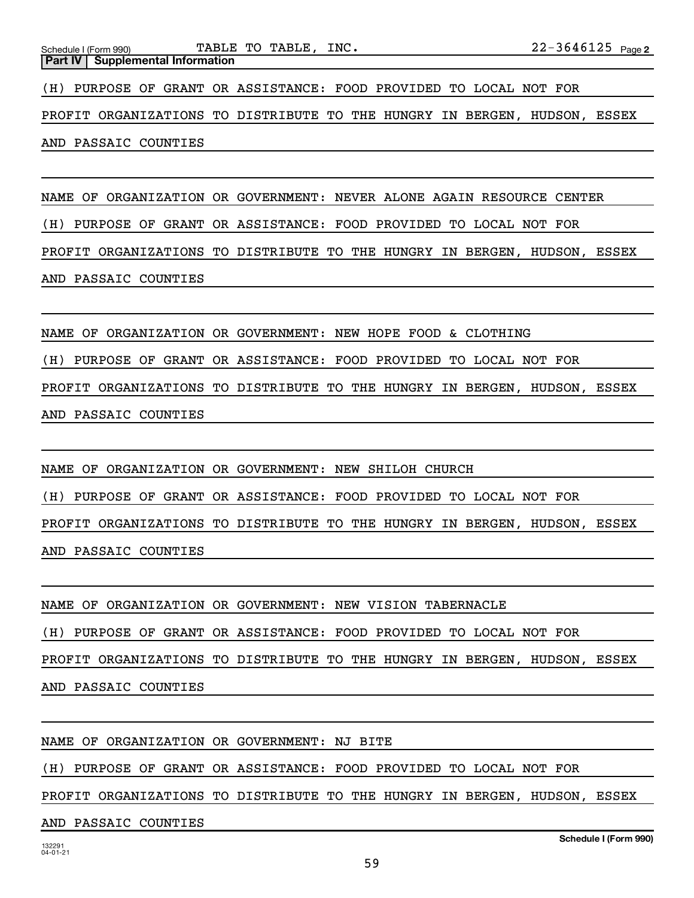Schedule I (Form 990) TABLE TO TABLE, INC. 22-3646125

**Part IV | Supplemental Information**

(H) PURPOSE OF GRANT OR ASSISTANCE: FOOD PROVIDED TO LOCAL NOT FOR PROFIT ORGANIZATIONS TO DISTRIBUTE TO THE HUNGRY IN BERGEN, HUDSON, ESSEX AND PASSAIC COUNTIES

NAME OF ORGANIZATION OR GOVERNMENT: NEVER ALONE AGAIN RESOURCE CENTER

(H) PURPOSE OF GRANT OR ASSISTANCE: FOOD PROVIDED TO LOCAL NOT FOR PROFIT ORGANIZATIONS TO DISTRIBUTE TO THE HUNGRY IN BERGEN, HUDSON, ESSEX AND PASSAIC COUNTIES

NAME OF ORGANIZATION OR GOVERNMENT: NEW HOPE FOOD & CLOTHING

(H) PURPOSE OF GRANT OR ASSISTANCE: FOOD PROVIDED TO LOCAL NOT FOR PROFIT ORGANIZATIONS TO DISTRIBUTE TO THE HUNGRY IN BERGEN, HUDSON, ESSEX AND PASSAIC COUNTIES

NAME OF ORGANIZATION OR GOVERNMENT: NEW SHILOH CHURCH

(H) PURPOSE OF GRANT OR ASSISTANCE: FOOD PROVIDED TO LOCAL NOT FOR PROFIT ORGANIZATIONS TO DISTRIBUTE TO THE HUNGRY IN BERGEN, HUDSON, ESSEX AND PASSAIC COUNTIES

NAME OF ORGANIZATION OR GOVERNMENT: NEW VISION TABERNACLE

(H) PURPOSE OF GRANT OR ASSISTANCE: FOOD PROVIDED TO LOCAL NOT FOR PROFIT ORGANIZATIONS TO DISTRIBUTE TO THE HUNGRY IN BERGEN, HUDSON, ESSEX AND PASSAIC COUNTIES

NAME OF ORGANIZATION OR GOVERNMENT: NJ BITE

(H) PURPOSE OF GRANT OR ASSISTANCE: FOOD PROVIDED TO LOCAL NOT FOR PROFIT ORGANIZATIONS TO DISTRIBUTE TO THE HUNGRY IN BERGEN, HUDSON, ESSEX AND PASSAIC COUNTIES

132291
04-01-21

**Schedule I (Form 990)**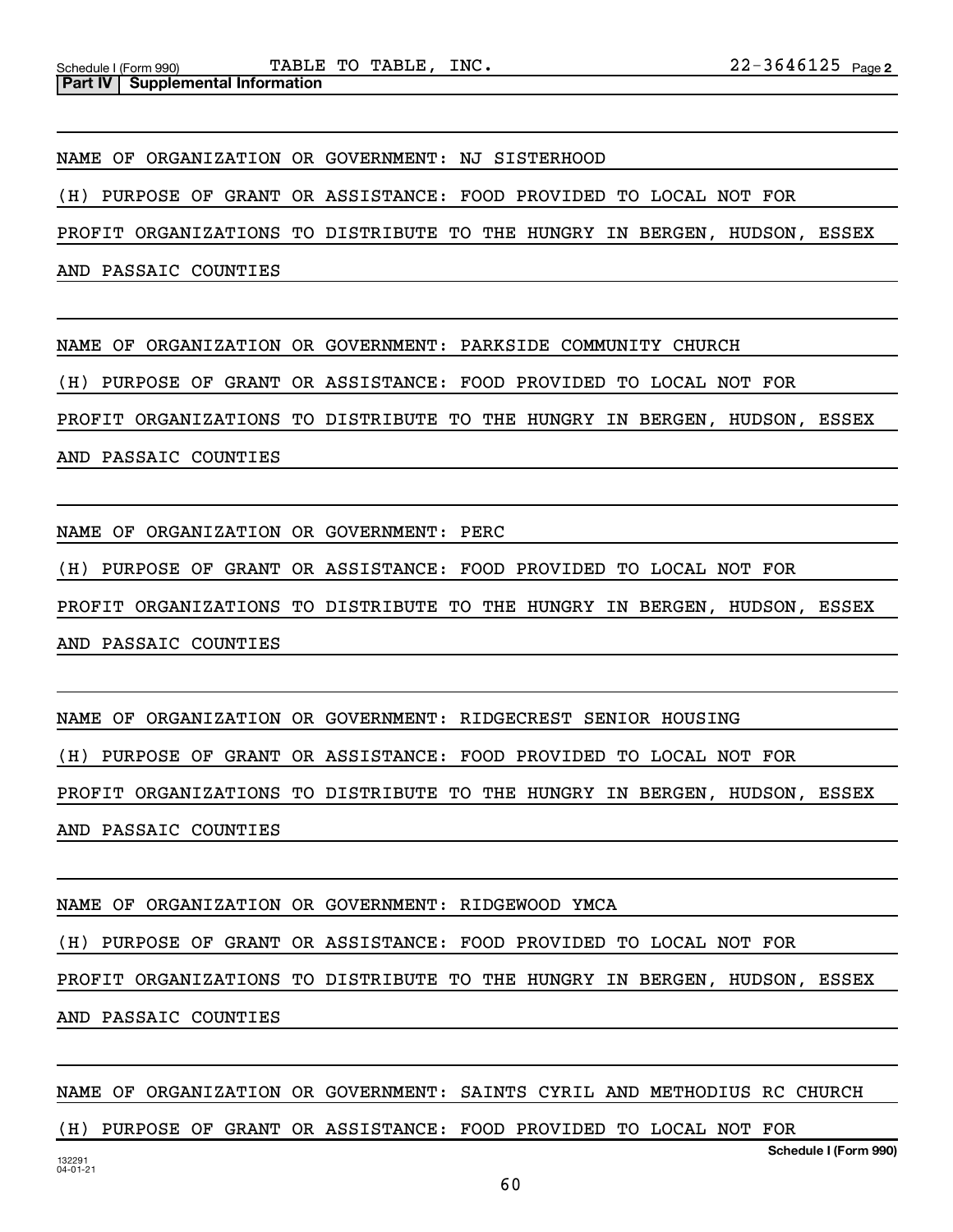**Part IV | Supplemental Information**

NAME OF ORGANIZATION OR GOVERNMENT: NJ SISTERHOOD

(H) PURPOSE OF GRANT OR ASSISTANCE: FOOD PROVIDED TO LOCAL NOT FOR PROFIT ORGANIZATIONS TO DISTRIBUTE TO THE HUNGRY IN BERGEN, HUDSON, ESSEX AND PASSAIC COUNTIES

NAME OF ORGANIZATION OR GOVERNMENT: PARKSIDE COMMUNITY CHURCH

(H) PURPOSE OF GRANT OR ASSISTANCE: FOOD PROVIDED TO LOCAL NOT FOR PROFIT ORGANIZATIONS TO DISTRIBUTE TO THE HUNGRY IN BERGEN, HUDSON, ESSEX AND PASSAIC COUNTIES

NAME OF ORGANIZATION OR GOVERNMENT: PERC

(H) PURPOSE OF GRANT OR ASSISTANCE: FOOD PROVIDED TO LOCAL NOT FOR PROFIT ORGANIZATIONS TO DISTRIBUTE TO THE HUNGRY IN BERGEN, HUDSON, ESSEX AND PASSAIC COUNTIES

NAME OF ORGANIZATION OR GOVERNMENT: RIDGECREST SENIOR HOUSING

(H) PURPOSE OF GRANT OR ASSISTANCE: FOOD PROVIDED TO LOCAL NOT FOR PROFIT ORGANIZATIONS TO DISTRIBUTE TO THE HUNGRY IN BERGEN, HUDSON, ESSEX AND PASSAIC COUNTIES

NAME OF ORGANIZATION OR GOVERNMENT: RIDGEWOOD YMCA

(H) PURPOSE OF GRANT OR ASSISTANCE: FOOD PROVIDED TO LOCAL NOT FOR PROFIT ORGANIZATIONS TO DISTRIBUTE TO THE HUNGRY IN BERGEN, HUDSON, ESSEX AND PASSAIC COUNTIES

NAME OF ORGANIZATION OR GOVERNMENT: SAINTS CYRIL AND METHODIUS RC CHURCH

(H) PURPOSE OF GRANT OR ASSISTANCE: FOOD PROVIDED TO LOCAL NOT FOR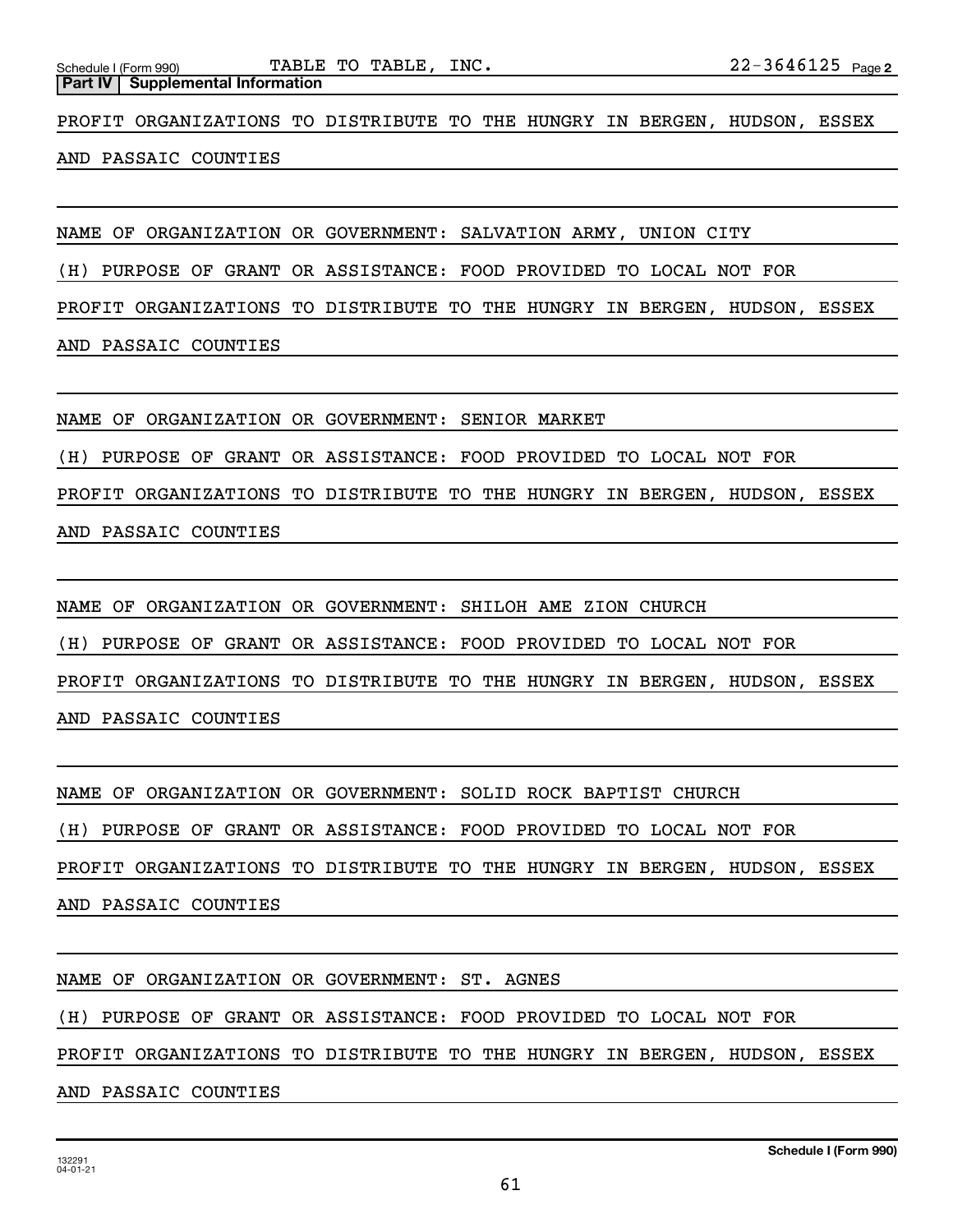**Part IV | Supplemental Information**

PROFIT ORGANIZATIONS TO DISTRIBUTE TO THE HUNGRY IN BERGEN, HUDSON, ESSEX AND PASSAIC COUNTIES

NAME OF ORGANIZATION OR GOVERNMENT: SALVATION ARMY, UNION CITY

(H) PURPOSE OF GRANT OR ASSISTANCE: FOOD PROVIDED TO LOCAL NOT FOR PROFIT ORGANIZATIONS TO DISTRIBUTE TO THE HUNGRY IN BERGEN, HUDSON, ESSEX AND PASSAIC COUNTIES

NAME OF ORGANIZATION OR GOVERNMENT: SENIOR MARKET

(H) PURPOSE OF GRANT OR ASSISTANCE: FOOD PROVIDED TO LOCAL NOT FOR PROFIT ORGANIZATIONS TO DISTRIBUTE TO THE HUNGRY IN BERGEN, HUDSON, ESSEX AND PASSAIC COUNTIES

NAME OF ORGANIZATION OR GOVERNMENT: SHILOH AME ZION CHURCH

(H) PURPOSE OF GRANT OR ASSISTANCE: FOOD PROVIDED TO LOCAL NOT FOR PROFIT ORGANIZATIONS TO DISTRIBUTE TO THE HUNGRY IN BERGEN, HUDSON, ESSEX AND PASSAIC COUNTIES

NAME OF ORGANIZATION OR GOVERNMENT: SOLID ROCK BAPTIST CHURCH

(H) PURPOSE OF GRANT OR ASSISTANCE: FOOD PROVIDED TO LOCAL NOT FOR PROFIT ORGANIZATIONS TO DISTRIBUTE TO THE HUNGRY IN BERGEN, HUDSON, ESSEX AND PASSAIC COUNTIES

NAME OF ORGANIZATION OR GOVERNMENT: ST. AGNES

(H) PURPOSE OF GRANT OR ASSISTANCE: FOOD PROVIDED TO LOCAL NOT FOR PROFIT ORGANIZATIONS TO DISTRIBUTE TO THE HUNGRY IN BERGEN, HUDSON, ESSEX AND PASSAIC COUNTIES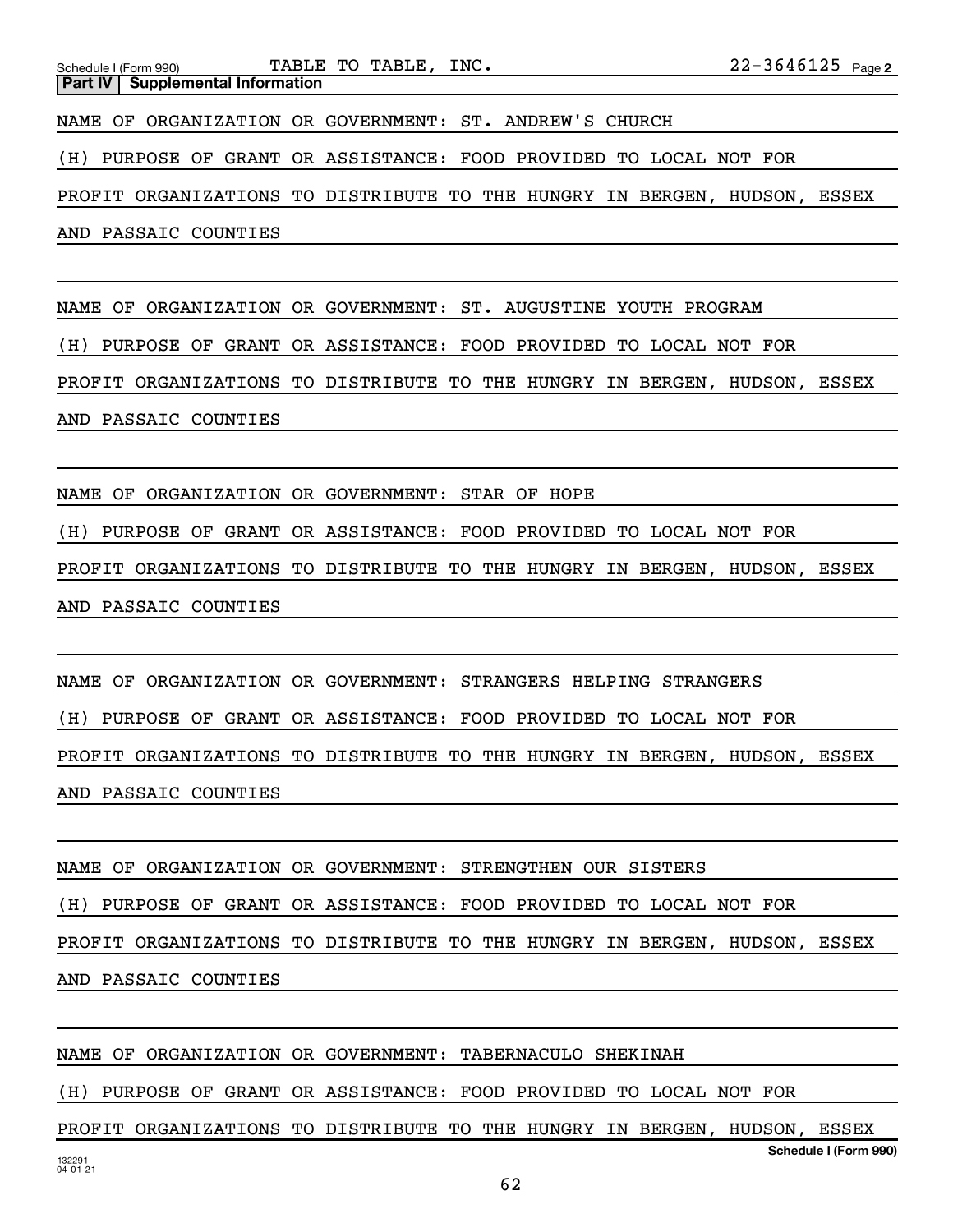**Part IV | Supplemental Information**

NAME OF ORGANIZATION OR GOVERNMENT: ST. ANDREW'S CHURCH

(H) PURPOSE OF GRANT OR ASSISTANCE: FOOD PROVIDED TO LOCAL NOT FOR PROFIT ORGANIZATIONS TO DISTRIBUTE TO THE HUNGRY IN BERGEN, HUDSON, ESSEX AND PASSAIC COUNTIES

NAME OF ORGANIZATION OR GOVERNMENT: ST. AUGUSTINE YOUTH PROGRAM

(H) PURPOSE OF GRANT OR ASSISTANCE: FOOD PROVIDED TO LOCAL NOT FOR PROFIT ORGANIZATIONS TO DISTRIBUTE TO THE HUNGRY IN BERGEN, HUDSON, ESSEX AND PASSAIC COUNTIES

NAME OF ORGANIZATION OR GOVERNMENT: STAR OF HOPE

(H) PURPOSE OF GRANT OR ASSISTANCE: FOOD PROVIDED TO LOCAL NOT FOR PROFIT ORGANIZATIONS TO DISTRIBUTE TO THE HUNGRY IN BERGEN, HUDSON, ESSEX AND PASSAIC COUNTIES

NAME OF ORGANIZATION OR GOVERNMENT: STRANGERS HELPING STRANGERS

(H) PURPOSE OF GRANT OR ASSISTANCE: FOOD PROVIDED TO LOCAL NOT FOR PROFIT ORGANIZATIONS TO DISTRIBUTE TO THE HUNGRY IN BERGEN, HUDSON, ESSEX AND PASSAIC COUNTIES

NAME OF ORGANIZATION OR GOVERNMENT: STRENGTHEN OUR SISTERS

(H) PURPOSE OF GRANT OR ASSISTANCE: FOOD PROVIDED TO LOCAL NOT FOR PROFIT ORGANIZATIONS TO DISTRIBUTE TO THE HUNGRY IN BERGEN, HUDSON, ESSEX AND PASSAIC COUNTIES

NAME OF ORGANIZATION OR GOVERNMENT: TABERNACULO SHEKINAH

(H) PURPOSE OF GRANT OR ASSISTANCE: FOOD PROVIDED TO LOCAL NOT FOR PROFIT ORGANIZATIONS TO DISTRIBUTE TO THE HUNGRY IN BERGEN, HUDSON, ESSEX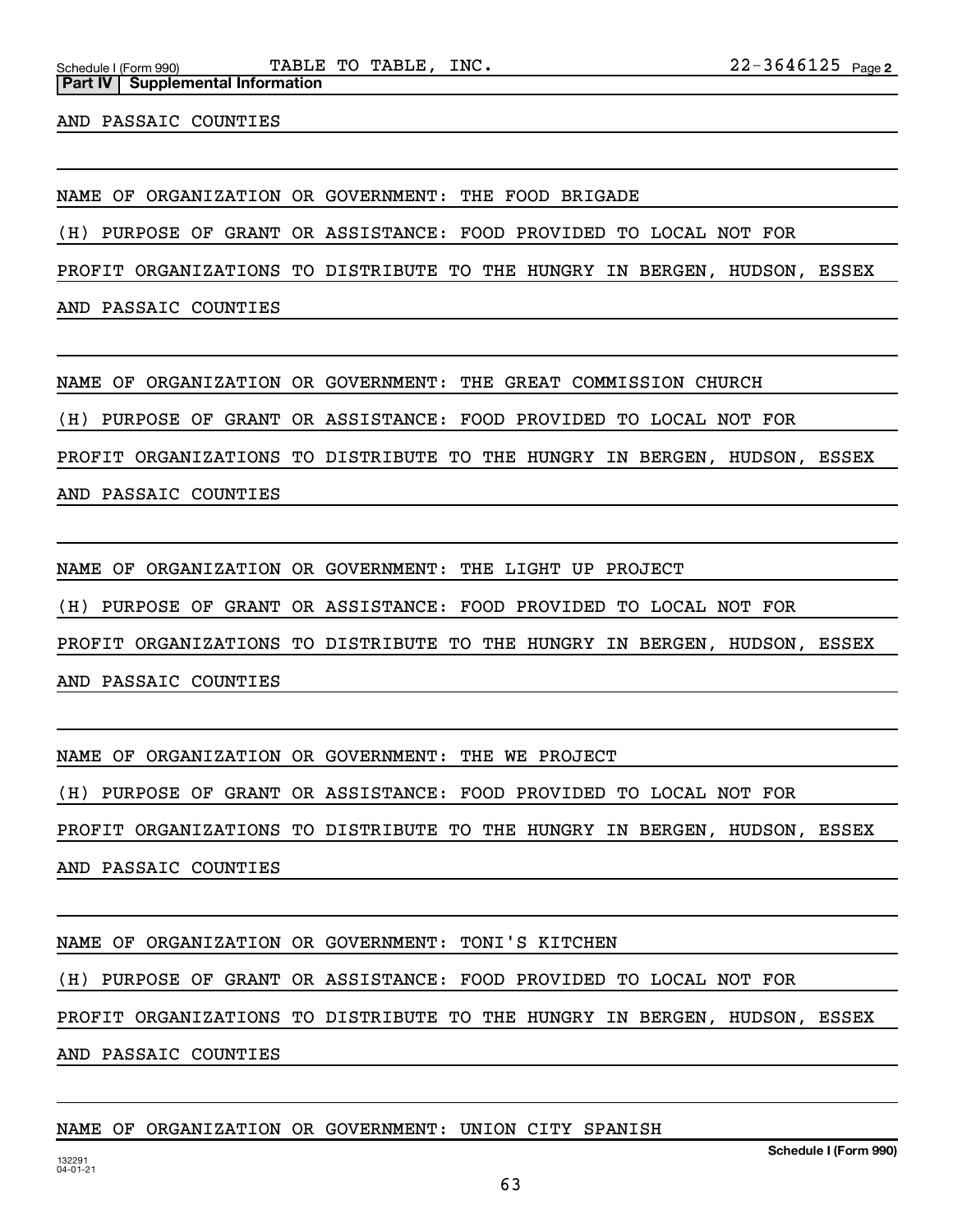**Part IV | Supplemental Information**

AND PASSAIC COUNTIES

NAME OF ORGANIZATION OR GOVERNMENT: THE FOOD BRIGADE

(H) PURPOSE OF GRANT OR ASSISTANCE: FOOD PROVIDED TO LOCAL NOT FOR PROFIT ORGANIZATIONS TO DISTRIBUTE TO THE HUNGRY IN BERGEN, HUDSON, ESSEX AND PASSAIC COUNTIES

NAME OF ORGANIZATION OR GOVERNMENT: THE GREAT COMMISSION CHURCH

(H) PURPOSE OF GRANT OR ASSISTANCE: FOOD PROVIDED TO LOCAL NOT FOR PROFIT ORGANIZATIONS TO DISTRIBUTE TO THE HUNGRY IN BERGEN, HUDSON, ESSEX AND PASSAIC COUNTIES

NAME OF ORGANIZATION OR GOVERNMENT: THE LIGHT UP PROJECT

(H) PURPOSE OF GRANT OR ASSISTANCE: FOOD PROVIDED TO LOCAL NOT FOR PROFIT ORGANIZATIONS TO DISTRIBUTE TO THE HUNGRY IN BERGEN, HUDSON, ESSEX AND PASSAIC COUNTIES

NAME OF ORGANIZATION OR GOVERNMENT: THE WE PROJECT

(H) PURPOSE OF GRANT OR ASSISTANCE: FOOD PROVIDED TO LOCAL NOT FOR PROFIT ORGANIZATIONS TO DISTRIBUTE TO THE HUNGRY IN BERGEN, HUDSON, ESSEX AND PASSAIC COUNTIES

NAME OF ORGANIZATION OR GOVERNMENT: TONI'S KITCHEN

(H) PURPOSE OF GRANT OR ASSISTANCE: FOOD PROVIDED TO LOCAL NOT FOR PROFIT ORGANIZATIONS TO DISTRIBUTE TO THE HUNGRY IN BERGEN, HUDSON, ESSEX AND PASSAIC COUNTIES

NAME OF ORGANIZATION OR GOVERNMENT: UNION CITY SPANISH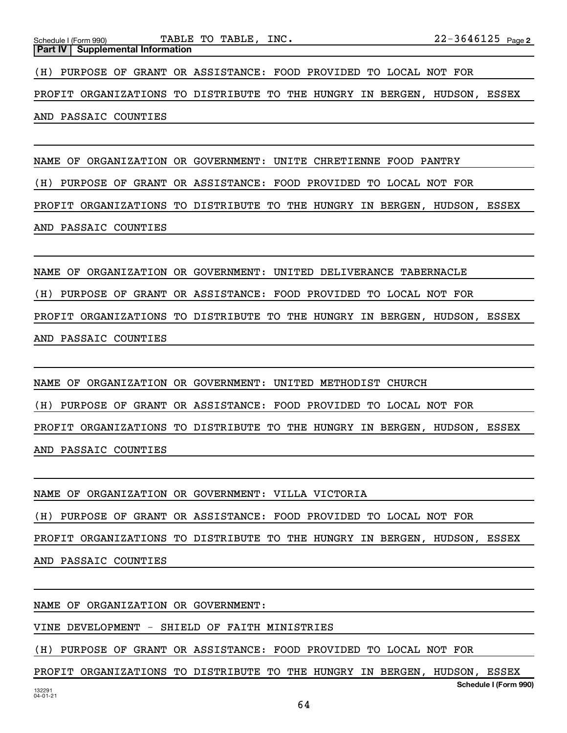Schedule I (Form 990) TABLE TO TABLE, INC. 22-3646125 Page 2

**Part IV | Supplemental Information**

(H) PURPOSE OF GRANT OR ASSISTANCE: FOOD PROVIDED TO LOCAL NOT FOR PROFIT ORGANIZATIONS TO DISTRIBUTE TO THE HUNGRY IN BERGEN, HUDSON, ESSEX AND PASSAIC COUNTIES

NAME OF ORGANIZATION OR GOVERNMENT: UNITE CHRETIENNE FOOD PANTRY

(H) PURPOSE OF GRANT OR ASSISTANCE: FOOD PROVIDED TO LOCAL NOT FOR PROFIT ORGANIZATIONS TO DISTRIBUTE TO THE HUNGRY IN BERGEN, HUDSON, ESSEX AND PASSAIC COUNTIES

NAME OF ORGANIZATION OR GOVERNMENT: UNITED DELIVERANCE TABERNACLE

(H) PURPOSE OF GRANT OR ASSISTANCE: FOOD PROVIDED TO LOCAL NOT FOR PROFIT ORGANIZATIONS TO DISTRIBUTE TO THE HUNGRY IN BERGEN, HUDSON, ESSEX AND PASSAIC COUNTIES

NAME OF ORGANIZATION OR GOVERNMENT: UNITED METHODIST CHURCH

(H) PURPOSE OF GRANT OR ASSISTANCE: FOOD PROVIDED TO LOCAL NOT FOR PROFIT ORGANIZATIONS TO DISTRIBUTE TO THE HUNGRY IN BERGEN, HUDSON, ESSEX AND PASSAIC COUNTIES

NAME OF ORGANIZATION OR GOVERNMENT: VILLA VICTORIA

(H) PURPOSE OF GRANT OR ASSISTANCE: FOOD PROVIDED TO LOCAL NOT FOR PROFIT ORGANIZATIONS TO DISTRIBUTE TO THE HUNGRY IN BERGEN, HUDSON, ESSEX AND PASSAIC COUNTIES

NAME OF ORGANIZATION OR GOVERNMENT:

VINE DEVELOPMENT - SHIELD OF FAITH MINISTRIES

(H) PURPOSE OF GRANT OR ASSISTANCE: FOOD PROVIDED TO LOCAL NOT FOR PROFIT ORGANIZATIONS TO DISTRIBUTE TO THE HUNGRY IN BERGEN, HUDSON, ESSEX

132291 04-01-21

Schedule I (Form 990)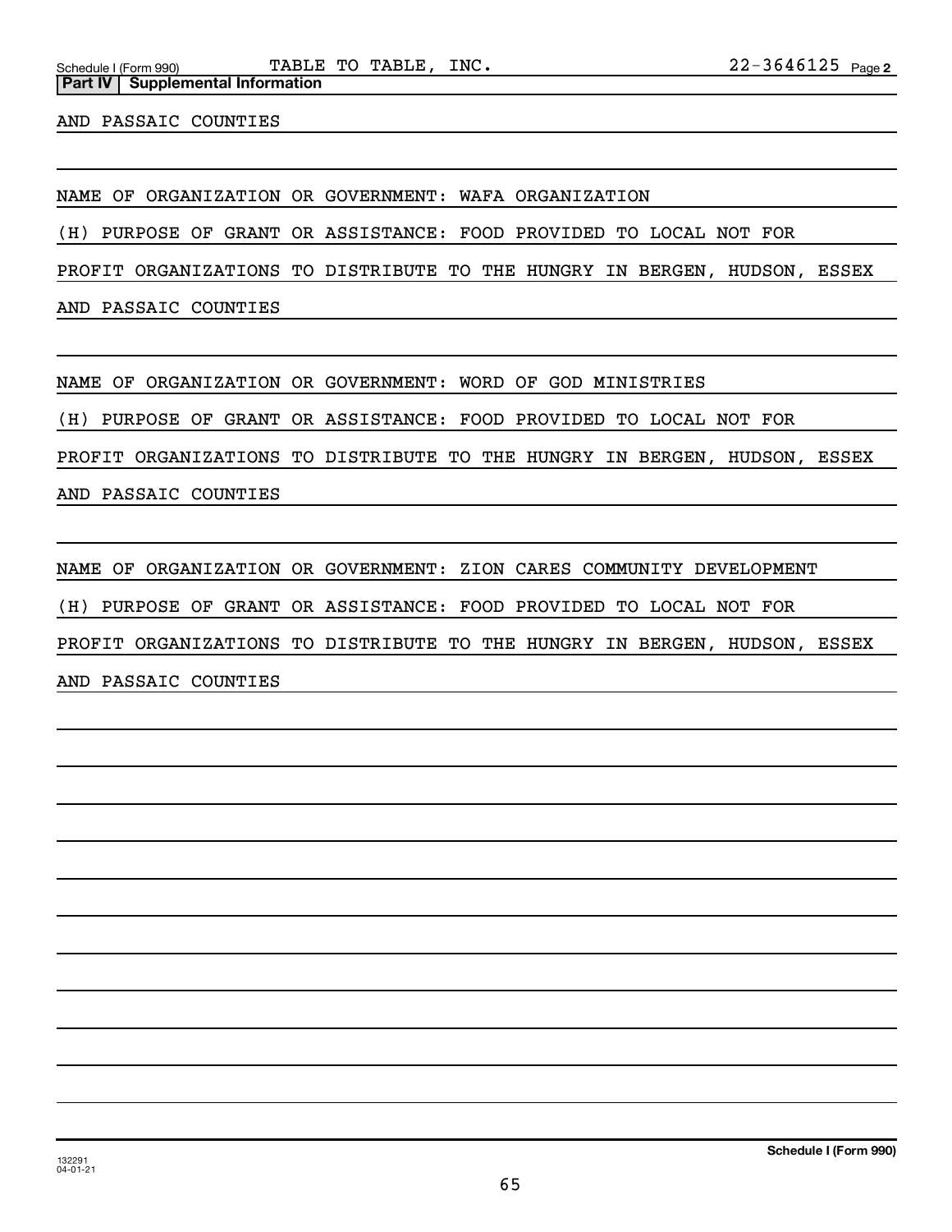**Part IV | Supplemental Information**

AND PASSAIC COUNTIES

NAME OF ORGANIZATION OR GOVERNMENT: WAFA ORGANIZATION

(H) PURPOSE OF GRANT OR ASSISTANCE: FOOD PROVIDED TO LOCAL NOT FOR PROFIT ORGANIZATIONS TO DISTRIBUTE TO THE HUNGRY IN BERGEN, HUDSON, ESSEX AND PASSAIC COUNTIES

NAME OF ORGANIZATION OR GOVERNMENT: WORD OF GOD MINISTRIES

(H) PURPOSE OF GRANT OR ASSISTANCE: FOOD PROVIDED TO LOCAL NOT FOR PROFIT ORGANIZATIONS TO DISTRIBUTE TO THE HUNGRY IN BERGEN, HUDSON, ESSEX AND PASSAIC COUNTIES

NAME OF ORGANIZATION OR GOVERNMENT: ZION CARES COMMUNITY DEVELOPMENT

(H) PURPOSE OF GRANT OR ASSISTANCE: FOOD PROVIDED TO LOCAL NOT FOR PROFIT ORGANIZATIONS TO DISTRIBUTE TO THE HUNGRY IN BERGEN, HUDSON, ESSEX AND PASSAIC COUNTIES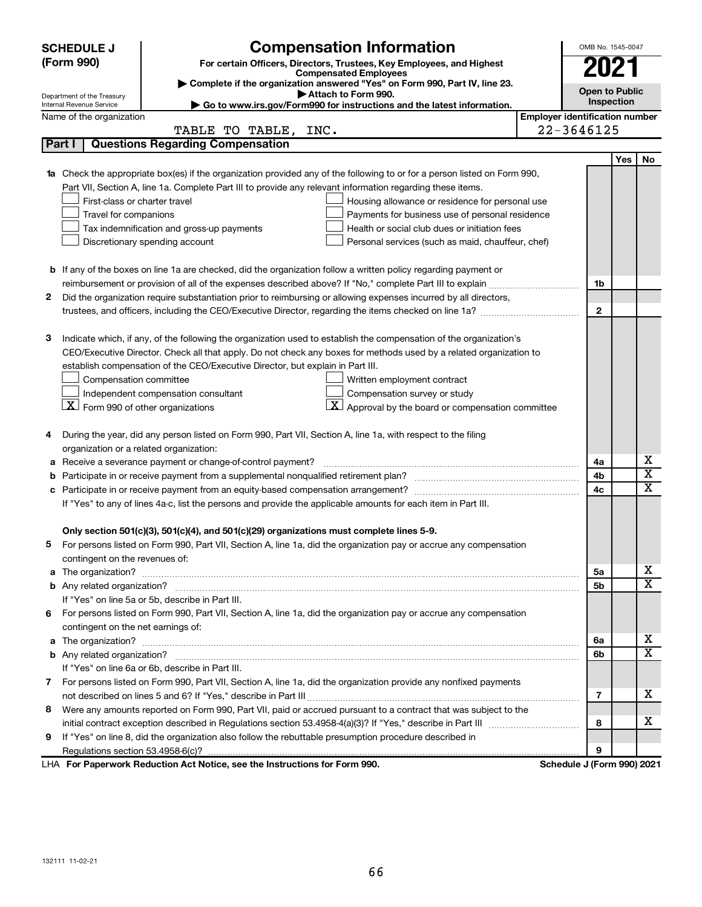**SCHEDULE J (Form 990)**

Department of the Treasury
Internal Revenue Service

# Compensation Information

**For certain Officers, Directors, Trustees, Key Employees, and Highest Compensated Employees**

▶ Complete if the organization answered "Yes" on Form 990, Part IV, line 23.
▶ Attach to Form 990.
▶ Go to www.irs.gov/Form990 for instructions and the latest information.

OMB No. 1545-0047

**2021**

**Open to Public Inspection**

Name of the organization: TABLE TO TABLE, INC.

Employer identification number: 22-3646125

## Part I | Questions Regarding Compensation

| | | | Yes | No |
|---|---|---|---|---|
| **1a** | Check the appropriate box(es) if the organization provided any of the following to or for a person listed on Form 990, Part VII, Section A, line 1a. Complete Part III to provide any relevant information regarding these items.<br>☐ First-class or charter travel ☐ Housing allowance or residence for personal use<br>☐ Travel for companions ☐ Payments for business use of personal residence<br>☐ Tax indemnification and gross-up payments ☐ Health or social club dues or initiation fees<br>☐ Discretionary spending account ☐ Personal services (such as maid, chauffeur, chef) | | | |
| **b** | If any of the boxes on line 1a are checked, did the organization follow a written policy regarding payment or reimbursement or provision of all of the expenses described above? If "No," complete Part III to explain | 1b | | |
| **2** | Did the organization require substantiation prior to reimbursing or allowing expenses incurred by all directors, trustees, and officers, including the CEO/Executive Director, regarding the items checked on line 1a? | 2 | | |
| **3** | Indicate which, if any, of the following the organization used to establish the compensation of the organization's CEO/Executive Director. Check all that apply. Do not check any boxes for methods used by a related organization to establish compensation of the CEO/Executive Director, but explain in Part III.<br>☐ Compensation committee ☐ Written employment contract<br>☐ Independent compensation consultant ☐ Compensation survey or study<br>☒ Form 990 of other organizations ☒ Approval by the board or compensation committee | | | |
| **4** | During the year, did any person listed on Form 990, Part VII, Section A, line 1a, with respect to the filing organization or a related organization: | | | |
| **a** | Receive a severance payment or change-of-control payment? | 4a | | X |
| **b** | Participate in or receive payment from a supplemental nonqualified retirement plan? | 4b | | X |
| **c** | Participate in or receive payment from an equity-based compensation arrangement? | 4c | | X |
| | If "Yes" to any of lines 4a-c, list the persons and provide the applicable amounts for each item in Part III. | | | |
| | **Only section 501(c)(3), 501(c)(4), and 501(c)(29) organizations must complete lines 5-9.** | | | |
| **5** | For persons listed on Form 990, Part VII, Section A, line 1a, did the organization pay or accrue any compensation contingent on the revenues of: | | | |
| **a** | The organization? | 5a | | X |
| **b** | Any related organization? | 5b | | X |
| | If "Yes" on line 5a or 5b, describe in Part III. | | | |
| **6** | For persons listed on Form 990, Part VII, Section A, line 1a, did the organization pay or accrue any compensation contingent on the net earnings of: | | | |
| **a** | The organization? | 6a | | X |
| **b** | Any related organization? | 6b | | X |
| | If "Yes" on line 6a or 6b, describe in Part III. | | | |
| **7** | For persons listed on Form 990, Part VII, Section A, line 1a, did the organization provide any nonfixed payments not described on lines 5 and 6? If "Yes," describe in Part III | 7 | | X |
| **8** | Were any amounts reported on Form 990, Part VII, paid or accrued pursuant to a contract that was subject to the initial contract exception described in Regulations section 53.4958-4(a)(3)? If "Yes," describe in Part III | 8 | | X |
| **9** | If "Yes" on line 8, did the organization also follow the rebuttable presumption procedure described in Regulations section 53.4958-6(c)? | 9 | | |

LHA **For Paperwork Reduction Act Notice, see the Instructions for Form 990.** **Schedule J (Form 990) 2021**

132111 11-02-21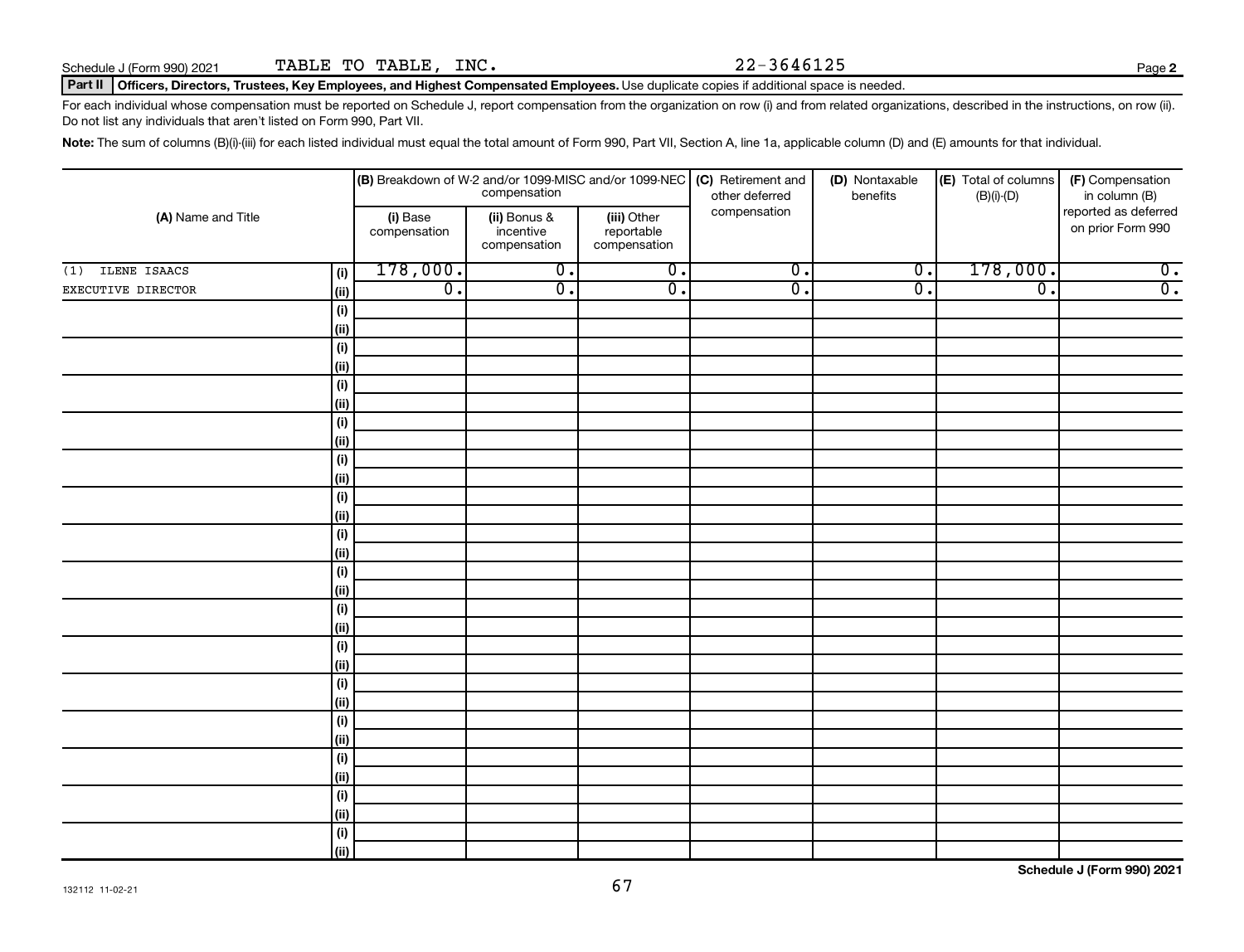Schedule J (Form 990) 2021 TABLE TO TABLE, INC. 22-3646125

**Part II** **Officers, Directors, Trustees, Key Employees, and Highest Compensated Employees.** Use duplicate copies if additional space is needed.

For each individual whose compensation must be reported on Schedule J, report compensation from the organization on row (i) and from related organizations, described in the instructions, on row (ii). Do not list any individuals that aren't listed on Form 990, Part VII.

**Note:** The sum of columns (B)(i)-(iii) for each listed individual must equal the total amount of Form 990, Part VII, Section A, line 1a, applicable column (D) and (E) amounts for that individual.

| (A) Name and Title | | (B) Breakdown of W-2 and/or 1099-MISC and/or 1099-NEC compensation | | | (C) Retirement and other deferred compensation | (D) Nontaxable benefits | (E) Total of columns (B)(i)-(D) | (F) Compensation in column (B) reported as deferred on prior Form 990 |
|---|---|---|---|---|---|---|---|---|
| | | (i) Base compensation | (ii) Bonus & incentive compensation | (iii) Other reportable compensation | | | | |
| (1) ILENE ISAACS | (i) | 178,000. | 0. | 0. | 0. | 0. | 178,000. | 0. |
| EXECUTIVE DIRECTOR | (ii) | 0. | 0. | 0. | 0. | 0. | 0. | 0. |
| | (i) | | | | | | | |
| | (ii) | | | | | | | |
| | (i) | | | | | | | |
| | (ii) | | | | | | | |
| | (i) | | | | | | | |
| | (ii) | | | | | | | |
| | (i) | | | | | | | |
| | (ii) | | | | | | | |
| | (i) | | | | | | | |
| | (ii) | | | | | | | |
| | (i) | | | | | | | |
| | (ii) | | | | | | | |
| | (i) | | | | | | | |
| | (ii) | | | | | | | |
| | (i) | | | | | | | |
| | (ii) | | | | | | | |
| | (i) | | | | | | | |
| | (ii) | | | | | | | |
| | (i) | | | | | | | |
| | (ii) | | | | | | | |
| | (i) | | | | | | | |
| | (ii) | | | | | | | |
| | (i) | | | | | | | |
| | (ii) | | | | | | | |
| | (i) | | | | | | | |
| | (ii) | | | | | | | |
| | (i) | | | | | | | |
| | (ii) | | | | | | | |
| | (i) | | | | | | | |
| | (ii) | | | | | | | |

Schedule J (Form 990) 2021

132112 11-02-21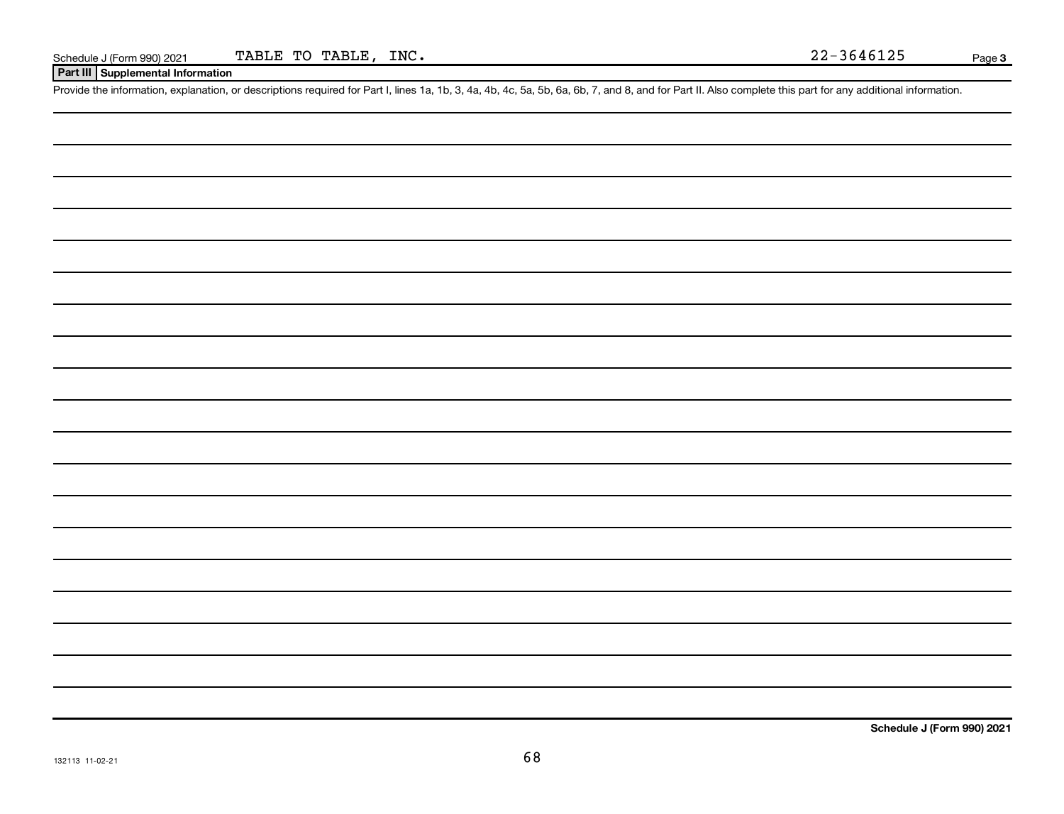Schedule J (Form 990) 2021 TABLE TO TABLE, INC. 22-3646125

## Part III Supplemental Information

Provide the information, explanation, or descriptions required for Part I, lines 1a, 1b, 3, 4a, 4b, 4c, 5a, 5b, 6a, 6b, 7, and 8, and for Part II. Also complete this part for any additional information.

**Schedule J (Form 990) 2021**

132113 11-02-21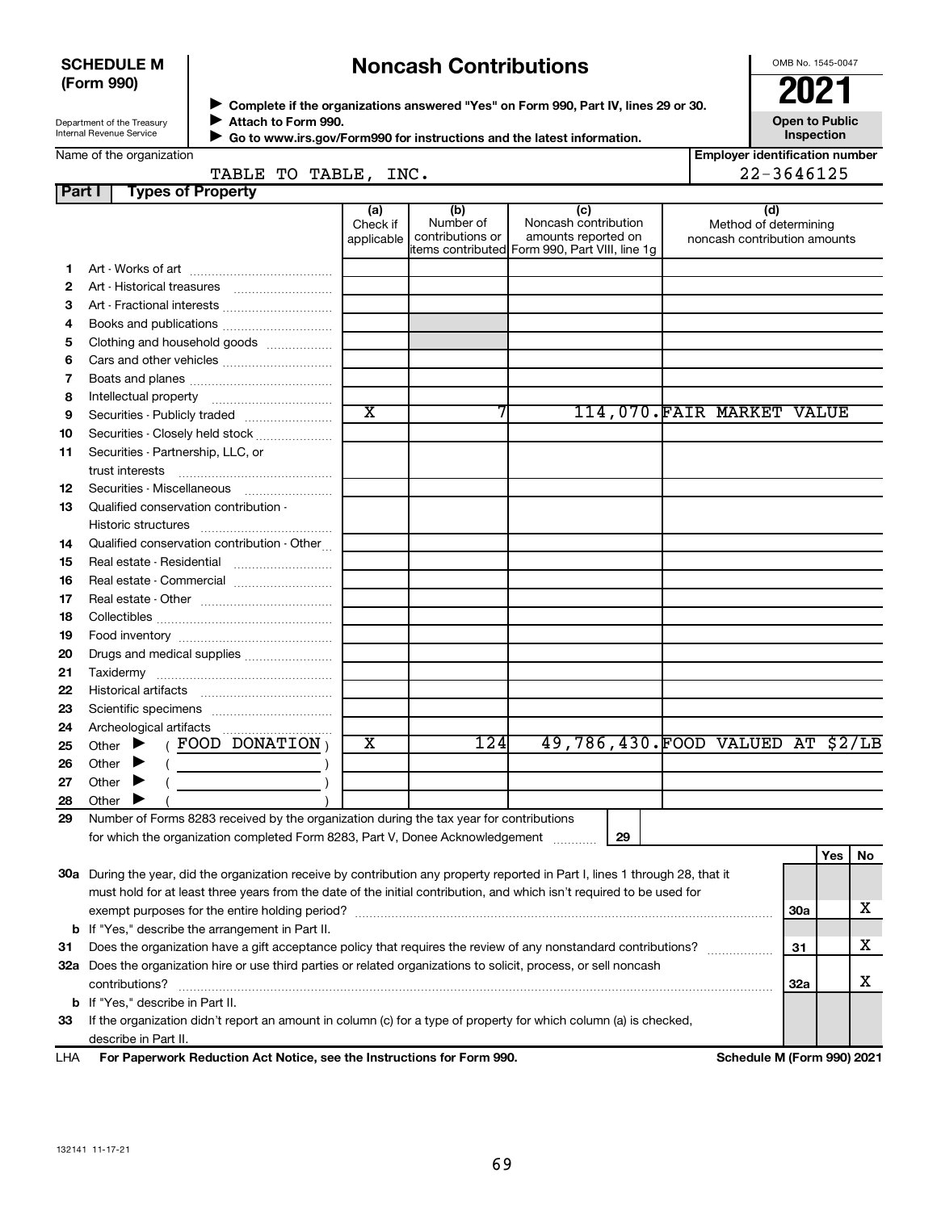**SCHEDULE M (Form 990)**

Department of the Treasury
Internal Revenue Service

# Noncash Contributions

▶ Complete if the organizations answered "Yes" on Form 990, Part IV, lines 29 or 30.
▶ Attach to Form 990.
▶ Go to www.irs.gov/Form990 for instructions and the latest information.

OMB No. 1545-0047

**2021**

**Open to Public Inspection**

Name of the organization: TABLE TO TABLE, INC.

Employer identification number: 22-3646125

**Part I — Types of Property**

| | | (a) Check if applicable | (b) Number of contributions or items contributed | (c) Noncash contribution amounts reported on Form 990, Part VIII, line 1g | (d) Method of determining noncash contribution amounts |
|---|---|---|---|---|---|
| 1 | Art - Works of art | | | | |
| 2 | Art - Historical treasures | | | | |
| 3 | Art - Fractional interests | | | | |
| 4 | Books and publications | | | | |
| 5 | Clothing and household goods | | | | |
| 6 | Cars and other vehicles | | | | |
| 7 | Boats and planes | | | | |
| 8 | Intellectual property | | | | |
| 9 | Securities - Publicly traded | X | 7 | 114,070. | FAIR MARKET VALUE |
| 10 | Securities - Closely held stock | | | | |
| 11 | Securities - Partnership, LLC, or trust interests | | | | |
| 12 | Securities - Miscellaneous | | | | |
| 13 | Qualified conservation contribution - Historic structures | | | | |
| 14 | Qualified conservation contribution - Other | | | | |
| 15 | Real estate - Residential | | | | |
| 16 | Real estate - Commercial | | | | |
| 17 | Real estate - Other | | | | |
| 18 | Collectibles | | | | |
| 19 | Food inventory | | | | |
| 20 | Drugs and medical supplies | | | | |
| 21 | Taxidermy | | | | |
| 22 | Historical artifacts | | | | |
| 23 | Scientific specimens | | | | |
| 24 | Archeological artifacts | | | | |
| 25 | Other ▶ ( FOOD DONATION ) | X | 124 | 49,786,430. | FOOD VALUED AT $2/LB |
| 26 | Other ▶ ( ) | | | | |
| 27 | Other ▶ ( ) | | | | |
| 28 | Other ▶ ( ) | | | | |

29 Number of Forms 8283 received by the organization during the tax year for contributions for which the organization completed Form 8283, Part V, Donee Acknowledgement ..... 29

| | | | Yes | No |
|---|---|---|---|---|
| 30a | During the year, did the organization receive by contribution any property reported in Part I, lines 1 through 28, that it must hold for at least three years from the date of the initial contribution, and which isn't required to be used for exempt purposes for the entire holding period? | 30a | | X |
| b | If "Yes," describe the arrangement in Part II. | | | |
| 31 | Does the organization have a gift acceptance policy that requires the review of any nonstandard contributions? | 31 | | X |
| 32a | Does the organization hire or use third parties or related organizations to solicit, process, or sell noncash contributions? | 32a | | X |
| b | If "Yes," describe in Part II. | | | |
| 33 | If the organization didn't report an amount in column (c) for a type of property for which column (a) is checked, describe in Part II. | | | |

LHA **For Paperwork Reduction Act Notice, see the Instructions for Form 990.** **Schedule M (Form 990) 2021**

132141 11-17-21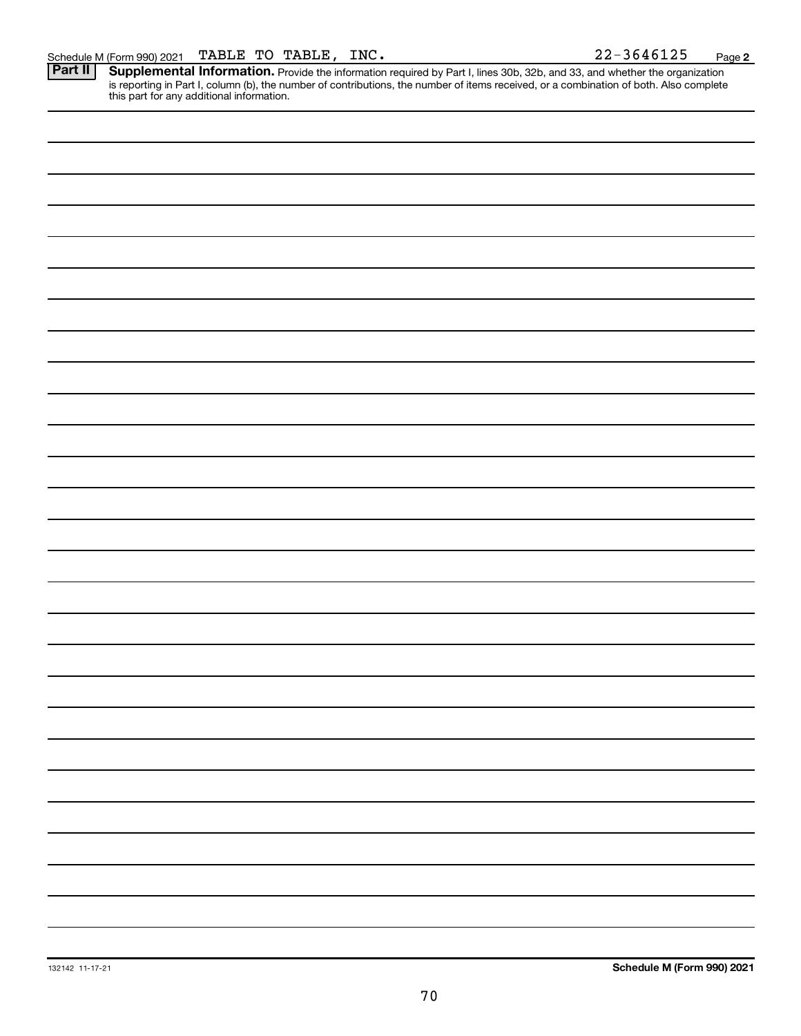Schedule M (Form 990) 2021 TABLE TO TABLE, INC. 22-3646125 Page 2

**Part II** **Supplemental Information.** Provide the information required by Part I, lines 30b, 32b, and 33, and whether the organization is reporting in Part I, column (b), the number of contributions, the number of items received, or a combination of both. Also complete this part for any additional information.

132142 11-17-21

**Schedule M (Form 990) 2021**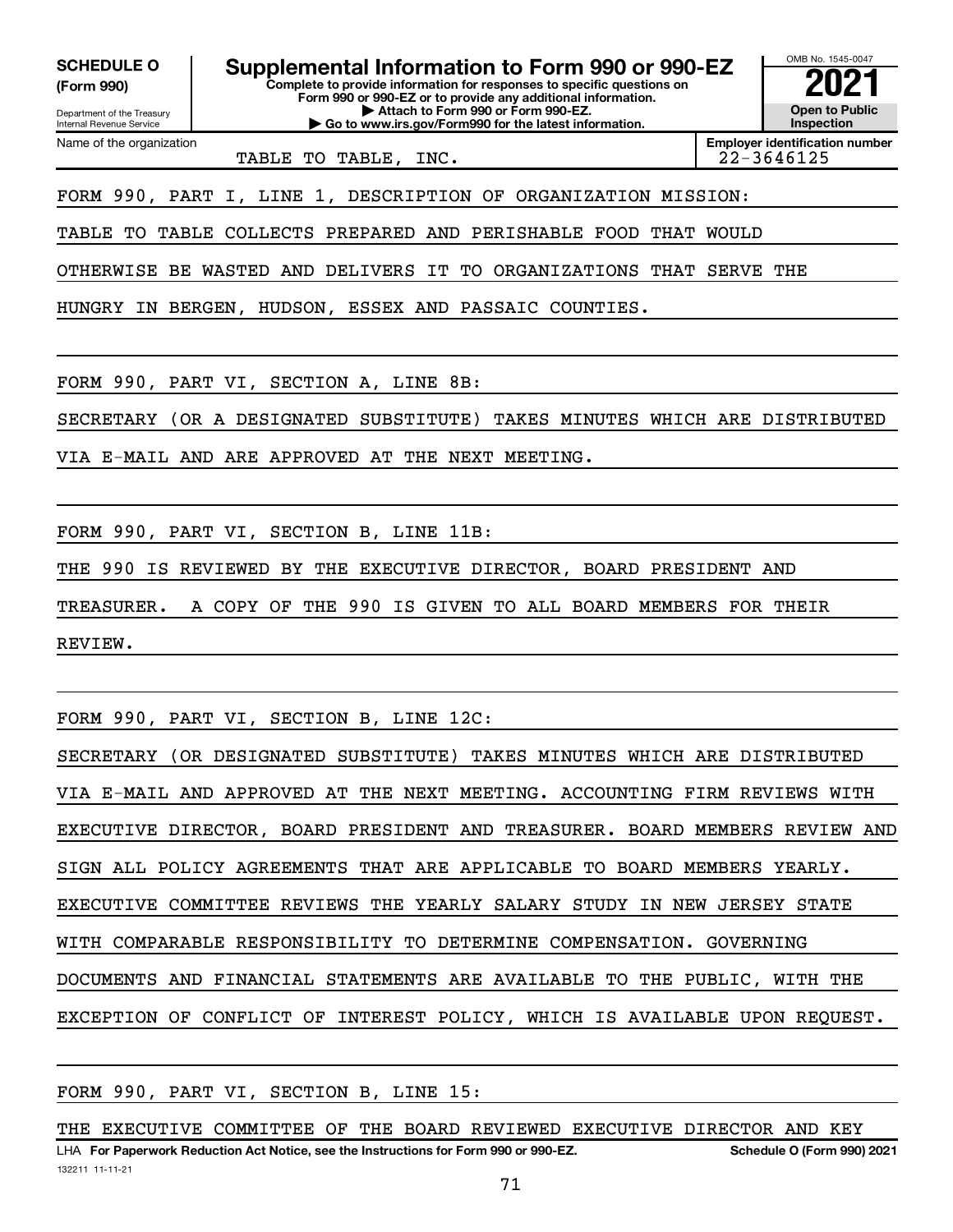**SCHEDULE O (Form 990)**

Department of the Treasury
Internal Revenue Service

# Supplemental Information to Form 990 or 990-EZ

**Complete to provide information for responses to specific questions on Form 990 or 990-EZ or to provide any additional information.**
**▶ Attach to Form 990 or Form 990-EZ.**
**▶ Go to www.irs.gov/Form990 for the latest information.**

OMB No. 1545-0047

**2021**

**Open to Public Inspection**

Name of the organization: TABLE TO TABLE, INC.

**Employer identification number:** 22-3646125

FORM 990, PART I, LINE 1, DESCRIPTION OF ORGANIZATION MISSION:

TABLE TO TABLE COLLECTS PREPARED AND PERISHABLE FOOD THAT WOULD OTHERWISE BE WASTED AND DELIVERS IT TO ORGANIZATIONS THAT SERVE THE HUNGRY IN BERGEN, HUDSON, ESSEX AND PASSAIC COUNTIES.

FORM 990, PART VI, SECTION A, LINE 8B:

SECRETARY (OR A DESIGNATED SUBSTITUTE) TAKES MINUTES WHICH ARE DISTRIBUTED VIA E-MAIL AND ARE APPROVED AT THE NEXT MEETING.

FORM 990, PART VI, SECTION B, LINE 11B:

THE 990 IS REVIEWED BY THE EXECUTIVE DIRECTOR, BOARD PRESIDENT AND TREASURER. A COPY OF THE 990 IS GIVEN TO ALL BOARD MEMBERS FOR THEIR REVIEW.

FORM 990, PART VI, SECTION B, LINE 12C:

SECRETARY (OR DESIGNATED SUBSTITUTE) TAKES MINUTES WHICH ARE DISTRIBUTED VIA E-MAIL AND APPROVED AT THE NEXT MEETING. ACCOUNTING FIRM REVIEWS WITH EXECUTIVE DIRECTOR, BOARD PRESIDENT AND TREASURER. BOARD MEMBERS REVIEW AND SIGN ALL POLICY AGREEMENTS THAT ARE APPLICABLE TO BOARD MEMBERS YEARLY. EXECUTIVE COMMITTEE REVIEWS THE YEARLY SALARY STUDY IN NEW JERSEY STATE WITH COMPARABLE RESPONSIBILITY TO DETERMINE COMPENSATION. GOVERNING DOCUMENTS AND FINANCIAL STATEMENTS ARE AVAILABLE TO THE PUBLIC, WITH THE EXCEPTION OF CONFLICT OF INTEREST POLICY, WHICH IS AVAILABLE UPON REQUEST.

FORM 990, PART VI, SECTION B, LINE 15:

THE EXECUTIVE COMMITTEE OF THE BOARD REVIEWED EXECUTIVE DIRECTOR AND KEY

LHA **For Paperwork Reduction Act Notice, see the Instructions for Form 990 or 990-EZ.** **Schedule O (Form 990) 2021**

132211 11-11-21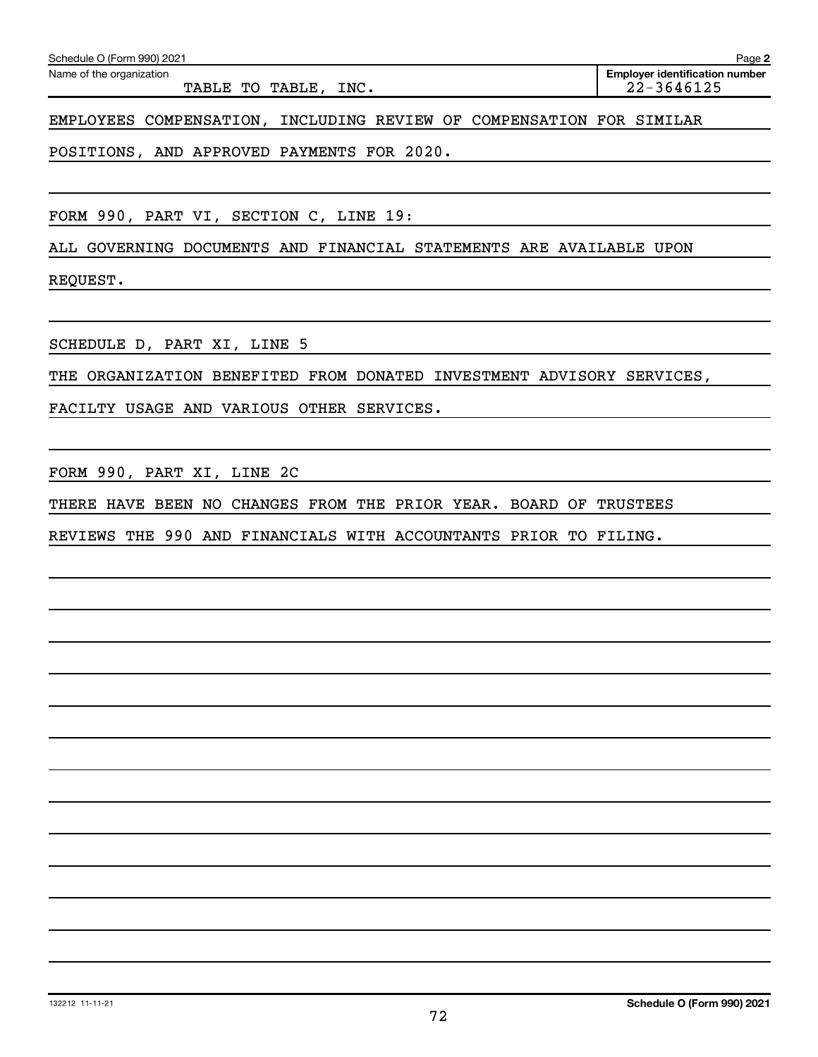Schedule O (Form 990) 2021

Name of the organization: TABLE TO TABLE, INC.

Employer identification number: 22-3646125

EMPLOYEES COMPENSATION, INCLUDING REVIEW OF COMPENSATION FOR SIMILAR POSITIONS, AND APPROVED PAYMENTS FOR 2020.

FORM 990, PART VI, SECTION C, LINE 19:

ALL GOVERNING DOCUMENTS AND FINANCIAL STATEMENTS ARE AVAILABLE UPON REQUEST.

SCHEDULE D, PART XI, LINE 5

THE ORGANIZATION BENEFITED FROM DONATED INVESTMENT ADVISORY SERVICES, FACILTY USAGE AND VARIOUS OTHER SERVICES.

FORM 990, PART XI, LINE 2C

THERE HAVE BEEN NO CHANGES FROM THE PRIOR YEAR. BOARD OF TRUSTEES REVIEWS THE 990 AND FINANCIALS WITH ACCOUNTANTS PRIOR TO FILING.

132212 11-11-21

Schedule O (Form 990) 2021